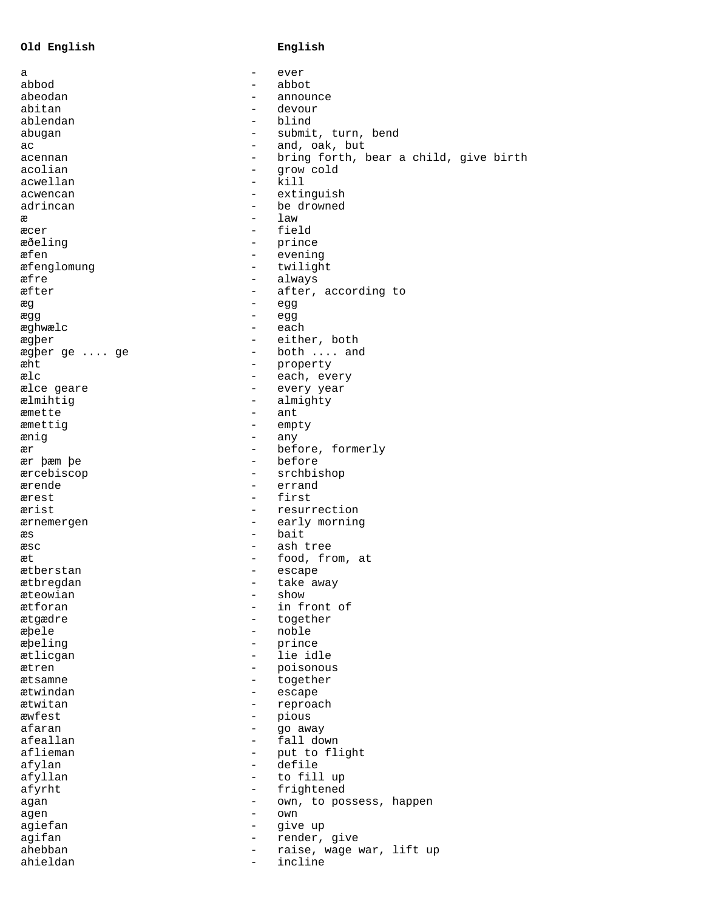| Old English | | English |
|---|---|---|
| a | - | ever |
| abbod | - | abbot |
| abeodan | - | announce |
| abitan | - | devour |
| ablendan | - | blind |
| abugan | - | submit, turn, bend |
| ac | - | and, oak, but |
| acennan | - | bring forth, bear a child, give birth |
| acolian | - | grow cold |
| acwellan | - | kill |
| acwencan | - | extinguish |
| adrincan | - | be drowned |
| æ | - | law |
| æcer | - | field |
| æðeling | - | prince |
| æfen | - | evening |
| æfenglomung | - | twilight |
| æfre | - | always |
| æfter | - | after, according to |
| æg | - | egg |
| ægg | - | egg |
| æghwælc | - | each |
| ægþer | - | either, both |
| ægþer ge .... ge | - | both .... and |
| æht | - | property |
| ælc | - | each, every |
| ælce geare | - | every year |
| ælmihtig | - | almighty |
| æmette | - | ant |
| æmettig | - | empty |
| ænig | - | any |
| ær | - | before, formerly |
| ær þæm þe | - | before |
| ærcebiscop | - | srchbishop |
| ærende | - | errand |
| ærest | - | first |
| ærist | - | resurrection |
| ærnemergen | - | early morning |
| æs | - | bait |
| æsc | - | ash tree |
| æt | - | food, from, at |
| ætberstan | - | escape |
| ætbregdan | - | take away |
| æteowian | - | show |
| ætforan | - | in front of |
| ætgædre | - | together |
| æþele | - | noble |
| æþeling | - | prince |
| ætlicgan | - | lie idle |
| ætren | - | poisonous |
| ætsamne | - | together |
| ætwindan | - | escape |
| ætwitan | - | reproach |
| æwfest | - | pious |
| afaran | - | go away |
| afeallan | - | fall down |
| aflieman | - | put to flight |
| afylan | - | defile |
| afyllan | - | to fill up |
| afyrht | - | frightened |
| agan | - | own, to possess, happen |
| agen | - | own |
| agiefan | - | give up |
| agifan | - | render, give |
| ahebban | - | raise, wage war, lift up |
| ahieldan | - | incline |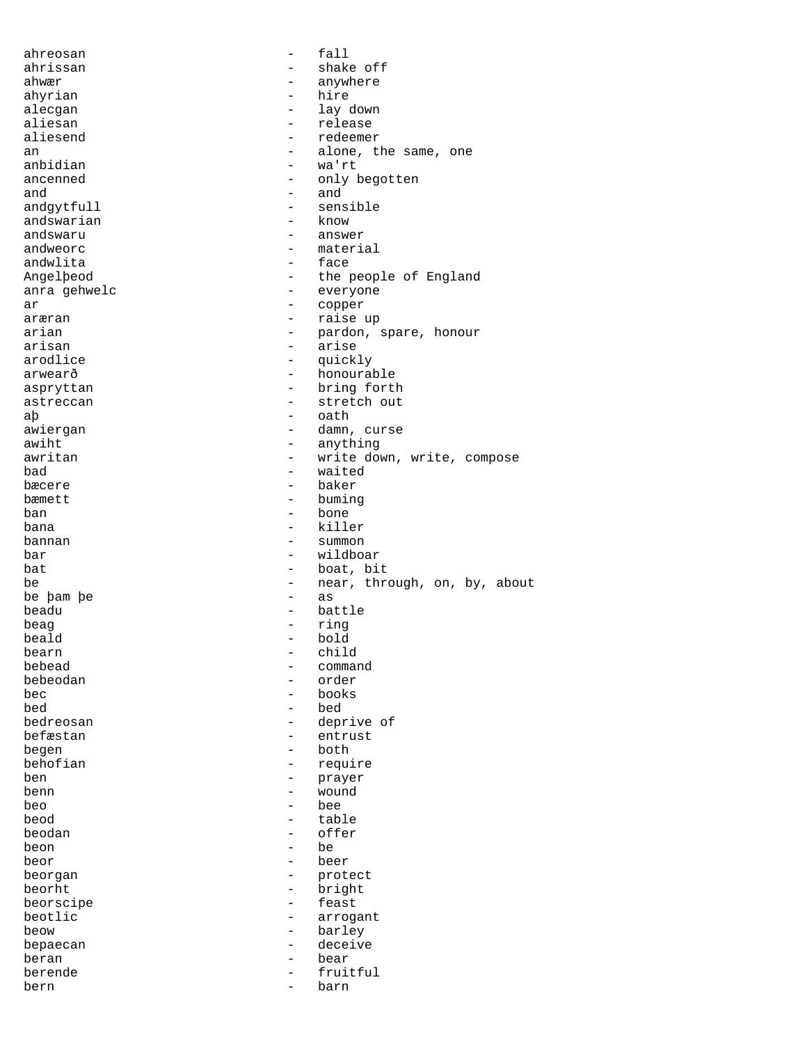ahreosan - fall
ahrissan - shake off
ahwær - anywhere
ahyrian - hire
alecgan - lay down
aliesan - release
aliesend - redeemer
an - alone, the same, one
anbidian - wa'rt
ancenned - only begotten
and - and
andgytfull - sensible
andswarian - know
andswaru - answer
andweorc - material
andwlita - face
Angelþeod - the people of England
anra gehwelc - everyone
ar - copper
aræran - raise up
arian - pardon, spare, honour
arisan - arise
arodlice - quickly
arwearð - honourable
aspryttan - bring forth
astreccan - stretch out
aþ - oath
awiergan - damn, curse
awiht - anything
awritan - write down, write, compose
bad - waited
bæcere - baker
bæmett - buming
ban - bone
bana - killer
bannan - summon
bar - wildboar
bat - boat, bit
be - near, through, on, by, about
be þam þe - as
beadu - battle
beag - ring
beald - bold
bearn - child
bebead - command
bebeodan - order
bec - books
bed - bed
bedreosan - deprive of
befæstan - entrust
begen - both
behofian - require
ben - prayer
benn - wound
beo - bee
beod - table
beodan - offer
beon - be
beor - beer
beorgan - protect
beorht - bright
beorscipe - feast
beotlic - arrogant
beow - barley
bepaecan - deceive
beran - bear
berende - fruitful
bern - barn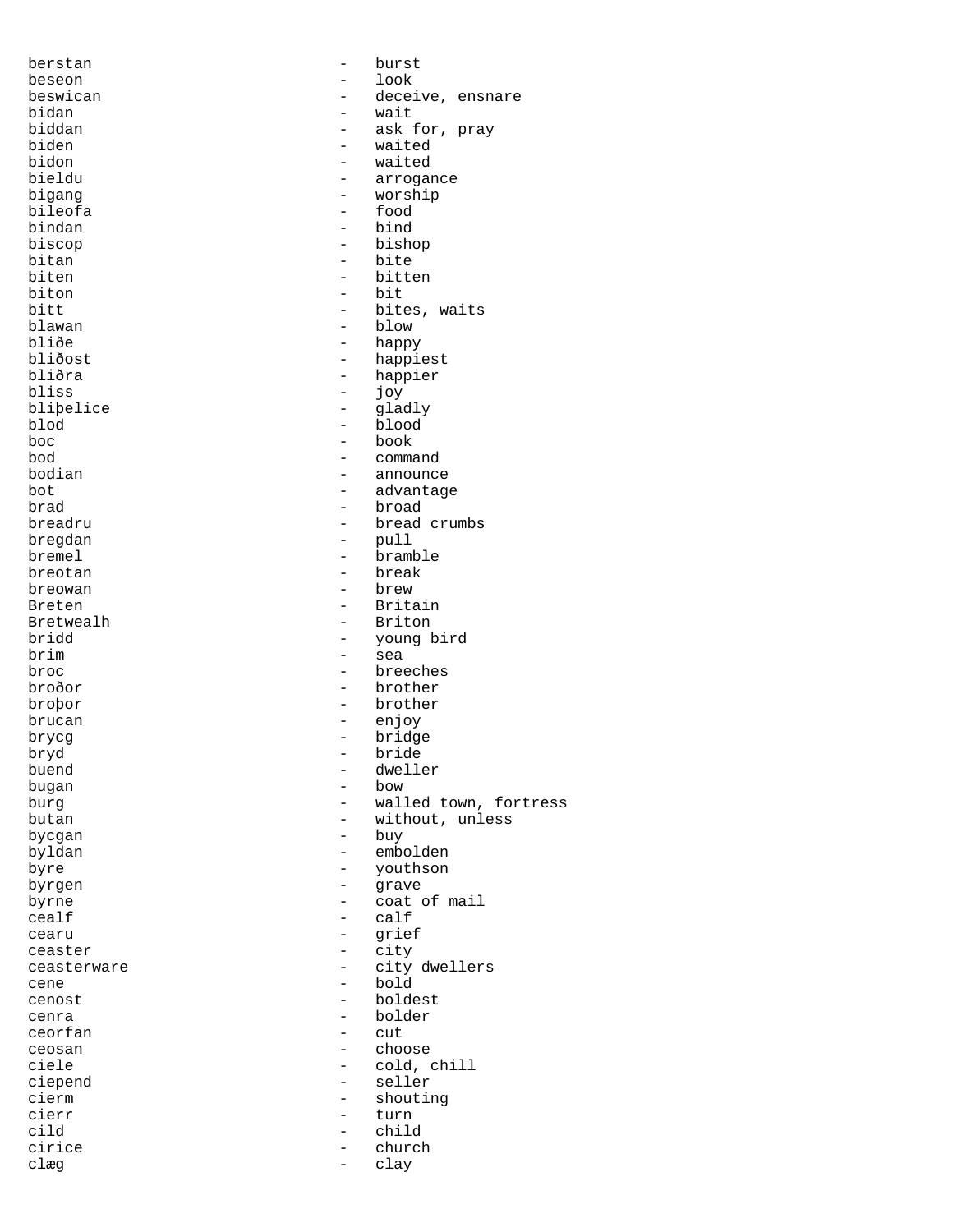berstan - burst
beseon - look
beswican - deceive, ensnare
bidan - wait
biddan - ask for, pray
biden - waited
bidon - waited
bieldu - arrogance
bigang - worship
bileofa - food
bindan - bind
biscop - bishop
bitan - bite
biten - bitten
biton - bit
bitt - bites, waits
blawan - blow
bliðe - happy
bliðost - happiest
bliðra - happier
bliss - joy
bliþelice - gladly
blod - blood
boc - book
bod - command
bodian - announce
bot - advantage
brad - broad
breadru - bread crumbs
bregdan - pull
bremel - bramble
breotan - break
breowan - brew
Breten - Britain
Bretwealh - Briton
bridd - young bird
brim - sea
broc - breeches
broðor - brother
broþor - brother
brucan - enjoy
brycg - bridge
bryd - bride
buend - dweller
bugan - bow
burg - walled town, fortress
butan - without, unless
bycgan - buy
byldan - embolden
byre - youthson
byrgen - grave
byrne - coat of mail
cealf - calf
cearu - grief
ceaster - city
ceasterware - city dwellers
cene - bold
cenost - boldest
cenra - bolder
ceorfan - cut
ceosan - choose
ciele - cold, chill
ciepend - seller
cierm - shouting
cierr - turn
cild - child
cirice - church
clæg - clay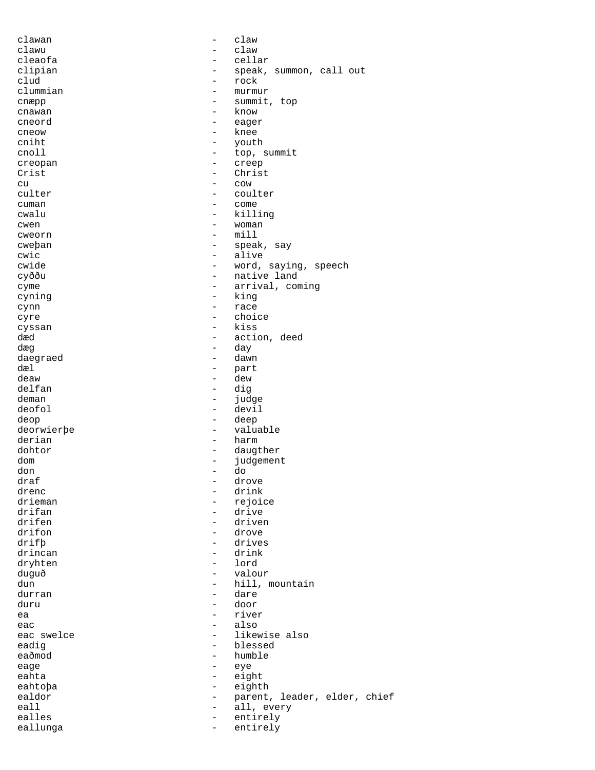clawan - claw
clawu - claw
cleaofa - cellar
clipian - speak, summon, call out
clud - rock
clummian - murmur
cnæpp - summit, top
cnawan - know
cneord - eager
cneow - knee
cniht - youth
cnoll - top, summit
creopan - creep
Crist - Christ
cu - cow
culter - coulter
cuman - come
cwalu - killing
cwen - woman
cweorn - mill
cweþan - speak, say
cwic - alive
cwide - word, saying, speech
cyððu - native land
cyme - arrival, coming
cyning - king
cynn - race
cyre - choice
cyssan - kiss
dæd - action, deed
dæg - day
daegraed - dawn
dæl - part
deaw - dew
delfan - dig
deman - judge
deofol - devil
deop - deep
deorwierþe - valuable
derian - harm
dohtor - daugther
dom - judgement
don - do
draf - drove
drenc - drink
drieman - rejoice
drifan - drive
drifen - driven
drifon - drove
drifþ - drives
drincan - drink
dryhten - lord
duguð - valour
dun - hill, mountain
durran - dare
duru - door
ea - river
eac - also
eac swelce - likewise also
eadig - blessed
eaðmod - humble
eage - eye
eahta - eight
eahtoþa - eighth
ealdor - parent, leader, elder, chief
eall - all, every
ealles - entirely
eallunga - entirely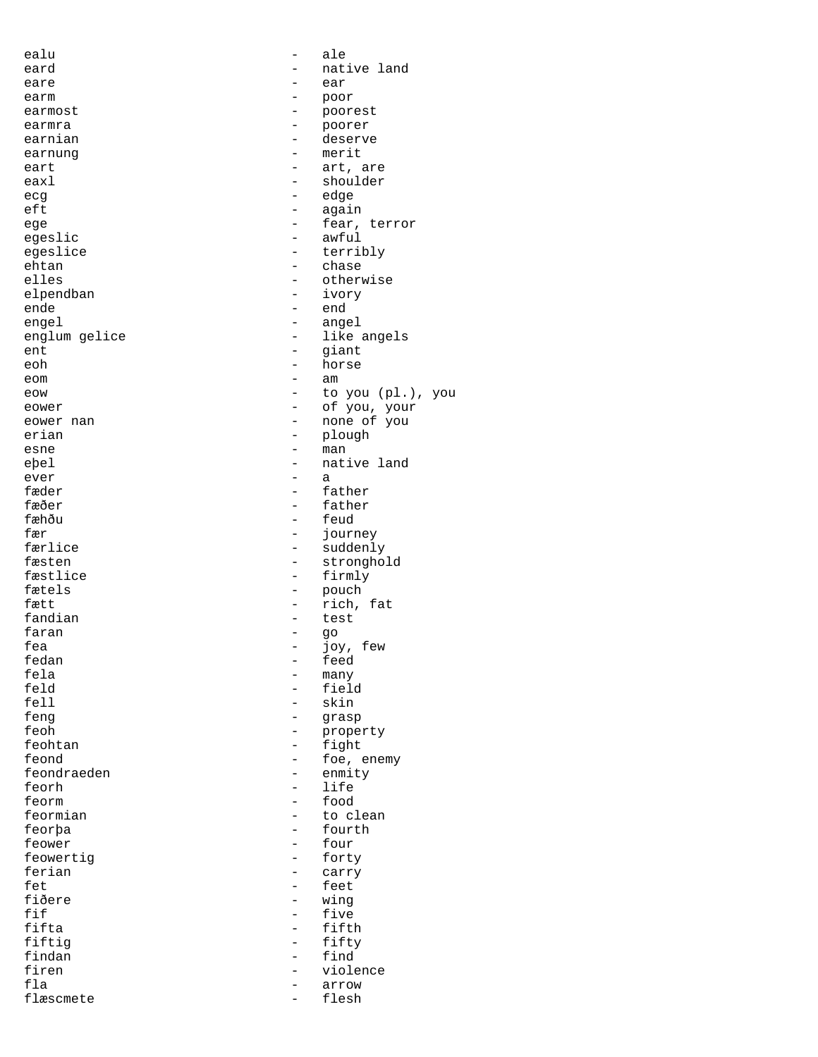ealu - ale
eard - native land
eare - ear
earm - poor
earmost - poorest
earmra - poorer
earnian - deserve
earnung - merit
eart - art, are
eaxl - shoulder
ecg - edge
eft - again
ege - fear, terror
egeslic - awful
egeslice - terribly
ehtan - chase
elles - otherwise
elpendban - ivory
ende - end
engel - angel
englum gelice - like angels
ent - giant
eoh - horse
eom - am
eow - to you (pl.), you
eower - of you, your
eower nan - none of you
erian - plough
esne - man
eþel - native land
ever - a
fæder - father
fæðer - father
fæhðu - feud
fær - journey
færlice - suddenly
fæsten - stronghold
fæstlice - firmly
fætels - pouch
fætt - rich, fat
fandian - test
faran - go
fea - joy, few
fedan - feed
fela - many
feld - field
fell - skin
feng - grasp
feoh - property
feohtan - fight
feond - foe, enemy
feondraeden - enmity
feorh - life
feorm - food
feormian - to clean
feorþa - fourth
feower - four
feowertig - forty
ferian - carry
fet - feet
fiðere - wing
fif - five
fifta - fifth
fiftig - fifty
findan - find
firen - violence
fla - arrow
flæscmete - flesh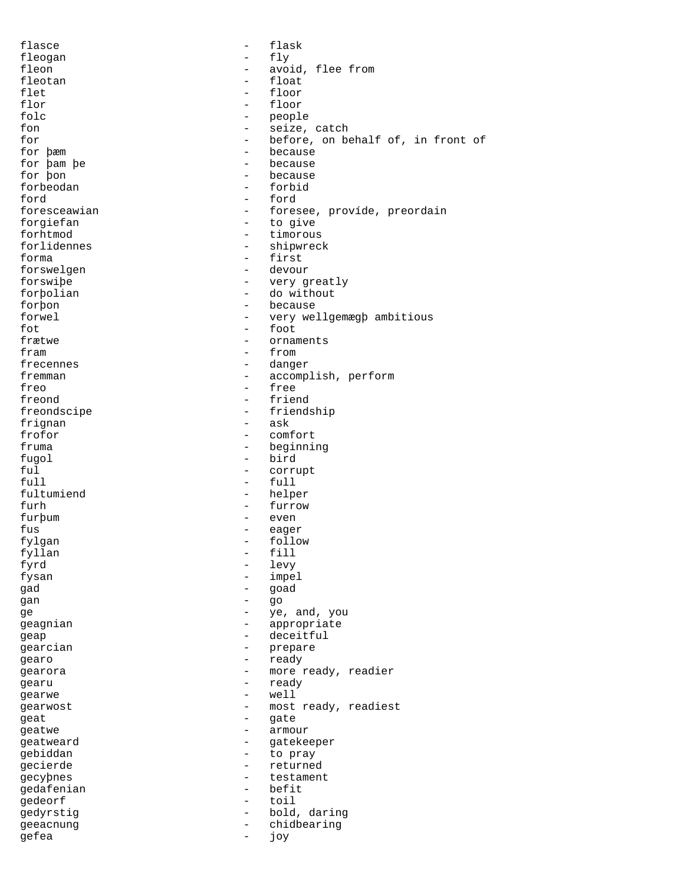flasce - flask
fleogan - fly
fleon - avoid, flee from
fleotan - float
flet - floor
flor - floor
folc - people
fon - seize, catch
for - before, on behalf of, in front of
for þæm - because
for þam þe - because
for þon - because
forbeodan - forbid
ford - ford
foresceawian - foresee, províde, preordain
forgiefan - to give
forhtmod - timorous
forlidennes - shipwreck
forma - first
forswelgen - devour
forswiþe - very greatly
forþolian - do without
forþon - because
forwel - very wellgemægþ ambitious
fot - foot
frætwe - ornaments
fram - from
frecennes - danger
fremman - accomplish, perform
freo - free
freond - friend
freondscipe - friendship
frignan - ask
frofor - comfort
fruma - beginning
fugol - bird
ful - corrupt
full - full
fultumiend - helper
furh - furrow
furþum - even
fus - eager
fylgan - follow
fyllan - fill
fyrd - levy
fysan - impel
gad - goad
gan - go
ge - ye, and, you
geagnian - appropriate
geap - deceitful
gearcian - prepare
gearo - ready
gearora - more ready, readier
gearu - ready
gearwe - well
gearwost - most ready, readiest
geat - gate
geatwe - armour
geatweard - gatekeeper
gebiddan - to pray
gecierde - returned
gecyþnes - testament
gedafenian - befit
gedeorf - toil
gedyrstig - bold, daring
geeacnung - chidbearing
gefea - joy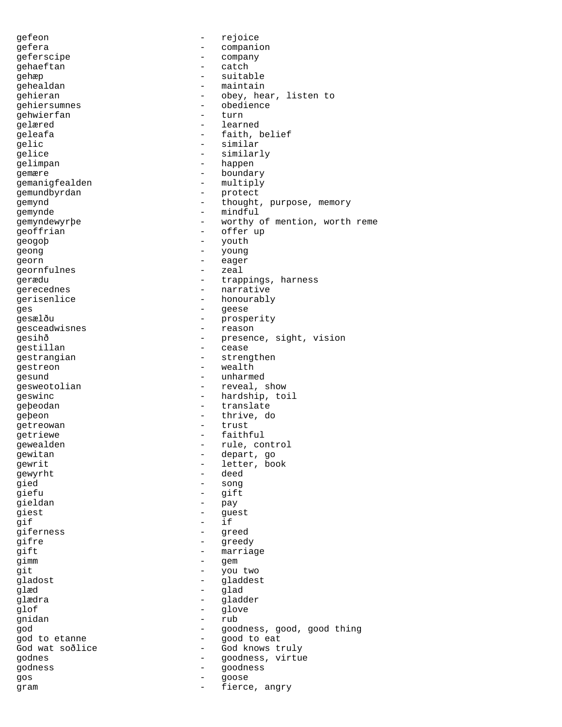gefeon - rejoice
gefera - companion
geferscipe - company
gehaeftan - catch
gehæp - suitable
gehealdan - maintain
gehieran - obey, hear, listen to
gehiersumnes - obedience
gehwierfan - turn
gelæred - learned
geleafa - faith, belief
gelic - similar
gelice - similarly
gelimpan - happen
gemære - boundary
gemanigfealden - multiply
gemundbyrdan - protect
gemynd - thought, purpose, memory
gemynde - mindful
gemyndewyrþe - worthy of mention, worth reme
geoffrian - offer up
geogoþ - youth
geong - young
georn - eager
geornfulnes - zeal
gerædu - trappings, harness
gerecednes - narrative
gerisenlice - honourably
ges - geese
gesælðu - prosperity
gesceadwisnes - reason
gesihð - presence, sight, vision
gestillan - cease
gestrangian - strengthen
gestreon - wealth
gesund - unharmed
gesweotolian - reveal, show
geswinc - hardship, toil
geþeodan - translate
geþeon - thrive, do
getreowan - trust
getriewe - faithful
gewealden - rule, control
gewitan - depart, go
gewrit - letter, book
gewyrht - deed
gied - song
giefu - gift
gieldan - pay
giest - guest
gif - if
giferness - greed
gifre - greedy
gift - marriage
gimm - gem
git - you two
gladost - gladdest
glæd - glad
glædra - gladder
glof - glove
gnidan - rub
god - goodness, good, good thing
god to etanne - good to eat
God wat soðlice - God knows truly
godnes - goodness, virtue
godness - goodness
gos - goose
gram - fierce, angry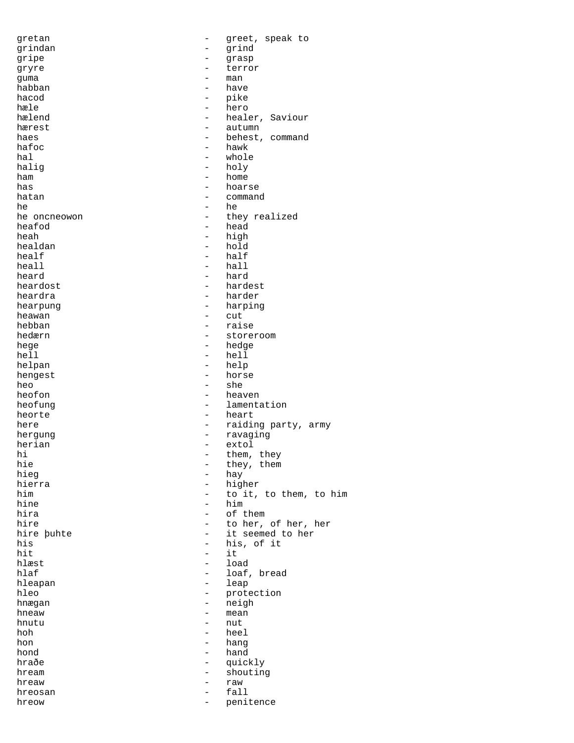gretan - greet, speak to
grindan - grind
gripe - grasp
gryre - terror
guma - man
habban - have
hacod - pike
hæle - hero
hælend - healer, Saviour
hærest - autumn
haes - behest, command
hafoc - hawk
hal - whole
halig - holy
ham - home
has - hoarse
hatan - command
he - he
he oncneowon - they realized
heafod - head
heah - high
healdan - hold
healf - half
heall - hall
heard - hard
heardost - hardest
heardra - harder
hearpung - harping
heawan - cut
hebban - raise
hedærn - storeroom
hege - hedge
hell - hell
helpan - help
hengest - horse
heo - she
heofon - heaven
heofung - lamentation
heorte - heart
here - raiding party, army
hergung - ravaging
herian - extol
hi - them, they
hie - they, them
hieg - hay
hierra - higher
him - to it, to them, to him
hine - him
hira - of them
hire - to her, of her, her
hire þuhte - it seemed to her
his - his, of it
hit - it
hlæst - load
hlaf - loaf, bread
hleapan - leap
hleo - protection
hnægan - neigh
hneaw - mean
hnutu - nut
hoh - heel
hon - hang
hond - hand
hraðe - quickly
hream - shouting
hreaw - raw
hreosan - fall
hreow - penitence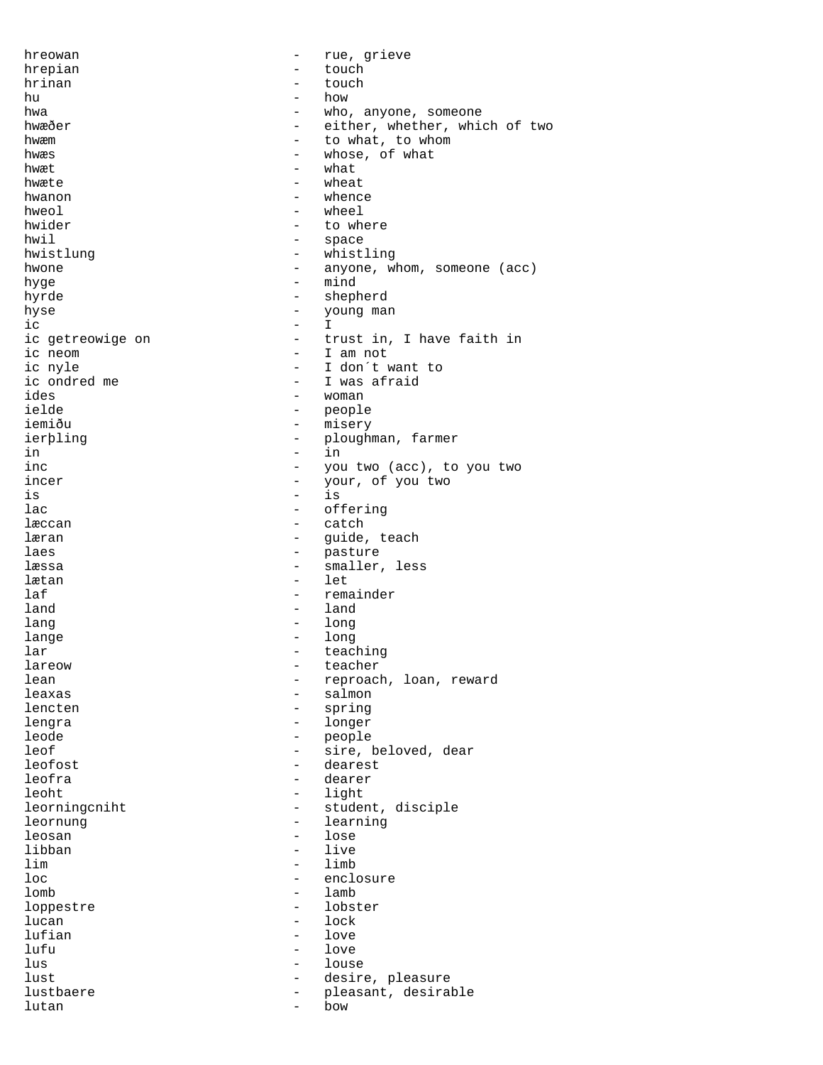hreowan - rue, grieve
hrepian - touch
hrinan - touch
hu - how
hwa - who, anyone, someone
hwæðer - either, whether, which of two
hwæm - to what, to whom
hwæs - whose, of what
hwæt - what
hwæte - wheat
hwanon - whence
hweol - wheel
hwider - to where
hwil - space
hwistlung - whistling
hwone - anyone, whom, someone (acc)
hyge - mind
hyrde - shepherd
hyse - young man
ic - I
ic getreowige on - trust in, I have faith in
ic neom - I am not
ic nyle - I don´t want to
ic ondred me - I was afraid
ides - woman
ielde - people
iemiðu - misery
ierþling - ploughman, farmer
in - in
inc - you two (acc), to you two
incer - your, of you two
is - is
lac - offering
læccan - catch
læran - guide, teach
laes - pasture
læssa - smaller, less
lætan - let
laf - remainder
land - land
lang - long
lange - long
lar - teaching
lareow - teacher
lean - reproach, loan, reward
leaxas - salmon
lencten - spring
lengra - longer
leode - people
leof - sire, beloved, dear
leofost - dearest
leofra - dearer
leoht - light
leorningcniht - student, disciple
leornung - learning
leosan - lose
libban - live
lim - limb
loc - enclosure
lomb - lamb
loppestre - lobster
lucan - lock
lufian - love
lufu - love
lus - louse
lust - desire, pleasure
lustbaere - pleasant, desirable
lutan - bow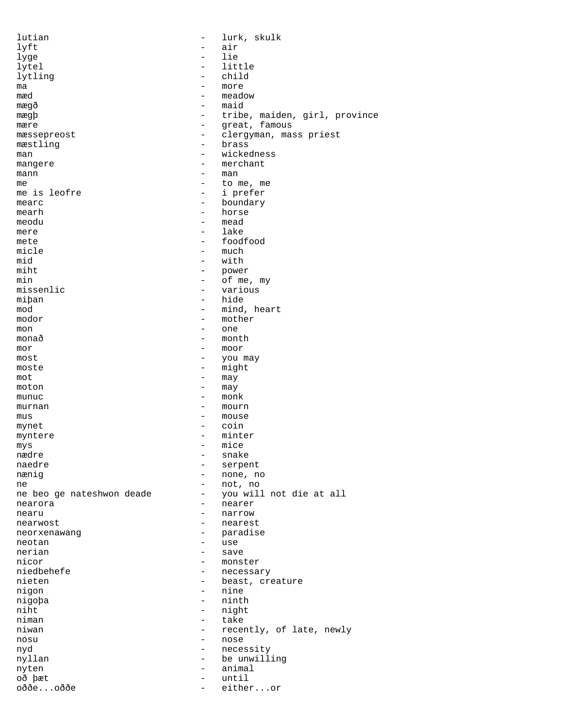lutian - lurk, skulk
lyft - air
lyge - lie
lytel - little
lytling - child
ma - more
mæd - meadow
mægð - maid
mægþ - tribe, maiden, girl, province
mære - great, famous
mæssepreost - clergyman, mass priest
mæstling - brass
man - wickedness
mangere - merchant
mann - man
me - to me, me
me is leofre - i prefer
mearc - boundary
mearh - horse
meodu - mead
mere - lake
mete - foodfood
micle - much
mid - with
miht - power
min - of me, my
missenlic - various
miþan - hide
mod - mind, heart
modor - mother
mon - one
monað - month
mor - moor
most - you may
moste - might
mot - may
moton - may
munuc - monk
murnan - mourn
mus - mouse
mynet - coin
myntere - minter
mys - mice
nædre - snake
naedre - serpent
nænig - none, no
ne - not, no
ne beo ge nateshwon deade - you will not die at all
nearora - nearer
nearu - narrow
nearwost - nearest
neorxenawang - paradise
neotan - use
nerian - save
nicor - monster
niedbehefe - necessary
nieten - beast, creature
nigon - nine
nigoþa - ninth
niht - night
niman - take
niwan - recently, of late, newly
nosu - nose
nyd - necessity
nyllan - be unwilling
nyten - animal
oð þæt - until
oððe...oððe - either...or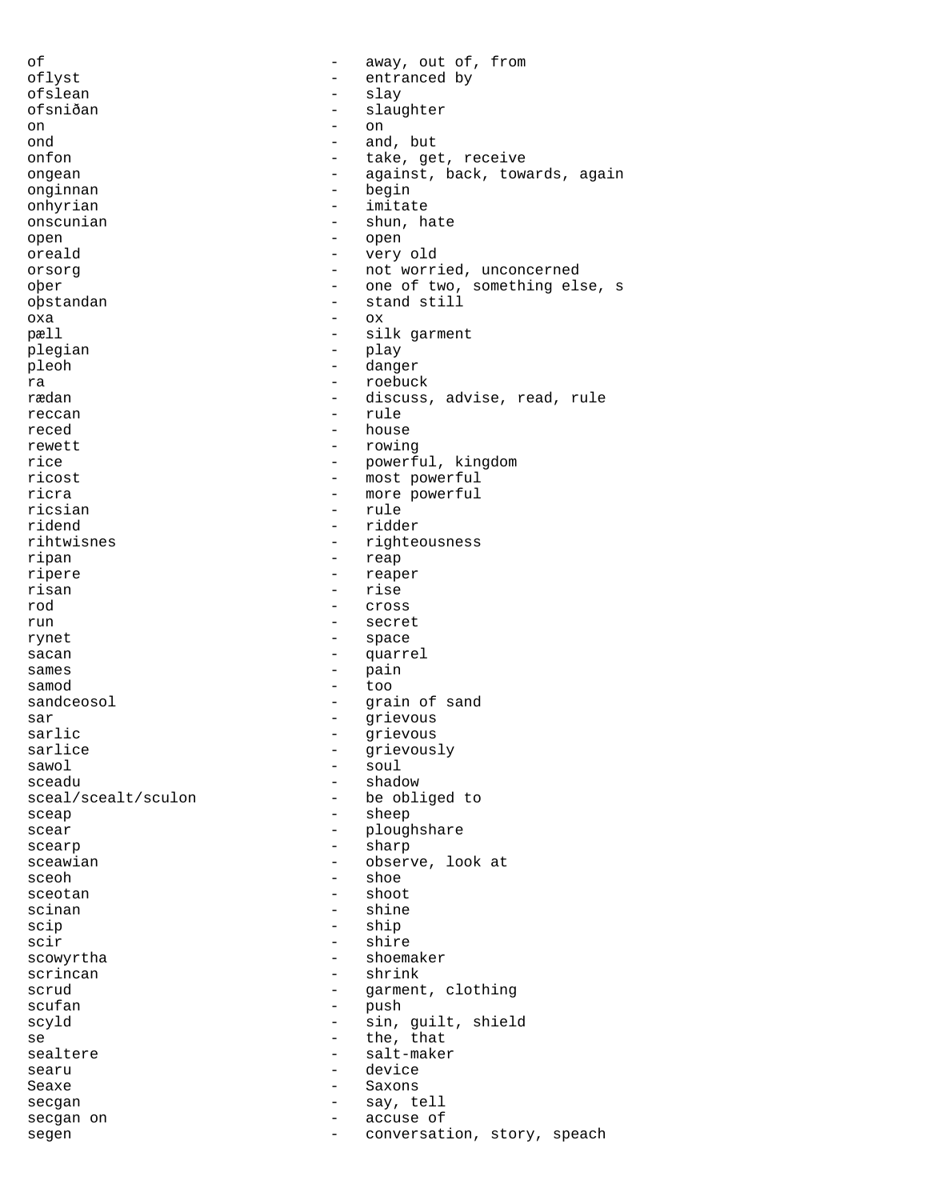of - away, out of, from
oflyst - entranced by
ofslean - slay
ofsniðan - slaughter
on - on
ond - and, but
onfon - take, get, receive
ongean - against, back, towards, again
onginnan - begin
onhyrian - imitate
onscunian - shun, hate
open - open
oreald - very old
orsorg - not worried, unconcerned
oþer - one of two, something else, s
oþstandan - stand still
oxa - ox
pæll - silk garment
plegian - play
pleoh - danger
ra - roebuck
rædan - discuss, advise, read, rule
reccan - rule
reced - house
rewett - rowing
rice - powerful, kingdom
ricost - most powerful
ricra - more powerful
ricsian - rule
ridend - ridder
rihtwisnes - righteousness
ripan - reap
ripere - reaper
risan - rise
rod - cross
run - secret
rynet - space
sacan - quarrel
sames - pain
samod - too
sandceosol - grain of sand
sar - grievous
sarlic - grievous
sarlice - grievously
sawol - soul
sceadu - shadow
sceal/scealt/sculon - be obliged to
sceap - sheep
scear - ploughshare
scearp - sharp
sceawian - observe, look at
sceoh - shoe
sceotan - shoot
scinan - shine
scip - ship
scir - shire
scowyrtha - shoemaker
scrincan - shrink
scrud - garment, clothing
scufan - push
scyld - sin, guilt, shield
se - the, that
sealtere - salt-maker
searu - device
Seaxe - Saxons
secgan - say, tell
secgan on - accuse of
segen - conversation, story, speach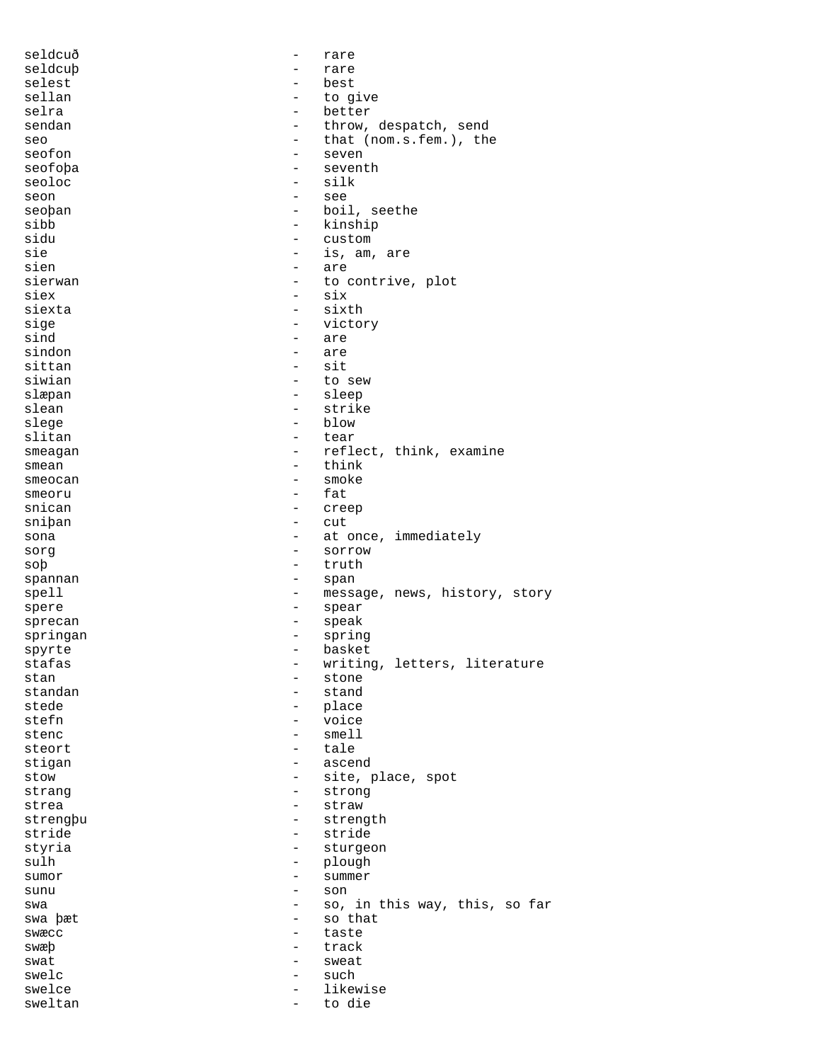seldcuð - rare
seldcuþ - rare
selest - best
sellan - to give
selra - better
sendan - throw, despatch, send
seo - that (nom.s.fem.), the
seofon - seven
seofoþa - seventh
seoloc - silk
seon - see
seoþan - boil, seethe
sibb - kinship
sidu - custom
sie - is, am, are
sien - are
sierwan - to contrive, plot
siex - six
siexta - sixth
sige - victory
sind - are
sindon - are
sittan - sit
siwian - to sew
slæpan - sleep
slean - strike
slege - blow
slitan - tear
smeagan - reflect, think, examine
smean - think
smeocan - smoke
smeoru - fat
snican - creep
sniþan - cut
sona - at once, immediately
sorg - sorrow
soþ - truth
spannan - span
spell - message, news, history, story
spere - spear
sprecan - speak
springan - spring
spyrte - basket
stafas - writing, letters, literature
stan - stone
standan - stand
stede - place
stefn - voice
stenc - smell
steort - tale
stigan - ascend
stow - site, place, spot
strang - strong
strea - straw
strengþu - strength
stride - stride
styria - sturgeon
sulh - plough
sumor - summer
sunu - son
swa - so, in this way, this, so far
swa þæt - so that
swæcc - taste
swæþ - track
swat - sweat
swelc - such
swelce - likewise
sweltan - to die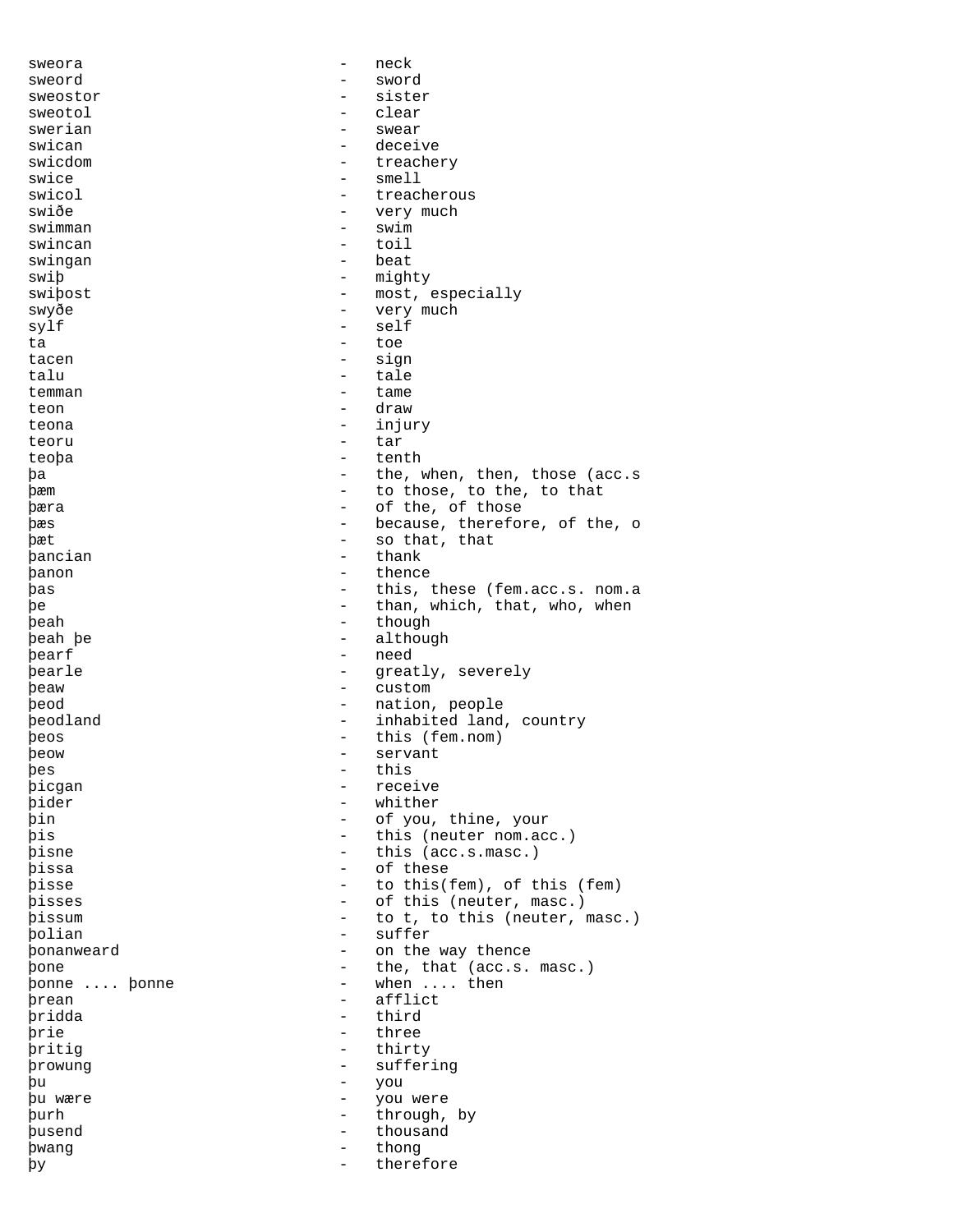sweora - neck
sweord - sword
sweostor - sister
sweotol - clear
swerian - swear
swican - deceive
swicdom - treachery
swice - smell
swicol - treacherous
swiðe - very much
swimman - swim
swincan - toil
swingan - beat
swiþ - mighty
swiþost - most, especially
swyðe - very much
sylf - self
ta - toe
tacen - sign
talu - tale
temman - tame
teon - draw
teona - injury
teoru - tar
teoþa - tenth
þa - the, when, then, those (acc.s
þæm - to those, to the, to that
þæra - of the, of those
þæs - because, therefore, of the, o
þæt - so that, that
þancian - thank
þanon - thence
þas - this, these (fem.acc.s. nom.a
þe - than, which, that, who, when
þeah - though
þeah þe - although
þearf - need
þearle - greatly, severely
þeaw - custom
þeod - nation, people
þeodland - inhabited land, country
þeos - this (fem.nom)
þeow - servant
þes - this
þicgan - receive
þider - whither
þin - of you, thine, your
þis - this (neuter nom.acc.)
þisne - this (acc.s.masc.)
þissa - of these
þisse - to this(fem), of this (fem)
þisses - of this (neuter, masc.)
þissum - to t, to this (neuter, masc.)
þolian - suffer
þonanweard - on the way thence
þone - the, that (acc.s. masc.)
þonne .... þonne - when .... then
þrean - afflict
þridda - third
þrie - three
þritig - thirty
þrowung - suffering
þu - you
þu wære - you were
þurh - through, by
þusend - thousand
þwang - thong
þy - therefore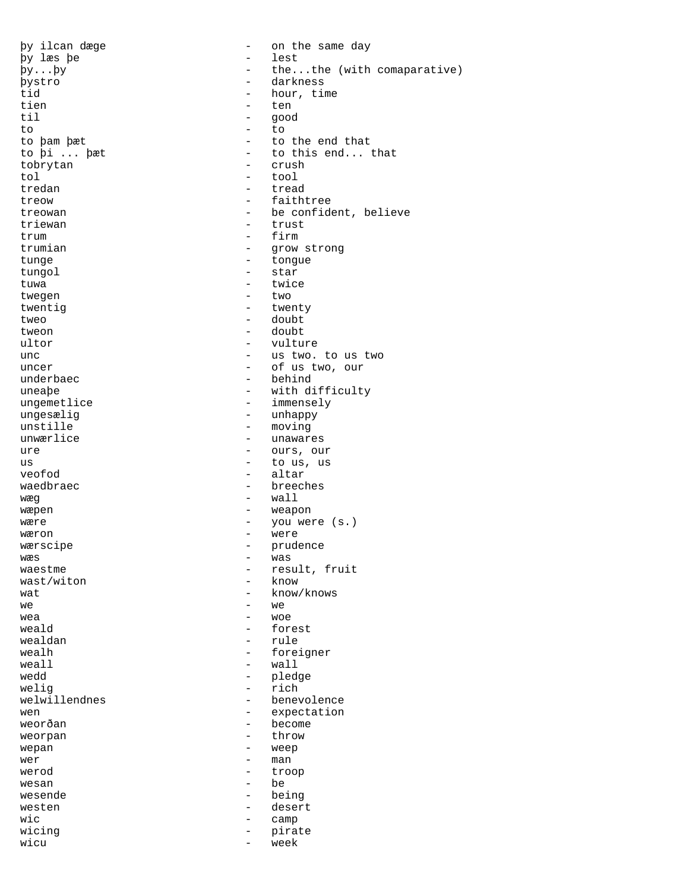þy ilcan dæge - on the same day
þy læs þe - lest
þy...þy - the...the (with comaparative)
þystro - darkness
tid - hour, time
tien - ten
til - good
to - to
to þam þæt - to the end that
to þi ... þæt - to this end... that
tobrytan - crush
tol - tool
tredan - tread
treow - faithtree
treowan - be confident, believe
triewan - trust
trum - firm
trumian - grow strong
tunge - tongue
tungol - star
tuwa - twice
twegen - two
twentig - twenty
tweo - doubt
tweon - doubt
ultor - vulture
unc - us two. to us two
uncer - of us two, our
underbaec - behind
uneaþe - with difficulty
ungemetlice - immensely
ungesælig - unhappy
unstille - moving
unwærlice - unawares
ure - ours, our
us - to us, us
veofod - altar
waedbraec - breeches
wæg - wall
wæpen - weapon
wære - you were (s.)
wæron - were
wærscipe - prudence
wæs - was
waestme - result, fruit
wast/witon - know
wat - know/knows
we - we
wea - woe
weald - forest
wealdan - rule
wealh - foreigner
weall - wall
wedd - pledge
welig - rich
welwillendnes - benevolence
wen - expectation
weorðan - become
weorpan - throw
wepan - weep
wer - man
werod - troop
wesan - be
wesende - being
westen - desert
wic - camp
wicing - pirate
wicu - week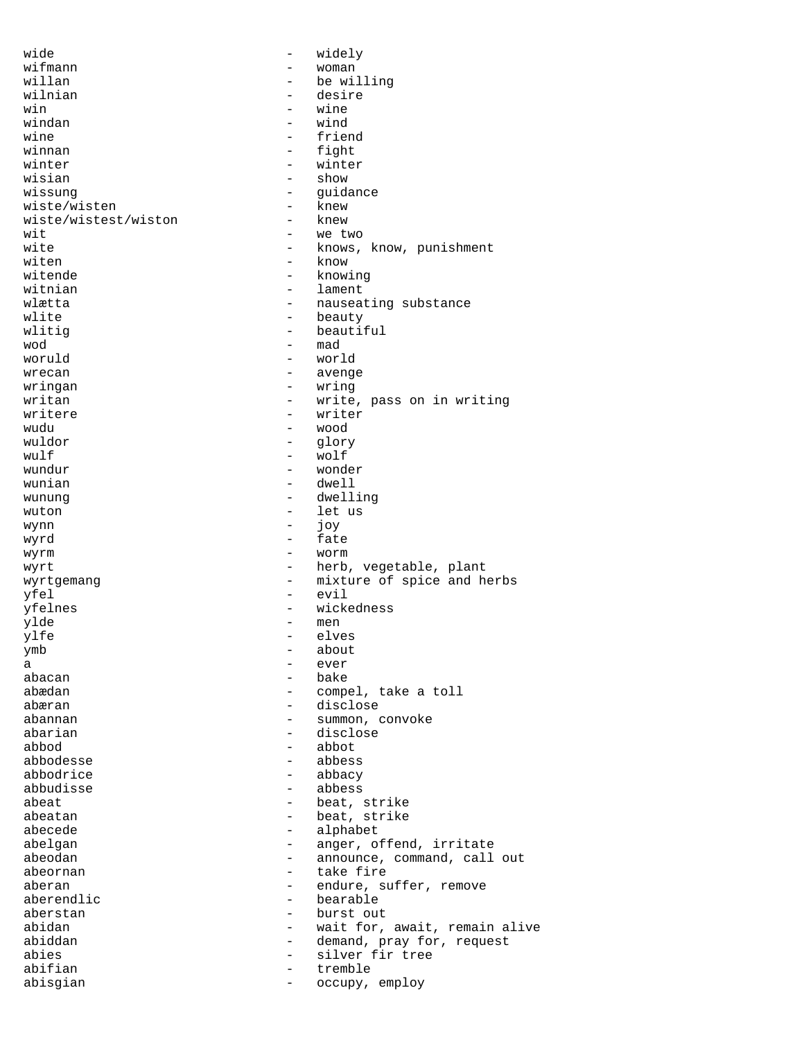wide - widely
wifmann - woman
willan - be willing
wilnian - desire
win - wine
windan - wind
wine - friend
winnan - fight
winter - winter
wisian - show
wissung - guidance
wiste/wisten - knew
wiste/wistest/wiston - knew
wit - we two
wite - knows, know, punishment
witen - know
witende - knowing
witnian - lament
wlætta - nauseating substance
wlite - beauty
wlitig - beautiful
wod - mad
woruld - world
wrecan - avenge
wringan - wring
writan - write, pass on in writing
writere - writer
wudu - wood
wuldor - glory
wulf - wolf
wundur - wonder
wunian - dwell
wunung - dwelling
wuton - let us
wynn - joy
wyrd - fate
wyrm - worm
wyrt - herb, vegetable, plant
wyrtgemang - mixture of spice and herbs
yfel - evil
yfelnes - wickedness
ylde - men
ylfe - elves
ymb - about
a - ever
abacan - bake
abædan - compel, take a toll
abæran - disclose
abannan - summon, convoke
abarian - disclose
abbod - abbot
abbodesse - abbess
abbodrice - abbacy
abbudisse - abbess
abeat - beat, strike
abeatan - beat, strike
abecede - alphabet
abelgan - anger, offend, irritate
abeodan - announce, command, call out
abeornan - take fire
aberan - endure, suffer, remove
aberendlic - bearable
aberstan - burst out
abidan - wait for, await, remain alive
abiddan - demand, pray for, request
abies - silver fir tree
abifian - tremble
abisgian - occupy, employ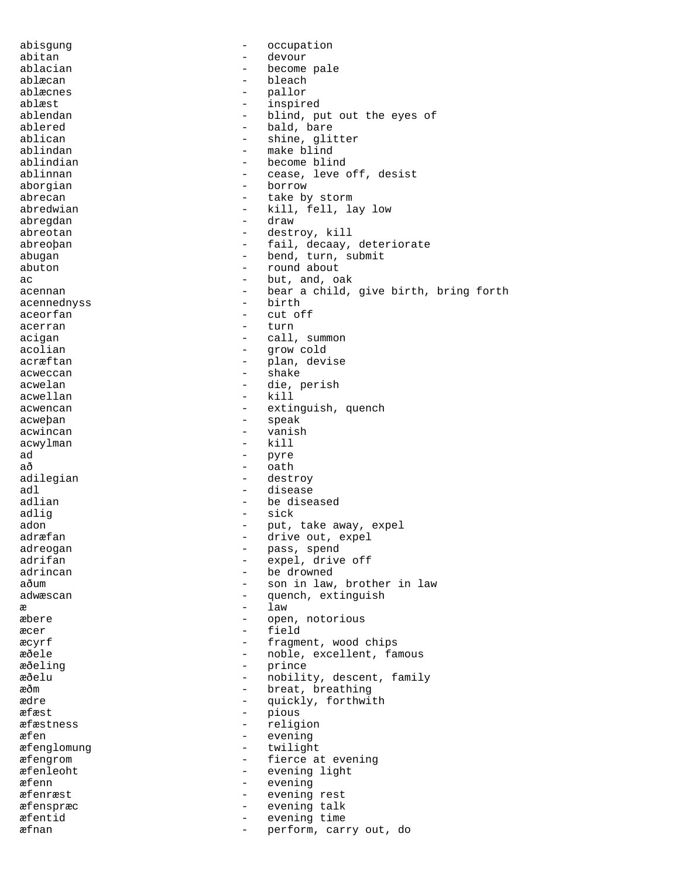abisgung - occupation
abitan - devour
ablacian - become pale
ablæcan - bleach
ablæcnes - pallor
ablæst - inspired
ablendan - blind, put out the eyes of
ablered - bald, bare
ablican - shine, glitter
ablindan - make blind
ablindian - become blind
ablinnan - cease, leve off, desist
aborgian - borrow
abrecan - take by storm
abredwian - kill, fell, lay low
abregdan - draw
abreotan - destroy, kill
abreoþan - fail, decaay, deteriorate
abugan - bend, turn, submit
abuton - round about
ac - but, and, oak
acennan - bear a child, give birth, bring forth
acennednyss - birth
aceorfan - cut off
acerran - turn
acigan - call, summon
acolian - grow cold
acræftan - plan, devise
acweccan - shake
acwelan - die, perish
acwellan - kill
acwencan - extinguish, quench
acweþan - speak
acwincan - vanish
acwylman - kill
ad - pyre
að - oath
adilegian - destroy
adl - disease
adlian - be diseased
adlig - sick
adon - put, take away, expel
adræfan - drive out, expel
adreogan - pass, spend
adrifan - expel, drive off
adrincan - be drowned
aðum - son in law, brother in law
adwæscan - quench, extinguish
æ - law
æbere - open, notorious
æcer - field
æcyrf - fragment, wood chips
æðele - noble, excellent, famous
æðeling - prince
æðelu - nobility, descent, family
æðm - breat, breathing
ædre - quickly, forthwith
æfæst - pious
æfæstness - religion
æfen - evening
æfenglomung - twilight
æfengrom - fierce at evening
æfenleoht - evening light
æfenn - evening
æfenræst - evening rest
æfenspræc - evening talk
æfentid - evening time
æfnan - perform, carry out, do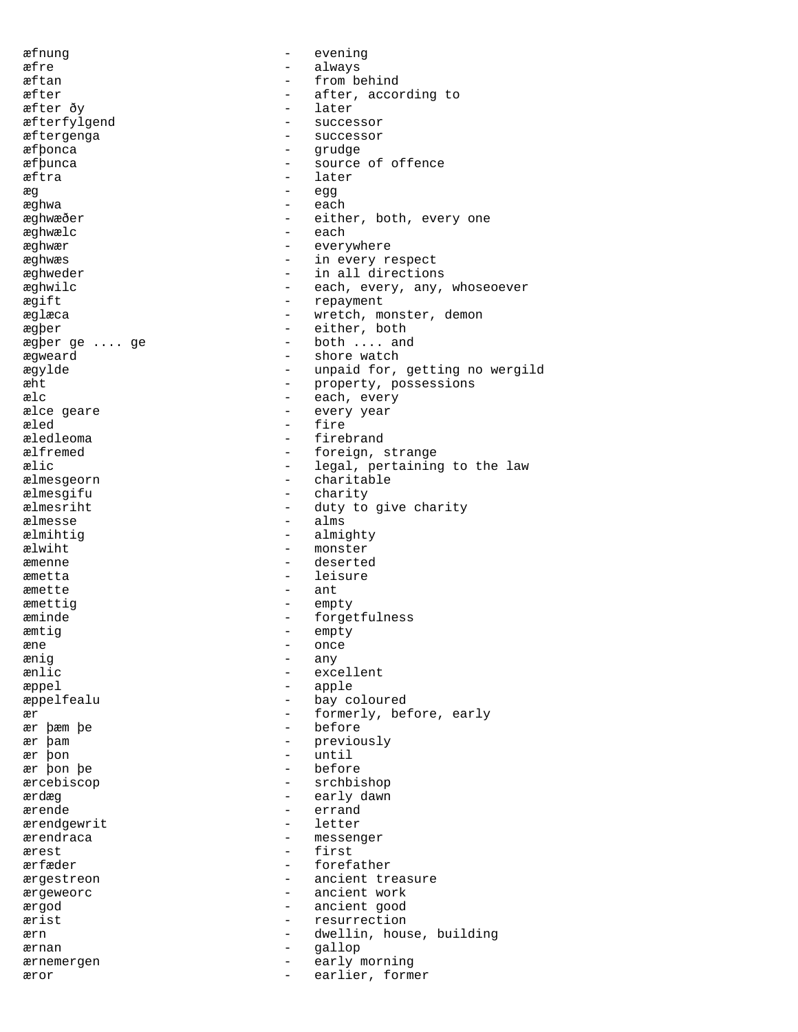æfnung - evening
æfre - always
æftan - from behind
æfter - after, according to
æfter ðy - later
æfterfylgend - successor
æftergenga - successor
æfþonca - grudge
æfþunca - source of offence
æftra - later
æg - egg
æghwa - each
æghwæðer - either, both, every one
æghwælc - each
æghwær - everywhere
æghwæs - in every respect
æghweder - in all directions
æghwilc - each, every, any, whoseoever
ægift - repayment
æglæca - wretch, monster, demon
ægþer - either, both
ægþer ge .... ge - both .... and
ægweard - shore watch
ægylde - unpaid for, getting no wergild
æht - property, possessions
ælc - each, every
ælce geare - every year
æled - fire
æledleoma - firebrand
ælfremed - foreign, strange
ælic - legal, pertaining to the law
ælmesgeorn - charitable
ælmesgifu - charity
ælmesriht - duty to give charity
ælmesse - alms
ælmihtig - almighty
ælwiht - monster
æmenne - deserted
æmetta - leisure
æmette - ant
æmettig - empty
æminde - forgetfulness
æmtig - empty
æne - once
ænig - any
ænlic - excellent
æppel - apple
æppelfealu - bay coloured
ær - formerly, before, early
ær þæm þe - before
ær þam - previously
ær þon - until
ær þon þe - before
ærcebiscop - srchbishop
ærdæg - early dawn
ærende - errand
ærendgewrit - letter
ærendraca - messenger
ærest - first
ærfæder - forefather
ærgestreon - ancient treasure
ærgeweorc - ancient work
ærgod - ancient good
ærist - resurrection
ærn - dwellin, house, building
ærnan - gallop
ærnemergen - early morning
æror - earlier, former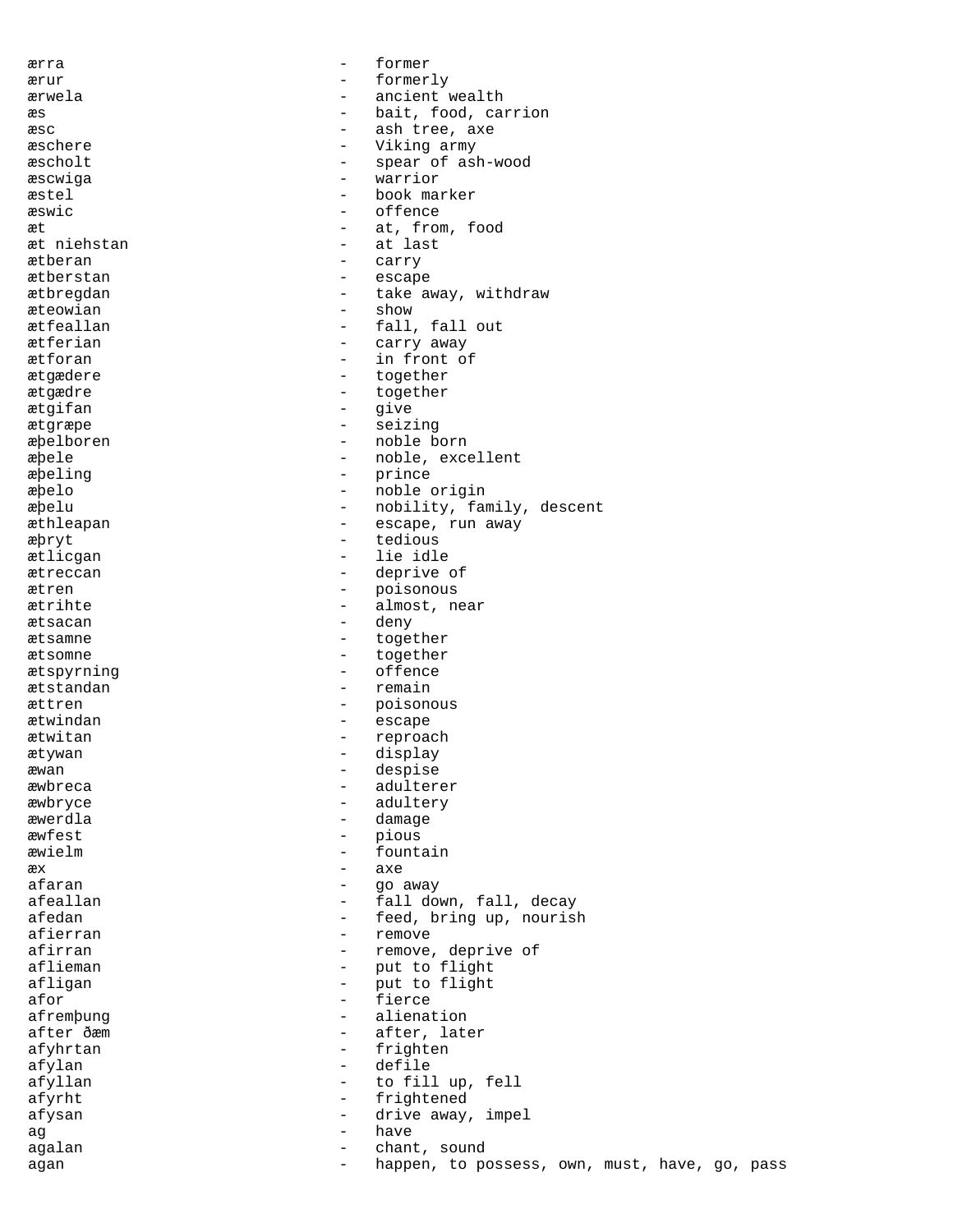ærra - former
ærur - formerly
ærwela - ancient wealth
æs - bait, food, carrion
æsc - ash tree, axe
æschere - Viking army
æscholt - spear of ash-wood
æscwiga - warrior
æstel - book marker
æswic - offence
æt - at, from, food
æt niehstan - at last
ætberan - carry
ætberstan - escape
ætbregdan - take away, withdraw
æteowian - show
ætfeallan - fall, fall out
ætferian - carry away
ætforan - in front of
ætgædere - together
ætgædre - together
ætgifan - give
ætgræpe - seizing
æþelboren - noble born
æþele - noble, excellent
æþeling - prince
æþelo - noble origin
æþelu - nobility, family, descent
æthleapan - escape, run away
æþryt - tedious
ætlicgan - lie idle
ætreccan - deprive of
ætren - poisonous
ætrihte - almost, near
ætsacan - deny
ætsamne - together
ætsomne - together
ætspyrning - offence
ætstandan - remain
ættren - poisonous
ætwindan - escape
ætwitan - reproach
ætywan - display
æwan - despise
æwbreca - adulterer
æwbryce - adultery
æwerdla - damage
æwfest - pious
æwielm - fountain
æx - axe
afaran - go away
afeallan - fall down, fall, decay
afedan - feed, bring up, nourish
afierran - remove
afirran - remove, deprive of
aflieman - put to flight
afligan - put to flight
afor - fierce
afremþung - alienation
after ðæm - after, later
afyhrtan - frighten
afylan - defile
afyllan - to fill up, fell
afyrht - frightened
afysan - drive away, impel
ag - have
agalan - chant, sound
agan - happen, to possess, own, must, have, go, pass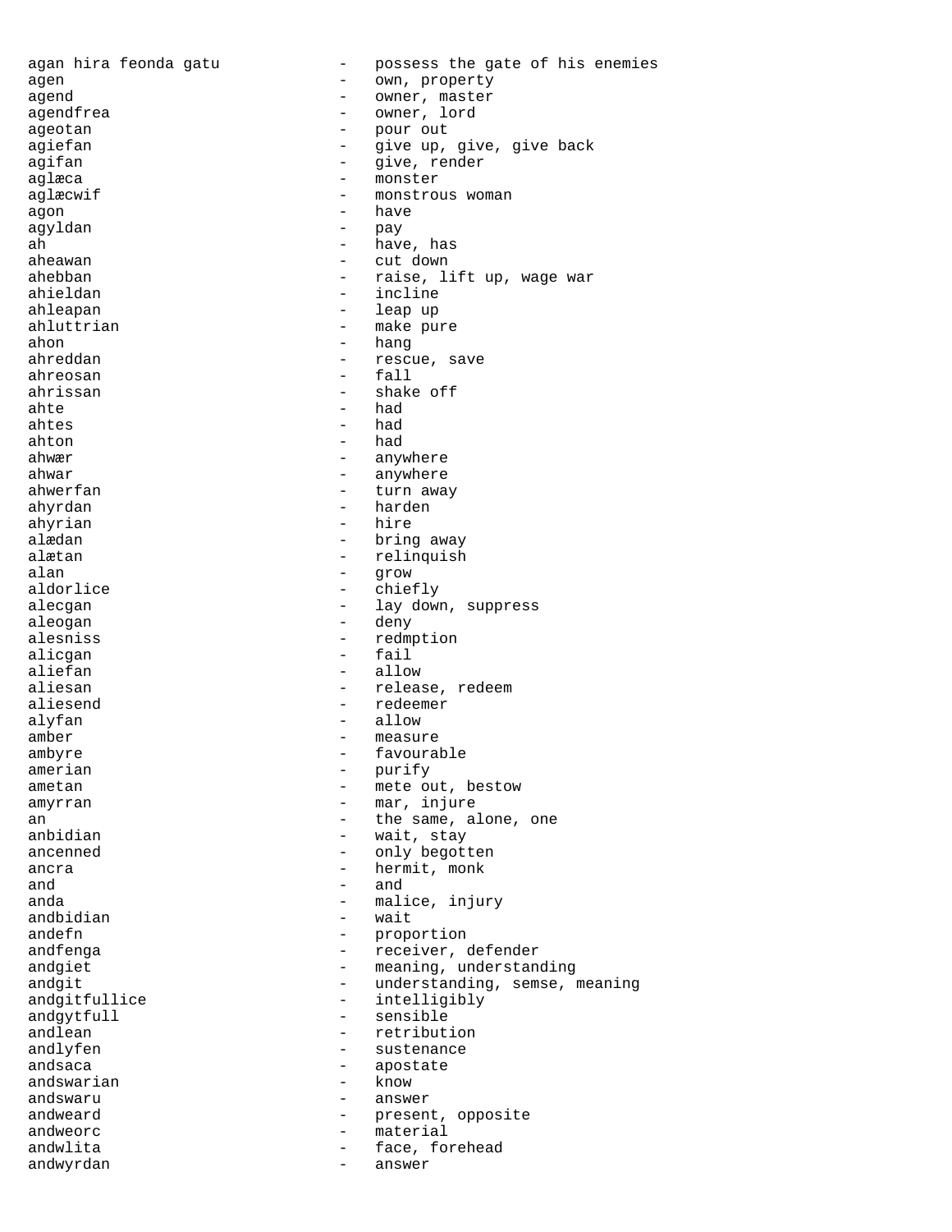agan hira feonda gatu - possess the gate of his enemies
agen - own, property
agend - owner, master
agendfrea - owner, lord
ageotan - pour out
agiefan - give up, give, give back
agifan - give, render
aglæca - monster
aglæcwif - monstrous woman
agon - have
agyldan - pay
ah - have, has
aheawan - cut down
ahebban - raise, lift up, wage war
ahieldan - incline
ahleapan - leap up
ahluttrian - make pure
ahon - hang
ahreddan - rescue, save
ahreosan - fall
ahrissan - shake off
ahte - had
ahtes - had
ahton - had
ahwær - anywhere
ahwar - anywhere
ahwerfan - turn away
ahyrdan - harden
ahyrian - hire
alædan - bring away
alætan - relinquish
alan - grow
aldorlice - chiefly
alecgan - lay down, suppress
aleogan - deny
alesniss - redmption
alicgan - fail
aliefan - allow
aliesan - release, redeem
aliesend - redeemer
alyfan - allow
amber - measure
ambyre - favourable
amerian - purify
ametan - mete out, bestow
amyrran - mar, injure
an - the same, alone, one
anbidian - wait, stay
ancenned - only begotten
ancra - hermit, monk
and - and
anda - malice, injury
andbidian - wait
andefn - proportion
andfenga - receiver, defender
andgiet - meaning, understanding
andgit - understanding, semse, meaning
andgitfullice - intelligibly
andgytfull - sensible
andlean - retribution
andlyfen - sustenance
andsaca - apostate
andswarian - know
andswaru - answer
andweard - present, opposite
andweorc - material
andwlita - face, forehead
andwyrdan - answer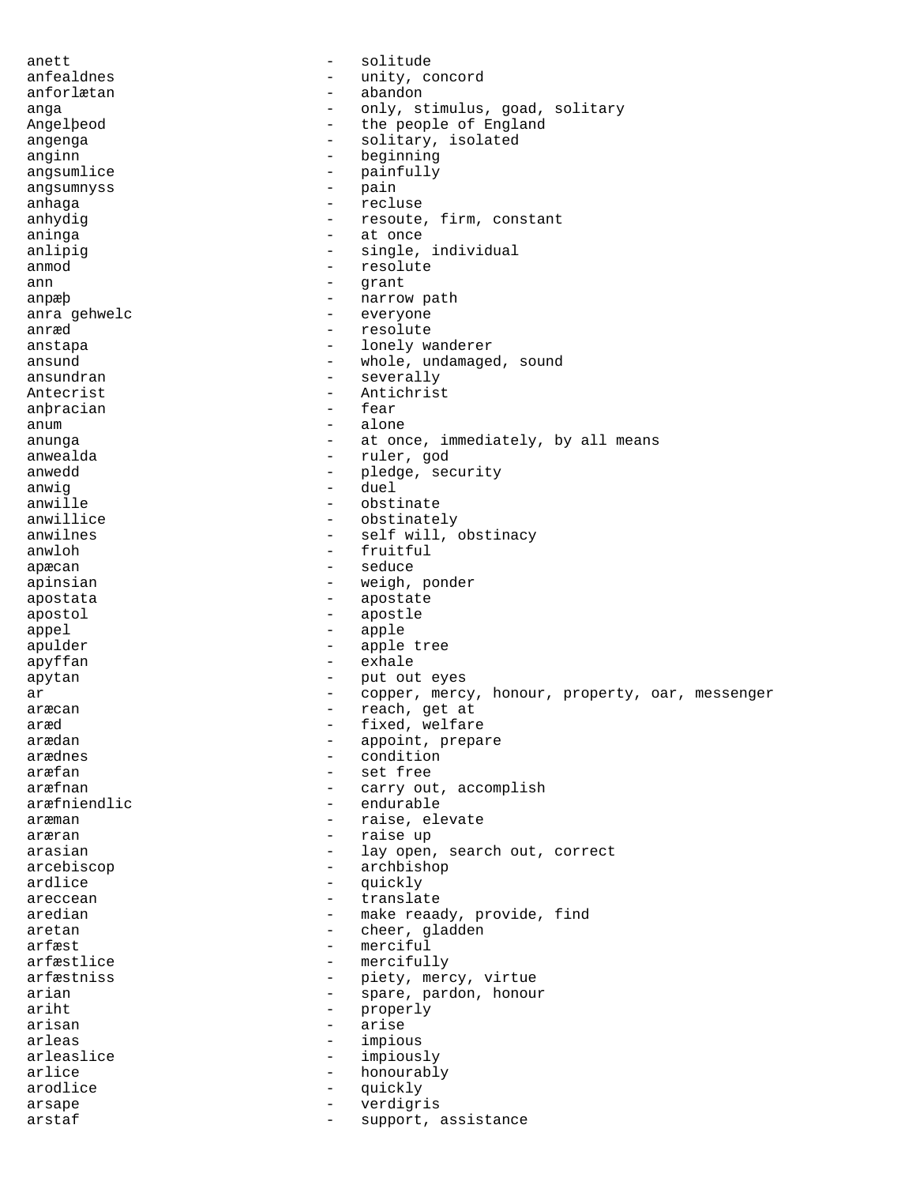anett - solitude
anfealdnes - unity, concord
anforlætan - abandon
anga - only, stimulus, goad, solitary
Angelþeod - the people of England
angenga - solitary, isolated
anginn - beginning
angsumlice - painfully
angsumnyss - pain
anhaga - recluse
anhydig - resoute, firm, constant
aninga - at once
anlipig - single, individual
anmod - resolute
ann - grant
anpæþ - narrow path
anra gehwelc - everyone
anræd - resolute
anstapa - lonely wanderer
ansund - whole, undamaged, sound
ansundran - severally
Antecrist - Antichrist
anþracian - fear
anum - alone
anunga - at once, immediately, by all means
anwealda - ruler, god
anwedd - pledge, security
anwig - duel
anwille - obstinate
anwillice - obstinately
anwilnes - self will, obstinacy
anwloh - fruitful
apæcan - seduce
apinsian - weigh, ponder
apostata - apostate
apostol - apostle
appel - apple
apulder - apple tree
apyffan - exhale
apytan - put out eyes
ar - copper, mercy, honour, property, oar, messenger
aræcan - reach, get at
aræd - fixed, welfare
arædan - appoint, prepare
arædnes - condition
aræfan - set free
aræfnan - carry out, accomplish
aræfniendlic - endurable
aræman - raise, elevate
aræran - raise up
arasian - lay open, search out, correct
arcebiscop - archbishop
ardlice - quickly
areccean - translate
aredian - make reaady, provide, find
aretan - cheer, gladden
arfæst - merciful
arfæstlice - mercifully
arfæstniss - piety, mercy, virtue
arian - spare, pardon, honour
ariht - properly
arisan - arise
arleas - impious
arleaslice - impiously
arlice - honourably
arodlice - quickly
arsape - verdigris
arstaf - support, assistance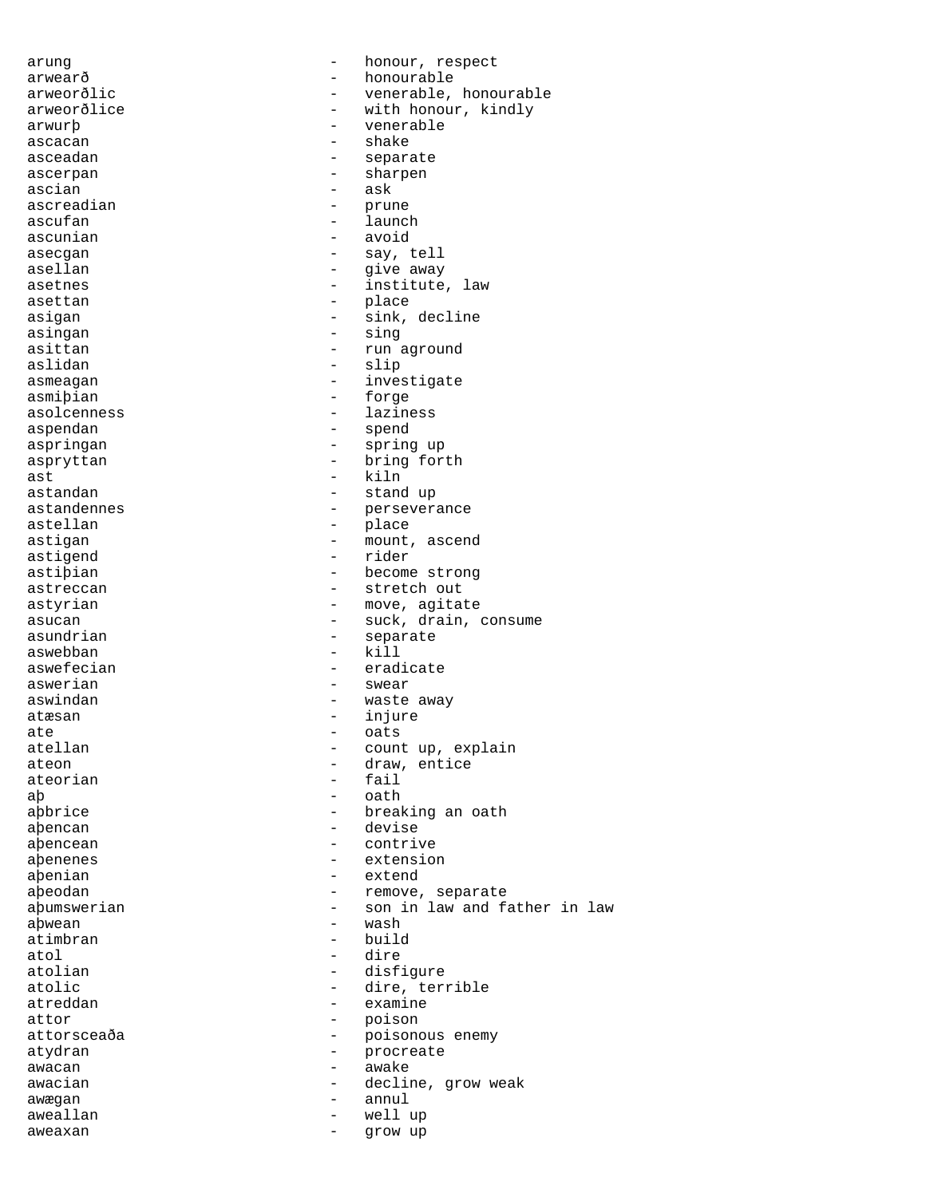arung - honour, respect
arwearð - honourable
arweorðlic - venerable, honourable
arweorðlice - with honour, kindly
arwurþ - venerable
ascacan - shake
asceadan - separate
ascerpan - sharpen
ascian - ask
ascreadian - prune
ascufan - launch
ascunian - avoid
asecgan - say, tell
asellan - give away
asetnes - institute, law
asettan - place
asigan - sink, decline
asingan - sing
asittan - run aground
aslidan - slip
asmeagan - investigate
asmiþian - forge
asolcenness - laziness
aspendan - spend
aspringan - spring up
aspryttan - bring forth
ast - kiln
astandan - stand up
astandennes - perseverance
astellan - place
astigan - mount, ascend
astigend - rider
astiþian - become strong
astreccan - stretch out
astyrian - move, agitate
asucan - suck, drain, consume
asundrian - separate
aswebban - kill
aswefecian - eradicate
aswerian - swear
aswindan - waste away
atæsan - injure
ate - oats
atellan - count up, explain
ateon - draw, entice
ateorian - fail
aþ - oath
aþbrice - breaking an oath
aþencan - devise
aþencean - contrive
aþenenes - extension
aþenian - extend
aþeodan - remove, separate
aþumswerian - son in law and father in law
aþwean - wash
atimbran - build
atol - dire
atolian - disfigure
atolic - dire, terrible
atreddan - examine
attor - poison
attorsceaða - poisonous enemy
atydran - procreate
awacan - awake
awacian - decline, grow weak
awægan - annul
aweallan - well up
aweaxan - grow up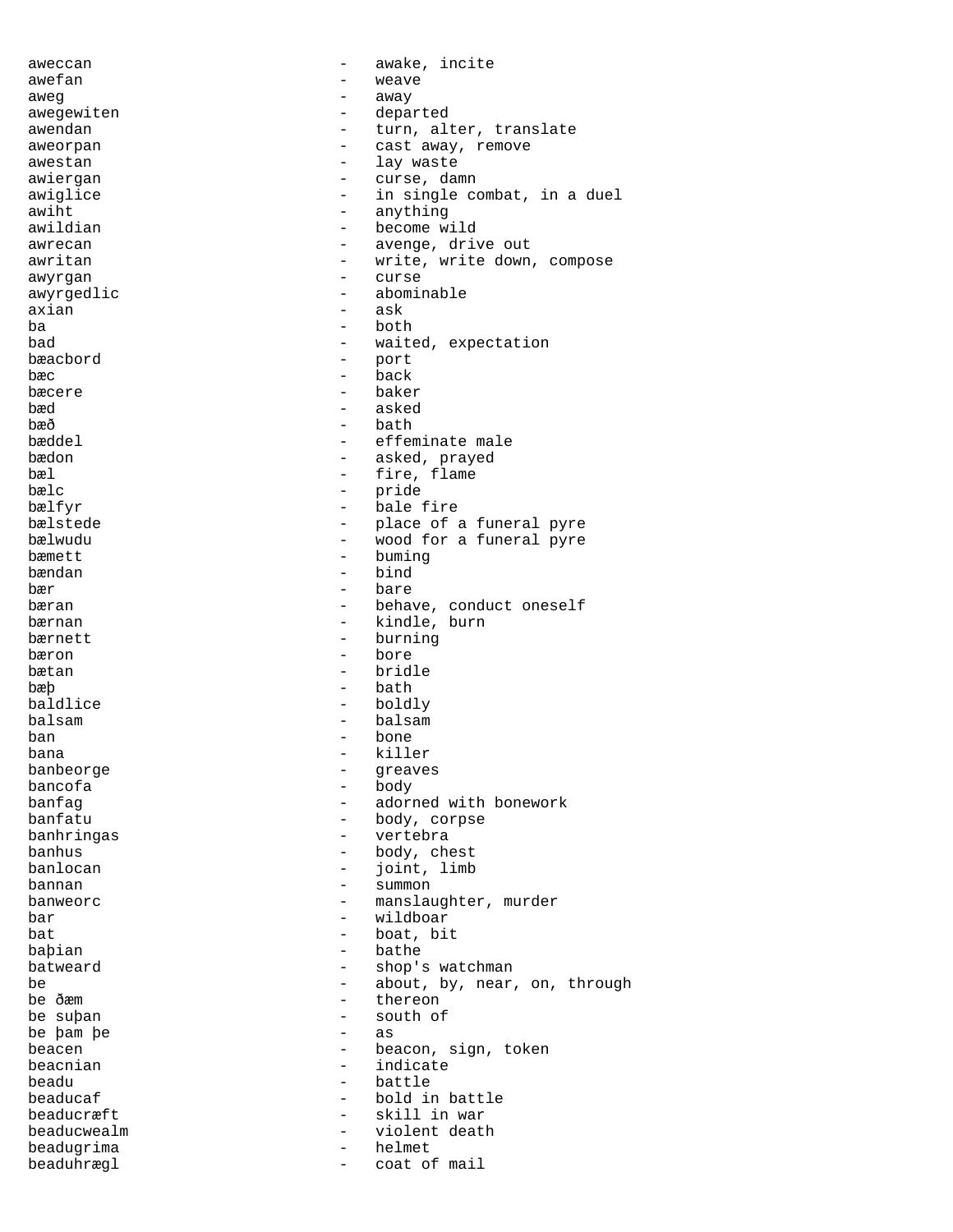aweccan - awake, incite
awefan - weave
aweg - away
awegewiten - departed
awendan - turn, alter, translate
aweorpan - cast away, remove
awestan - lay waste
awiergan - curse, damn
awiglice - in single combat, in a duel
awiht - anything
awildian - become wild
awrecan - avenge, drive out
awritan - write, write down, compose
awyrgan - curse
awyrgedlic - abominable
axian - ask
ba - both
bad - waited, expectation
bæacbord - port
bæc - back
bæcere - baker
bæd - asked
bæð - bath
bæddel - effeminate male
bædon - asked, prayed
bæl - fire, flame
bælc - pride
bælfyr - bale fire
bælstede - place of a funeral pyre
bælwudu - wood for a funeral pyre
bæmett - buming
bændan - bind
bær - bare
bæran - behave, conduct oneself
bærnan - kindle, burn
bærnett - burning
bæron - bore
bætan - bridle
bæþ - bath
baldlice - boldly
balsam - balsam
ban - bone
bana - killer
banbeorge - greaves
bancofa - body
banfag - adorned with bonework
banfatu - body, corpse
banhringas - vertebra
banhus - body, chest
banlocan - joint, limb
bannan - summon
banweorc - manslaughter, murder
bar - wildboar
bat - boat, bit
baþian - bathe
batweard - shop's watchman
be - about, by, near, on, through
be ðæm - thereon
be suþan - south of
be þam þe - as
beacen - beacon, sign, token
beacnian - indicate
beadu - battle
beaducaf - bold in battle
beaducræft - skill in war
beaducwealm - violent death
beadugrima - helmet
beaduhrægl - coat of mail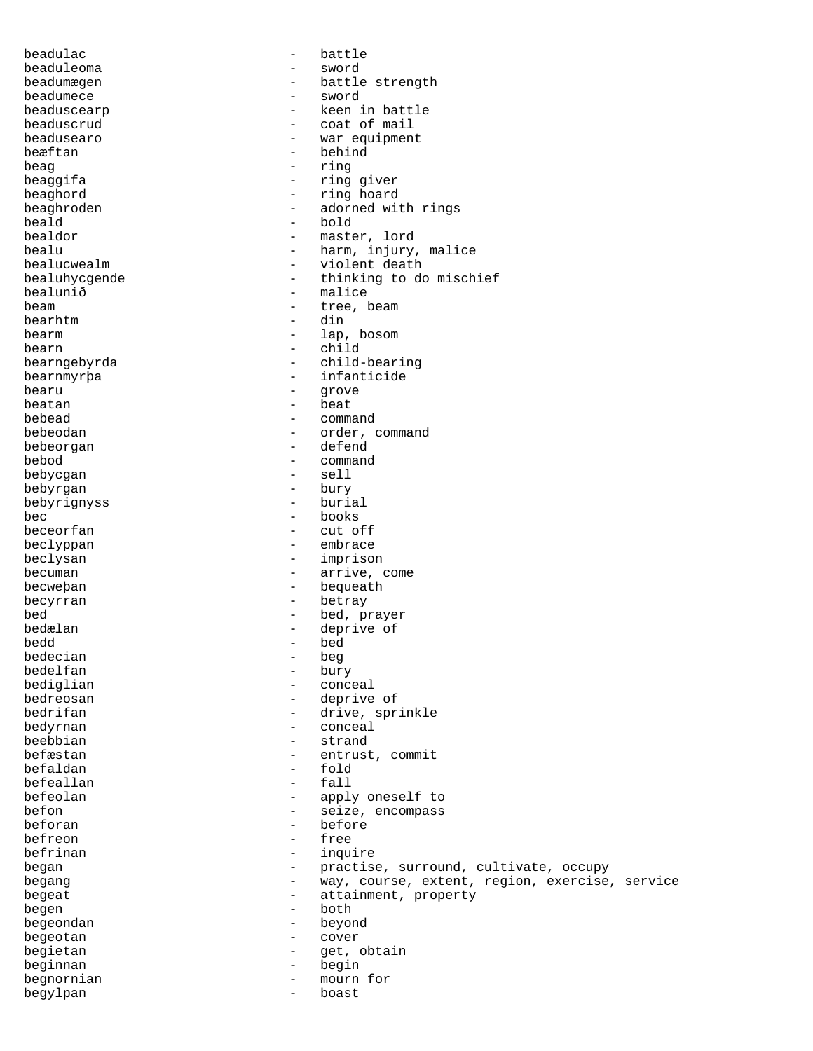beadulac - battle
beaduleoma - sword
beadumægen - battle strength
beadumece - sword
beaduscearp - keen in battle
beaduscrud - coat of mail
beadusearo - war equipment
beæftan - behind
beag - ring
beaggifa - ring giver
beaghord - ring hoard
beaghroden - adorned with rings
beald - bold
bealdor - master, lord
bealu - harm, injury, malice
bealucwealm - violent death
bealuhycgende - thinking to do mischief
bealunið - malice
beam - tree, beam
bearhtm - din
bearm - lap, bosom
bearn - child
bearngebyrda - child-bearing
bearnmyrþa - infanticide
bearu - grove
beatan - beat
bebead - command
bebeodan - order, command
bebeorgan - defend
bebod - command
bebycgan - sell
bebyrgan - bury
bebyrignyss - burial
bec - books
beceorfan - cut off
beclyppan - embrace
beclysan - imprison
becuman - arrive, come
becweþan - bequeath
becyrran - betray
bed - bed, prayer
bedælan - deprive of
bedd - bed
bedecian - beg
bedelfan - bury
bediglian - conceal
bedreosan - deprive of
bedrifan - drive, sprinkle
bedyrnan - conceal
beebbian - strand
befæstan - entrust, commit
befaldan - fold
befeallan - fall
befeolan - apply oneself to
befon - seize, encompass
beforan - before
befreon - free
befrinan - inquire
began - practise, surround, cultivate, occupy
begang - way, course, extent, region, exercise, service
begeat - attainment, property
begen - both
begeondan - beyond
begeotan - cover
begietan - get, obtain
beginnan - begin
begnornian - mourn for
begylpan - boast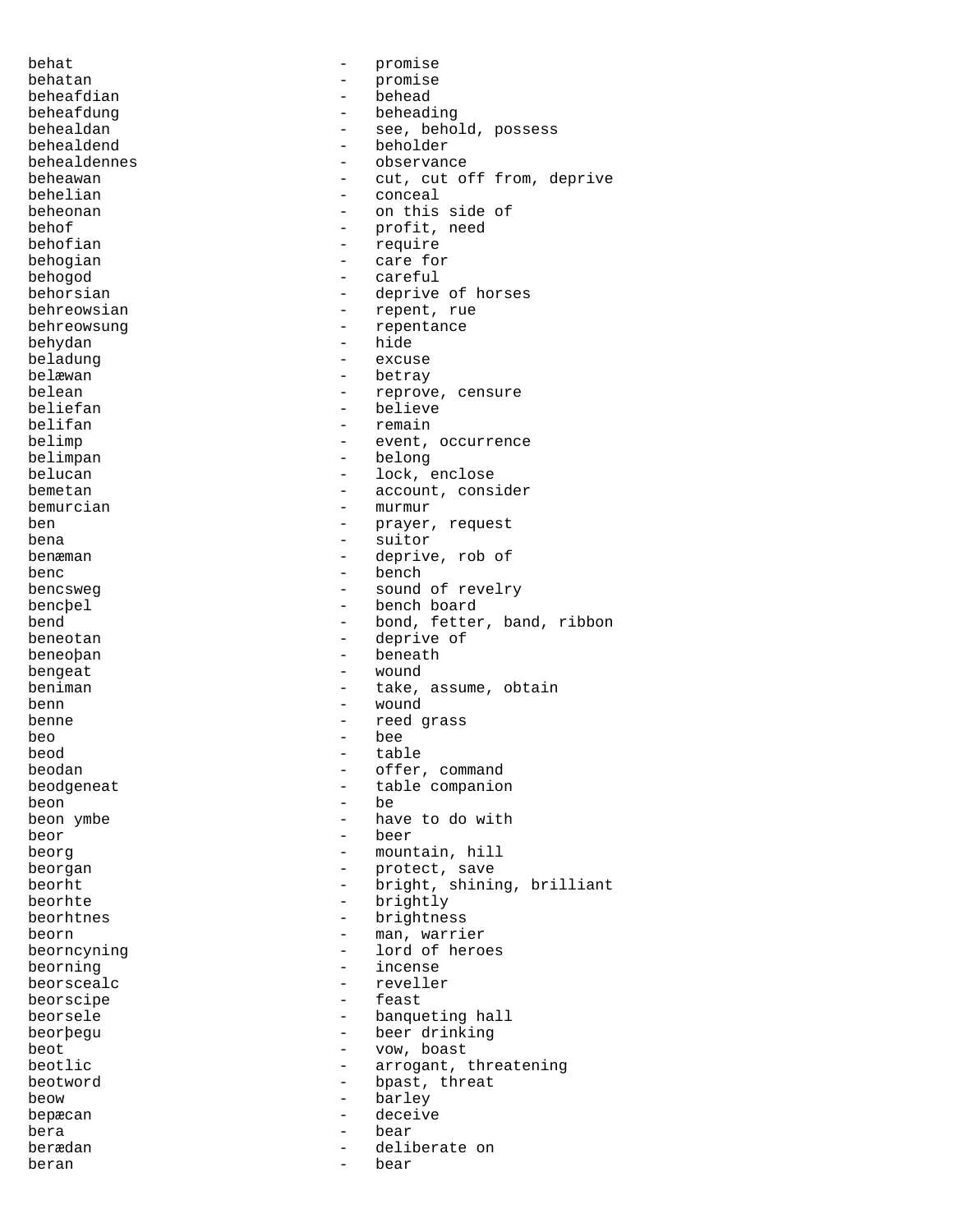behat - promise
behatan - promise
beheafdian - behead
beheafdung - beheading
behealdan - see, behold, possess
behealdend - beholder
behealdennes - observance
beheawan - cut, cut off from, deprive
behelian - conceal
beheonan - on this side of
behof - profit, need
behofian - require
behogian - care for
behogod - careful
behorsian - deprive of horses
behreowsian - repent, rue
behreowsung - repentance
behydan - hide
beladung - excuse
belæwan - betray
belean - reprove, censure
beliefan - believe
belifan - remain
belimp - event, occurrence
belimpan - belong
belucan - lock, enclose
bemetan - account, consider
bemurcian - murmur
ben - prayer, request
bena - suitor
benæman - deprive, rob of
benc - bench
bencsweg - sound of revelry
bencþel - bench board
bend - bond, fetter, band, ribbon
beneotan - deprive of
beneoþan - beneath
bengeat - wound
beniman - take, assume, obtain
benn - wound
benne - reed grass
beo - bee
beod - table
beodan - offer, command
beodgeneat - table companion
beon - be
beon ymbe - have to do with
beor - beer
beorg - mountain, hill
beorgan - protect, save
beorht - bright, shining, brilliant
beorhte - brightly
beorhtnes - brightness
beorn - man, warrier
beorncyning - lord of heroes
beorning - incense
beorscealc - reveller
beorscipe - feast
beorsele - banqueting hall
beorþegu - beer drinking
beot - vow, boast
beotlic - arrogant, threatening
beotword - bpast, threat
beow - barley
bepæcan - deceive
bera - bear
berædan - deliberate on
beran - bear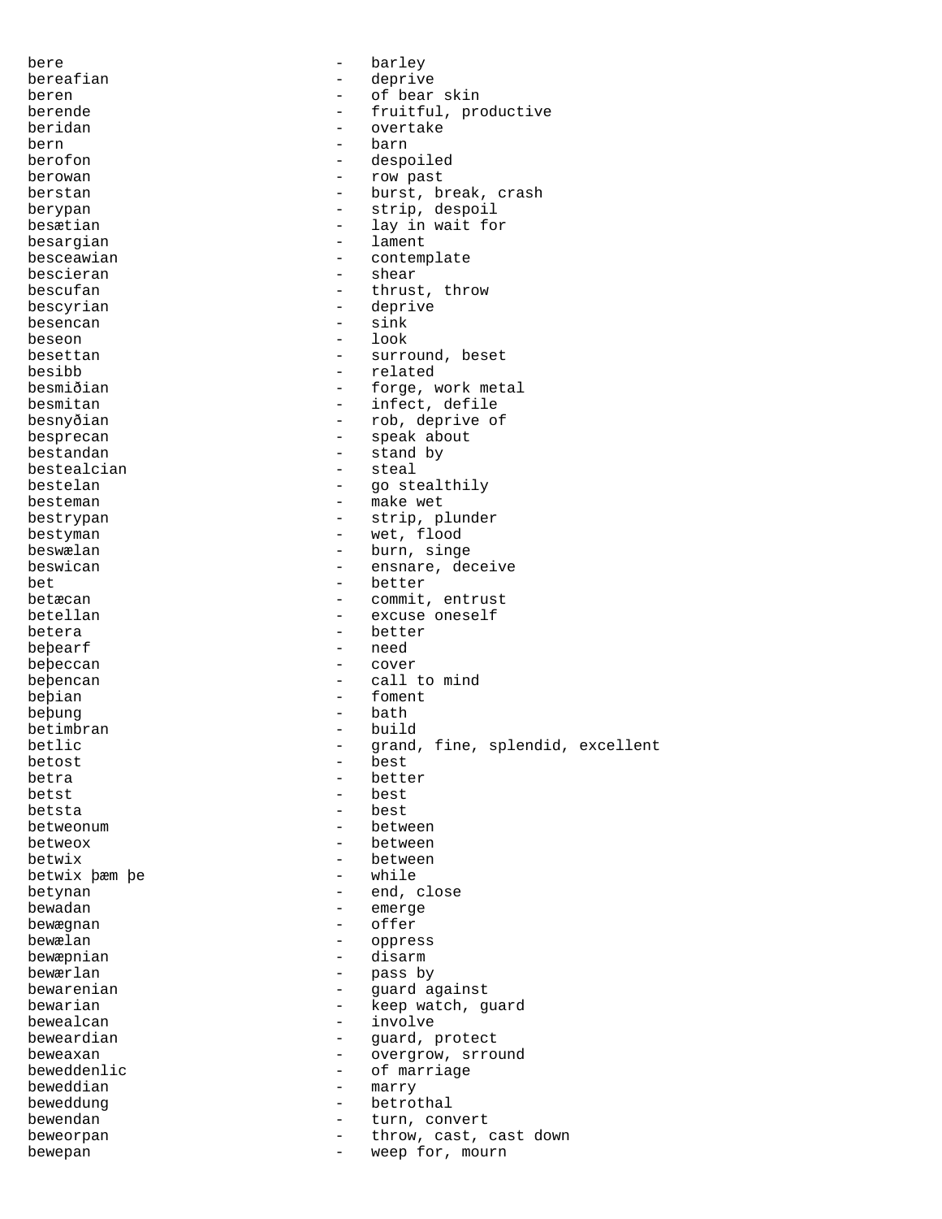bere - barley
bereafian - deprive
beren - of bear skin
berende - fruitful, productive
beridan - overtake
bern - barn
berofon - despoiled
berowan - row past
berstan - burst, break, crash
berypan - strip, despoil
besætian - lay in wait for
besargian - lament
besceawian - contemplate
bescieran - shear
bescufan - thrust, throw
bescyrian - deprive
besencan - sink
beseon - look
besettan - surround, beset
besibb - related
besmiðian - forge, work metal
besmitan - infect, defile
besnyðian - rob, deprive of
besprecan - speak about
bestandan - stand by
bestealcian - steal
bestelan - go stealthily
besteman - make wet
bestrypan - strip, plunder
bestyman - wet, flood
beswælan - burn, singe
beswican - ensnare, deceive
bet - better
betæcan - commit, entrust
betellan - excuse oneself
betera - better
beþearf - need
beþeccan - cover
beþencan - call to mind
beþian - foment
beþung - bath
betimbran - build
betlic - grand, fine, splendid, excellent
betost - best
betra - better
betst - best
betsta - best
betweonum - between
betweox - between
betwix - between
betwix þæm þe - while
betynan - end, close
bewadan - emerge
bewægnan - offer
bewælan - oppress
bewæpnian - disarm
bewærlan - pass by
bewarenian - guard against
bewarian - keep watch, guard
bewealcan - involve
beweardian - guard, protect
beweaxan - overgrow, srround
beweddenlic - of marriage
beweddian - marry
beweddung - betrothal
bewendan - turn, convert
beweorpan - throw, cast, cast down
bewepan - weep for, mourn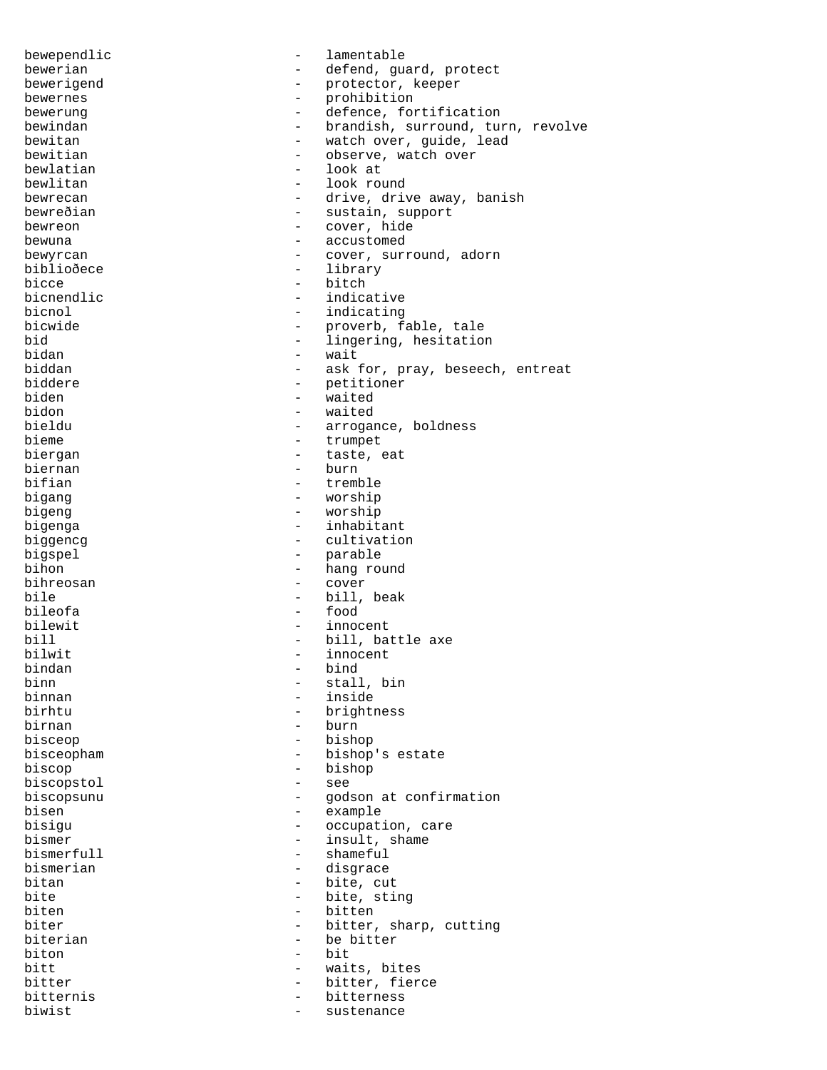bewependlic - lamentable
bewerian - defend, guard, protect
bewerigend - protector, keeper
bewernes - prohibition
bewerung - defence, fortification
bewindan - brandish, surround, turn, revolve
bewitan - watch over, guide, lead
bewitian - observe, watch over
bewlatian - look at
bewlitan - look round
bewrecan - drive, drive away, banish
bewreðian - sustain, support
bewreon - cover, hide
bewuna - accustomed
bewyrcan - cover, surround, adorn
biblioðece - library
bicce - bitch
bicnendlic - indicative
bicnol - indicating
bicwide - proverb, fable, tale
bid - lingering, hesitation
bidan - wait
biddan - ask for, pray, beseech, entreat
biddere - petitioner
biden - waited
bidon - waited
bieldu - arrogance, boldness
bieme - trumpet
biergan - taste, eat
biernan - burn
bifian - tremble
bigang - worship
bigeng - worship
bigenga - inhabitant
biggencg - cultivation
bigspel - parable
bihon - hang round
bihreosan - cover
bile - bill, beak
bileofa - food
bilewit - innocent
bill - bill, battle axe
bilwit - innocent
bindan - bind
binn - stall, bin
binnan - inside
birhtu - brightness
birnan - burn
bisceop - bishop
bisceopham - bishop's estate
biscop - bishop
biscopstol - see
biscopsunu - godson at confirmation
bisen - example
bisigu - occupation, care
bismer - insult, shame
bismerfull - shameful
bismerian - disgrace
bitan - bite, cut
bite - bite, sting
biten - bitten
biter - bitter, sharp, cutting
biterian - be bitter
biton - bit
bitt - waits, bites
bitter - bitter, fierce
bitternis - bitterness
biwist - sustenance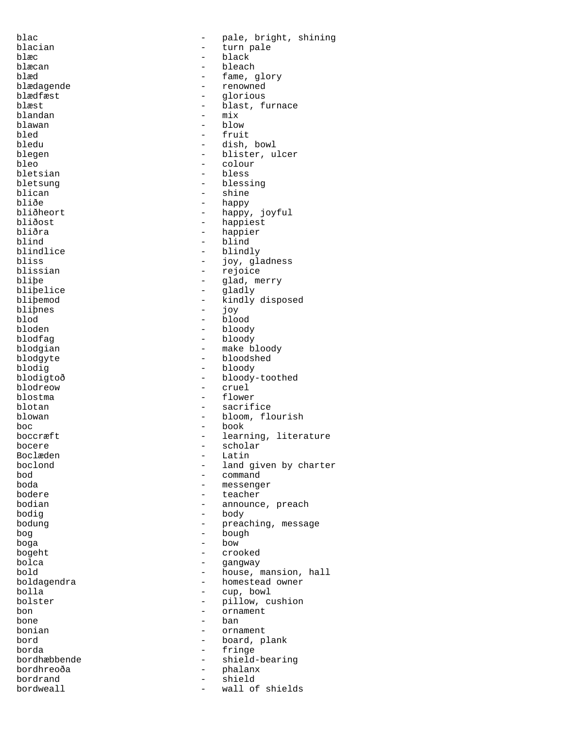blac - pale, bright, shining
blacian - turn pale
blæc - black
blæcan - bleach
blæd - fame, glory
blædagende - renowned
blædfæst - glorious
blæst - blast, furnace
blandan - mix
blawan - blow
bled - fruit
bledu - dish, bowl
blegen - blister, ulcer
bleo - colour
bletsian - bless
bletsung - blessing
blican - shine
bliðe - happy
bliðheort - happy, joyful
bliðost - happiest
bliðra - happier
blind - blind
blindlice - blindly
bliss - joy, gladness
blissian - rejoice
bliþe - glad, merry
bliþelice - gladly
bliþemod - kindly disposed
bliþnes - joy
blod - blood
bloden - bloody
blodfag - bloody
blodgian - make bloody
blodgyte - bloodshed
blodig - bloody
blodigtoð - bloody-toothed
blodreow - cruel
blostma - flower
blotan - sacrifice
blowan - bloom, flourish
boc - book
boccræft - learning, literature
bocere - scholar
Boclæden - Latin
boclond - land given by charter
bod - command
boda - messenger
bodere - teacher
bodian - announce, preach
bodig - body
bodung - preaching, message
bog - bough
boga - bow
bogeht - crooked
bolca - gangway
bold - house, mansion, hall
boldagendra - homestead owner
bolla - cup, bowl
bolster - pillow, cushion
bon - ornament
bone - ban
bonian - ornament
bord - board, plank
borda - fringe
bordhæbbende - shield-bearing
bordhreoða - phalanx
bordrand - shield
bordweall - wall of shields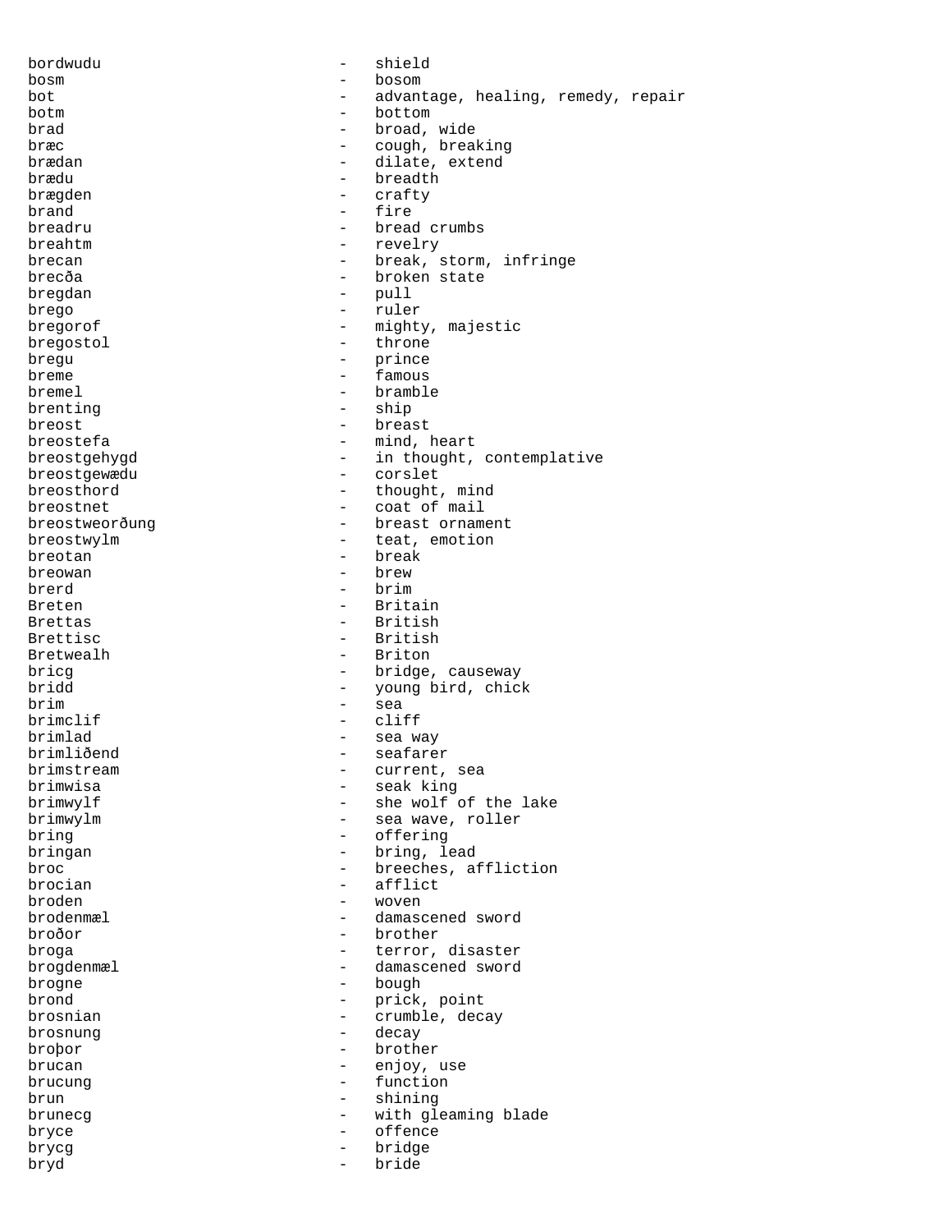bordwudu - shield
bosm - bosom
bot - advantage, healing, remedy, repair
botm - bottom
brad - broad, wide
bræc - cough, breaking
brædan - dilate, extend
brædu - breadth
brægden - crafty
brand - fire
breadru - bread crumbs
breahtm - revelry
brecan - break, storm, infringe
brecða - broken state
bregdan - pull
brego - ruler
bregorof - mighty, majestic
bregostol - throne
bregu - prince
breme - famous
bremel - bramble
brenting - ship
breost - breast
breostefa - mind, heart
breostgehygd - in thought, contemplative
breostgewædu - corslet
breosthord - thought, mind
breostnet - coat of mail
breostweorðung - breast ornament
breostwylm - teat, emotion
breotan - break
breowan - brew
brerd - brim
Breten - Britain
Brettas - British
Brettisc - British
Bretwealh - Briton
bricg - bridge, causeway
bridd - young bird, chick
brim - sea
brimclif - cliff
brimlad - sea way
brimliðend - seafarer
brimstream - current, sea
brimwisa - seak king
brimwylf - she wolf of the lake
brimwylm - sea wave, roller
bring - offering
bringan - bring, lead
broc - breeches, affliction
brocian - afflict
broden - woven
brodenmæl - damascened sword
broðor - brother
broga - terror, disaster
brogdenmæl - damascened sword
brogne - bough
brond - prick, point
brosnian - crumble, decay
brosnung - decay
broþor - brother
brucan - enjoy, use
brucung - function
brun - shining
brunecg - with gleaming blade
bryce - offence
brycg - bridge
bryd - bride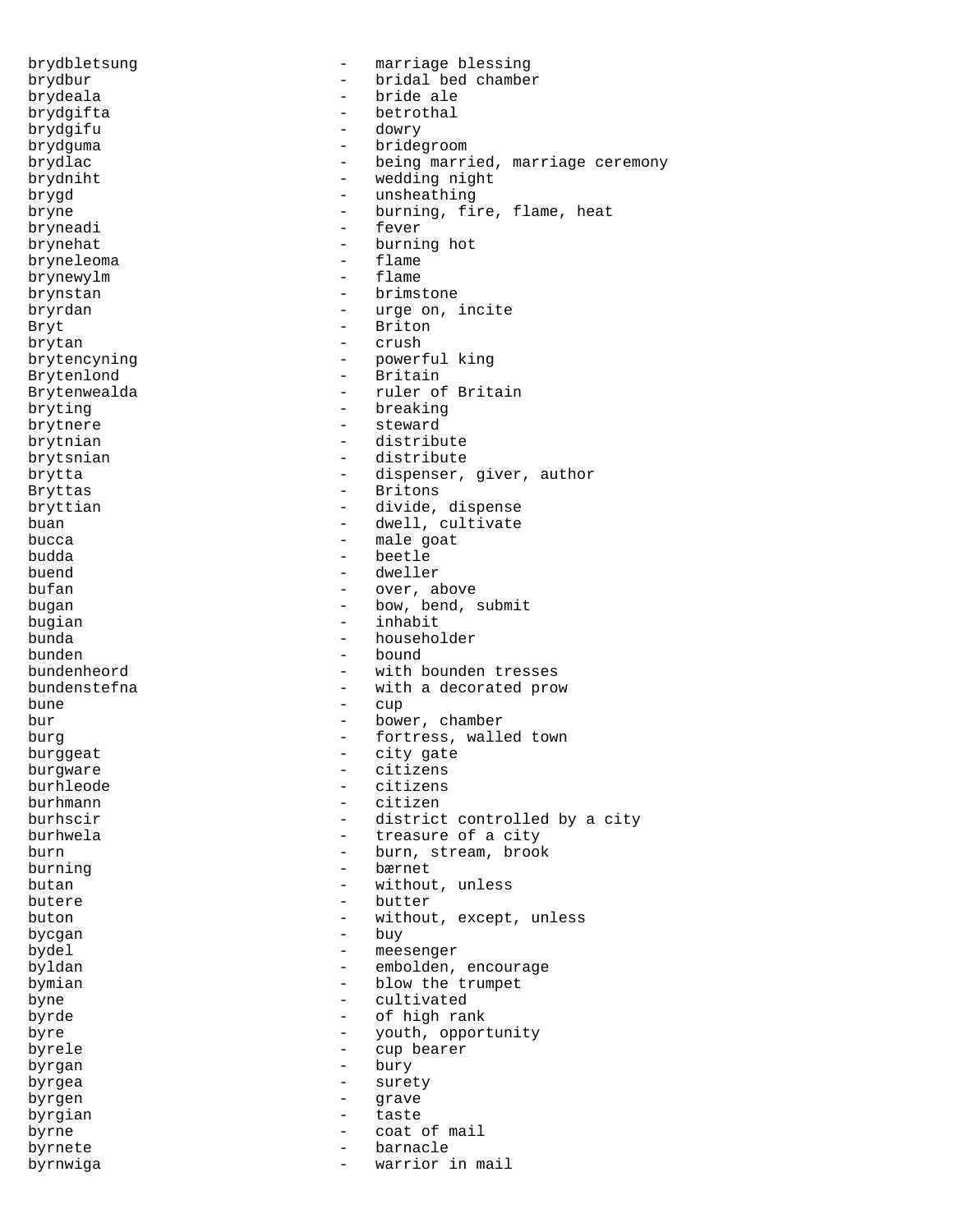brydbletsung - marriage blessing
brydbur - bridal bed chamber
brydeala - bride ale
brydgifta - betrothal
brydgifu - dowry
brydguma - bridegroom
brydlac - being married, marriage ceremony
brydniht - wedding night
brygd - unsheathing
bryne - burning, fire, flame, heat
bryneadi - fever
brynehat - burning hot
bryneleoma - flame
brynewylm - flame
brynstan - brimstone
bryrdan - urge on, incite
Bryt - Briton
brytan - crush
brytencyning - powerful king
Brytenlond - Britain
Brytenwealda - ruler of Britain
bryting - breaking
brytnere - steward
brytnian - distribute
brytsnian - distribute
brytta - dispenser, giver, author
Bryttas - Britons
bryttian - divide, dispense
buan - dwell, cultivate
bucca - male goat
budda - beetle
buend - dweller
bufan - over, above
bugan - bow, bend, submit
bugian - inhabit
bunda - householder
bunden - bound
bundenheord - with bounden tresses
bundenstefna - with a decorated prow
bune - cup
bur - bower, chamber
burg - fortress, walled town
burggeat - city gate
burgware - citizens
burhleode - citizens
burhmann - citizen
burhscir - district controlled by a city
burhwela - treasure of a city
burn - burn, stream, brook
burning - bærnet
butan - without, unless
butere - butter
buton - without, except, unless
bycgan - buy
bydel - meesenger
byldan - embolden, encourage
bymian - blow the trumpet
byne - cultivated
byrde - of high rank
byre - youth, opportunity
byrele - cup bearer
byrgan - bury
byrgea - surety
byrgen - grave
byrgian - taste
byrne - coat of mail
byrnete - barnacle
byrnwiga - warrior in mail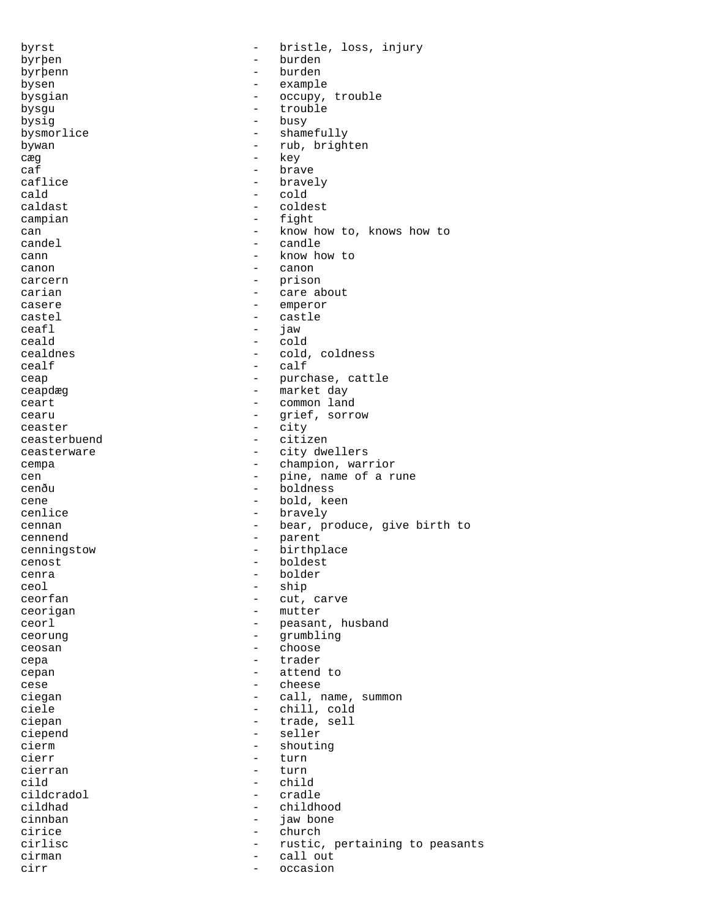byrst - bristle, loss, injury
byrþen - burden
byrþenn - burden
bysen - example
bysgian - occupy, trouble
bysgu - trouble
bysig - busy
bysmorlice - shamefully
bywan - rub, brighten
cæg - key
caf - brave
caflice - bravely
cald - cold
caldast - coldest
campian - fight
can - know how to, knows how to
candel - candle
cann - know how to
canon - canon
carcern - prison
carian - care about
casere - emperor
castel - castle
ceafl - jaw
ceald - cold
cealdnes - cold, coldness
cealf - calf
ceap - purchase, cattle
ceapdæg - market day
ceart - common land
cearu - grief, sorrow
ceaster - city
ceasterbuend - citizen
ceasterware - city dwellers
cempa - champion, warrior
cen - pine, name of a rune
cenðu - boldness
cene - bold, keen
cenlice - bravely
cennan - bear, produce, give birth to
cennend - parent
cenningstow - birthplace
cenost - boldest
cenra - bolder
ceol - ship
ceorfan - cut, carve
ceorigan - mutter
ceorl - peasant, husband
ceorung - grumbling
ceosan - choose
cepa - trader
cepan - attend to
cese - cheese
ciegan - call, name, summon
ciele - chill, cold
ciepan - trade, sell
ciepend - seller
cierm - shouting
cierr - turn
cierran - turn
cild - child
cildcradol - cradle
cildhad - childhood
cinnban - jaw bone
cirice - church
cirlisc - rustic, pertaining to peasants
cirman - call out
cirr - occasion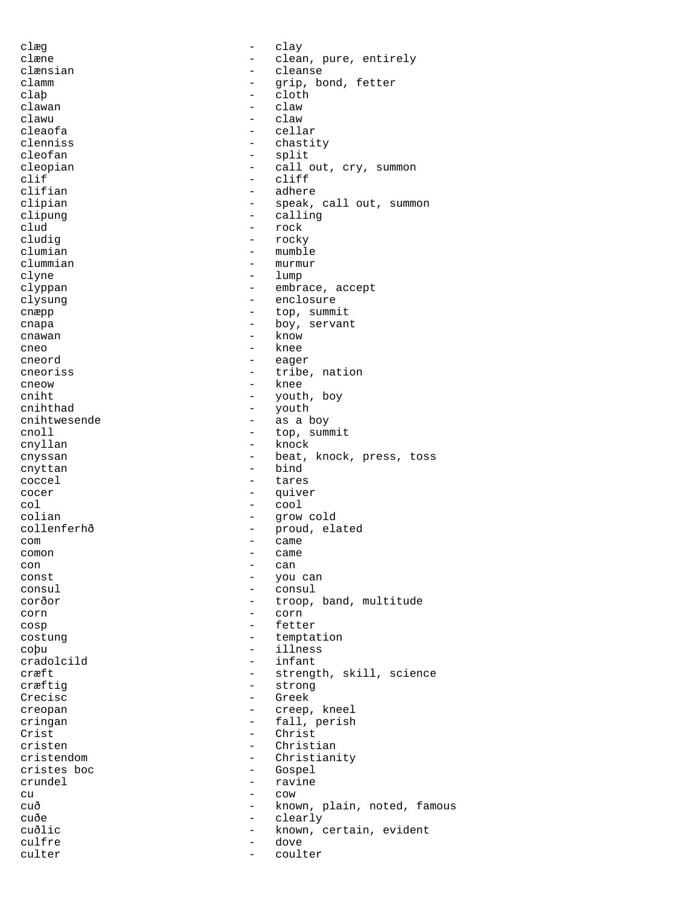clæg - clay
clæne - clean, pure, entirely
clænsian - cleanse
clamm - grip, bond, fetter
claþ - cloth
clawan - claw
clawu - claw
cleaofa - cellar
clenniss - chastity
cleofan - split
cleopian - call out, cry, summon
clif - cliff
clifian - adhere
clipian - speak, call out, summon
clipung - calling
clud - rock
cludig - rocky
clumian - mumble
clummian - murmur
clyne - lump
clyppan - embrace, accept
clysung - enclosure
cnæpp - top, summit
cnapa - boy, servant
cnawan - know
cneo - knee
cneord - eager
cneoriss - tribe, nation
cneow - knee
cniht - youth, boy
cnihthad - youth
cnihtwesende - as a boy
cnoll - top, summit
cnyllan - knock
cnyssan - beat, knock, press, toss
cnyttan - bind
coccel - tares
cocer - quiver
col - cool
colian - grow cold
collenferhð - proud, elated
com - came
comon - came
con - can
const - you can
consul - consul
corðor - troop, band, multitude
corn - corn
cosp - fetter
costung - temptation
coþu - illness
cradolcild - infant
cræft - strength, skill, science
cræftig - strong
Crecisc - Greek
creopan - creep, kneel
cringan - fall, perish
Crist - Christ
cristen - Christian
cristendom - Christianity
cristes boc - Gospel
crundel - ravine
cu - cow
cuð - known, plain, noted, famous
cuðe - clearly
cuðlic - known, certain, evident
culfre - dove
culter - coulter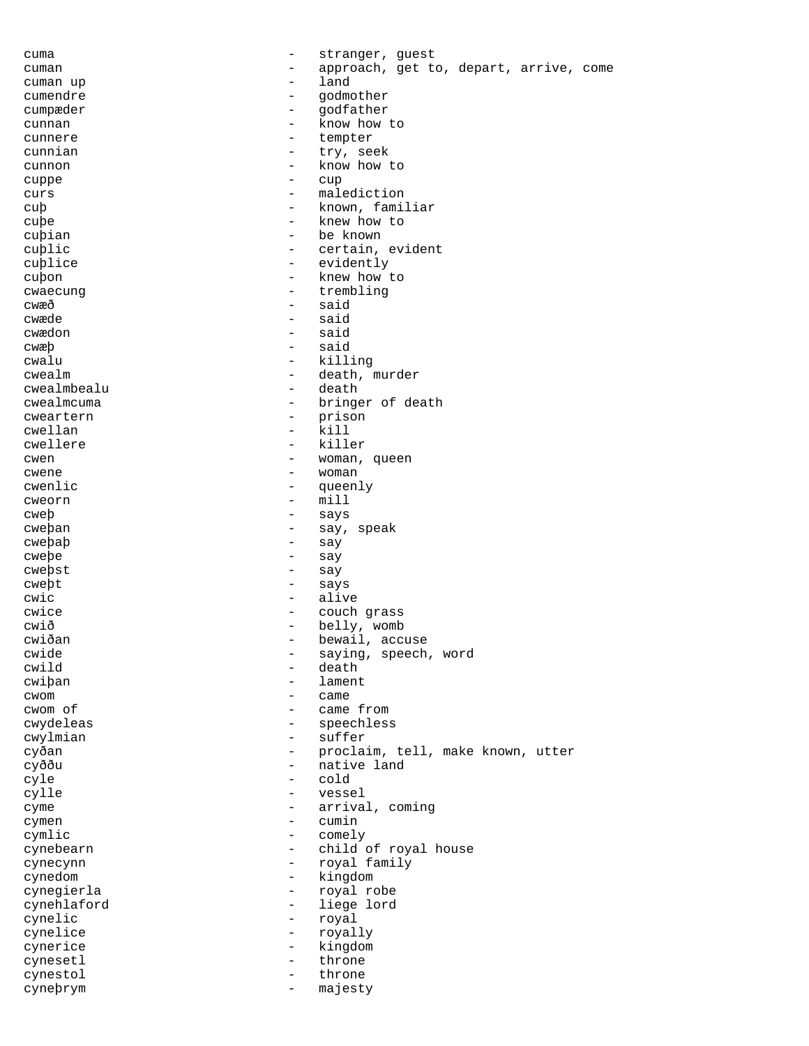cuma - stranger, guest
cuman - approach, get to, depart, arrive, come
cuman up - land
cumendre - godmother
cumpæder - godfather
cunnan - know how to
cunnere - tempter
cunnian - try, seek
cunnon - know how to
cuppe - cup
curs - malediction
cuþ - known, familiar
cuþe - knew how to
cuþian - be known
cuþlic - certain, evident
cuþlice - evidently
cuþon - knew how to
cwaecung - trembling
cwæð - said
cwæde - said
cwædon - said
cwæþ - said
cwalu - killing
cwealm - death, murder
cwealmbealu - death
cwealmcuma - bringer of death
cweartern - prison
cwellan - kill
cwellere - killer
cwen - woman, queen
cwene - woman
cwenlic - queenly
cweorn - mill
cweþ - says
cweþan - say, speak
cweþaþ - say
cweþe - say
cweþst - say
cweþt - says
cwic - alive
cwice - couch grass
cwið - belly, womb
cwiðan - bewail, accuse
cwide - saying, speech, word
cwild - death
cwiþan - lament
cwom - came
cwom of - came from
cwydeleas - speechless
cwylmian - suffer
cyðan - proclaim, tell, make known, utter
cyððu - native land
cyle - cold
cylle - vessel
cyme - arrival, coming
cymen - cumin
cymlic - comely
cynebearn - child of royal house
cynecynn - royal family
cynedom - kingdom
cynegierla - royal robe
cynehlaford - liege lord
cynelic - royal
cynelice - royally
cynerice - kingdom
cynesetl - throne
cynestol - throne
cyneþrym - majesty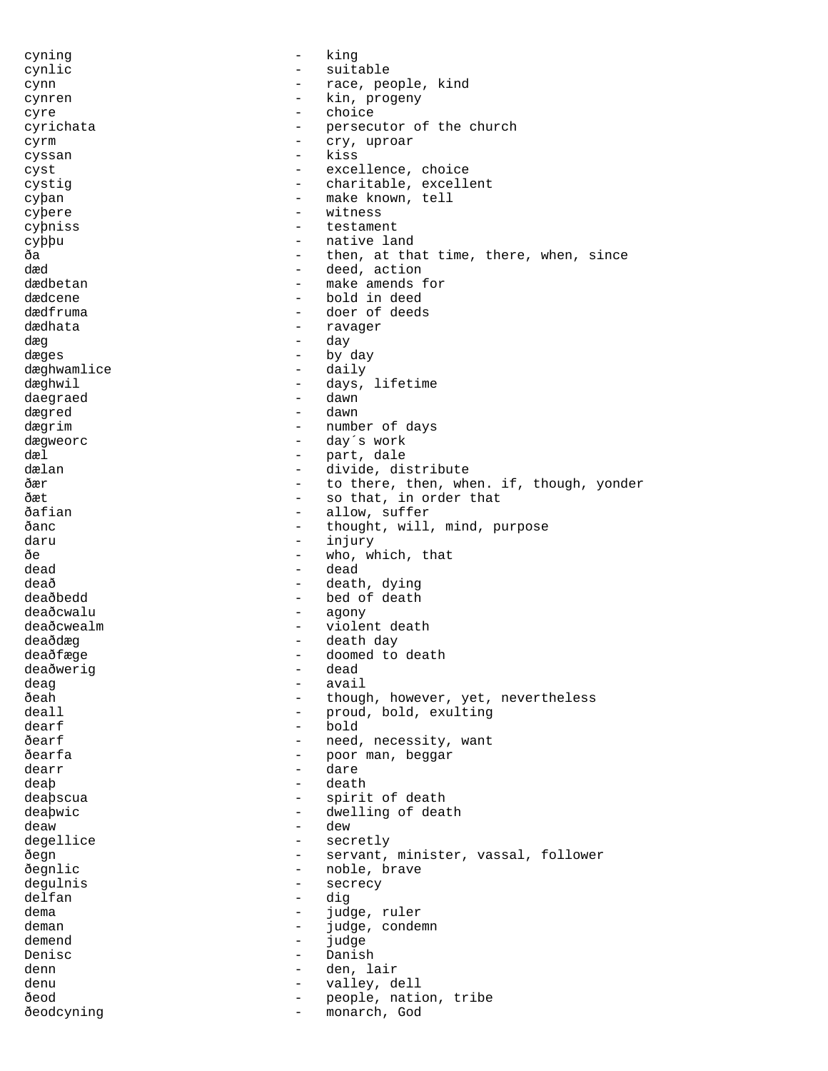cyning - king
cynlic - suitable
cynn - race, people, kind
cynren - kin, progeny
cyre - choice
cyrichata - persecutor of the church
cyrm - cry, uproar
cyssan - kiss
cyst - excellence, choice
cystig - charitable, excellent
cyþan - make known, tell
cyþere - witness
cyþniss - testament
cyþþu - native land
ða - then, at that time, there, when, since
dæd - deed, action
dædbetan - make amends for
dædcene - bold in deed
dædfruma - doer of deeds
dædhata - ravager
dæg - day
dæges - by day
dæghwamlice - daily
dæghwil - days, lifetime
daegraed - dawn
dægred - dawn
dægrim - number of days
dægweorc - day´s work
dæl - part, dale
dælan - divide, distribute
ðær - to there, then, when. if, though, yonder
ðæt - so that, in order that
ðafian - allow, suffer
ðanc - thought, will, mind, purpose
daru - injury
ðe - who, which, that
dead - dead
deað - death, dying
deaðbedd - bed of death
deaðcwalu - agony
deaðcwealm - violent death
deaðdæg - death day
deaðfæge - doomed to death
deaðwerig - dead
deag - avail
ðeah - though, however, yet, nevertheless
deall - proud, bold, exulting
dearf - bold
ðearf - need, necessity, want
ðearfa - poor man, beggar
dearr - dare
deaþ - death
deaþscua - spirit of death
deaþwic - dwelling of death
deaw - dew
degellice - secretly
ðegn - servant, minister, vassal, follower
ðegnlic - noble, brave
degulnis - secrecy
delfan - dig
dema - judge, ruler
deman - judge, condemn
demend - judge
Denisc - Danish
denn - den, lair
denu - valley, dell
ðeod - people, nation, tribe
ðeodcyning - monarch, God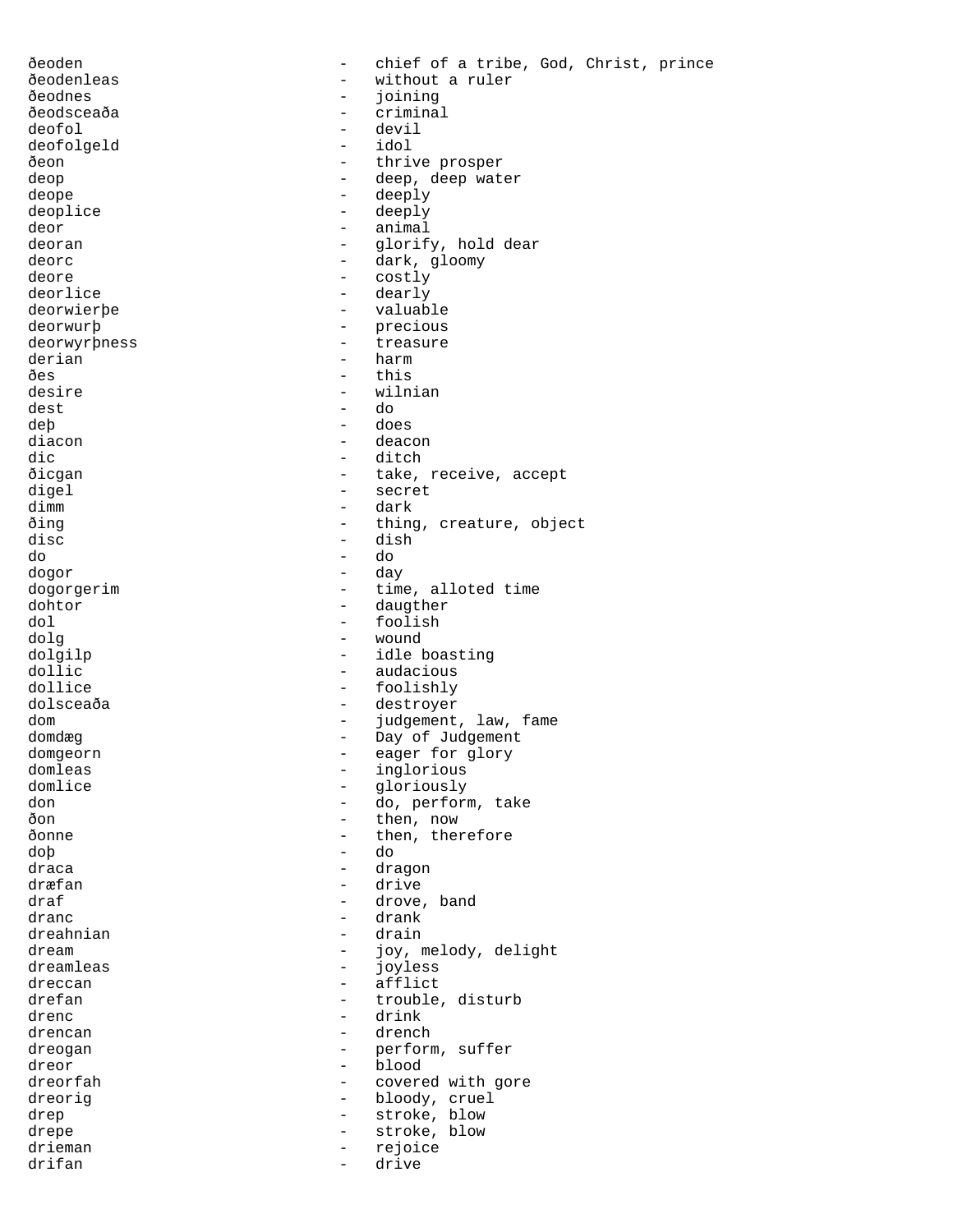ðeoden - chief of a tribe, God, Christ, prince
ðeodenleas - without a ruler
ðeodnes - joining
ðeodsceaða - criminal
deofol - devil
deofolgeld - idol
ðeon - thrive prosper
deop - deep, deep water
deope - deeply
deoplice - deeply
deor - animal
deoran - glorify, hold dear
deorc - dark, gloomy
deore - costly
deorlice - dearly
deorwierþe - valuable
deorwurþ - precious
deorwyrþness - treasure
derian - harm
ðes - this
desire - wilnian
dest - do
deþ - does
diacon - deacon
dic - ditch
ðicgan - take, receive, accept
digel - secret
dimm - dark
ðing - thing, creature, object
disc - dish
do - do
dogor - day
dogorgerim - time, alloted time
dohtor - daugther
dol - foolish
dolg - wound
dolgilp - idle boasting
dollic - audacious
dollice - foolishly
dolsceaða - destroyer
dom - judgement, law, fame
domdæg - Day of Judgement
domgeorn - eager for glory
domleas - inglorious
domlice - gloriously
don - do, perform, take
ðon - then, now
ðonne - then, therefore
doþ - do
draca - dragon
dræfan - drive
draf - drove, band
dranc - drank
dreahnian - drain
dream - joy, melody, delight
dreamleas - joyless
dreccan - afflict
drefan - trouble, disturb
drenc - drink
drencan - drench
dreogan - perform, suffer
dreor - blood
dreorfah - covered with gore
dreorig - bloody, cruel
drep - stroke, blow
drepe - stroke, blow
drieman - rejoice
drifan - drive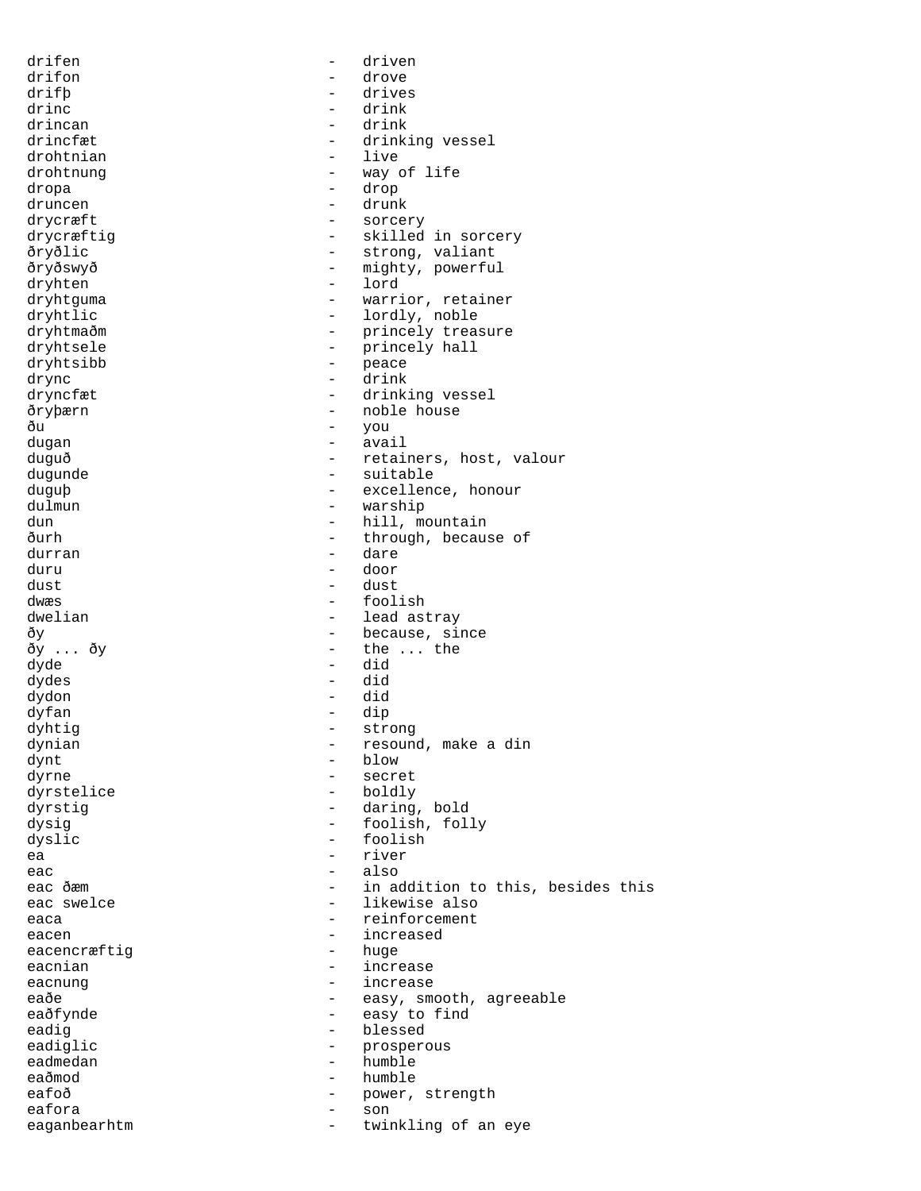drifen - driven
drifon - drove
drifþ - drives
drinc - drink
drincan - drink
drincfæt - drinking vessel
drohtnian - live
drohtnung - way of life
dropa - drop
druncen - drunk
drycræft - sorcery
drycræftig - skilled in sorcery
ðryðlic - strong, valiant
ðryðswyð - mighty, powerful
dryhten - lord
dryhtguma - warrior, retainer
dryhtlic - lordly, noble
dryhtmaðm - princely treasure
dryhtsele - princely hall
dryhtsibb - peace
drync - drink
dryncfæt - drinking vessel
ðryþærn - noble house
ðu - you
dugan - avail
duguð - retainers, host, valour
dugunde - suitable
duguþ - excellence, honour
dulmun - warship
dun - hill, mountain
ðurh - through, because of
durran - dare
duru - door
dust - dust
dwæs - foolish
dwelian - lead astray
ðy - because, since
ðy ... ðy - the ... the
dyde - did
dydes - did
dydon - did
dyfan - dip
dyhtig - strong
dynian - resound, make a din
dynt - blow
dyrne - secret
dyrstelice - boldly
dyrstig - daring, bold
dysig - foolish, folly
dyslic - foolish
ea - river
eac - also
eac ðæm - in addition to this, besides this
eac swelce - likewise also
eaca - reinforcement
eacen - increased
eacencræftig - huge
eacnian - increase
eacnung - increase
eaðe - easy, smooth, agreeable
eaðfynde - easy to find
eadig - blessed
eadiglic - prosperous
eadmedan - humble
eaðmod - humble
eafoð - power, strength
eafora - son
eaganbearhtm - twinkling of an eye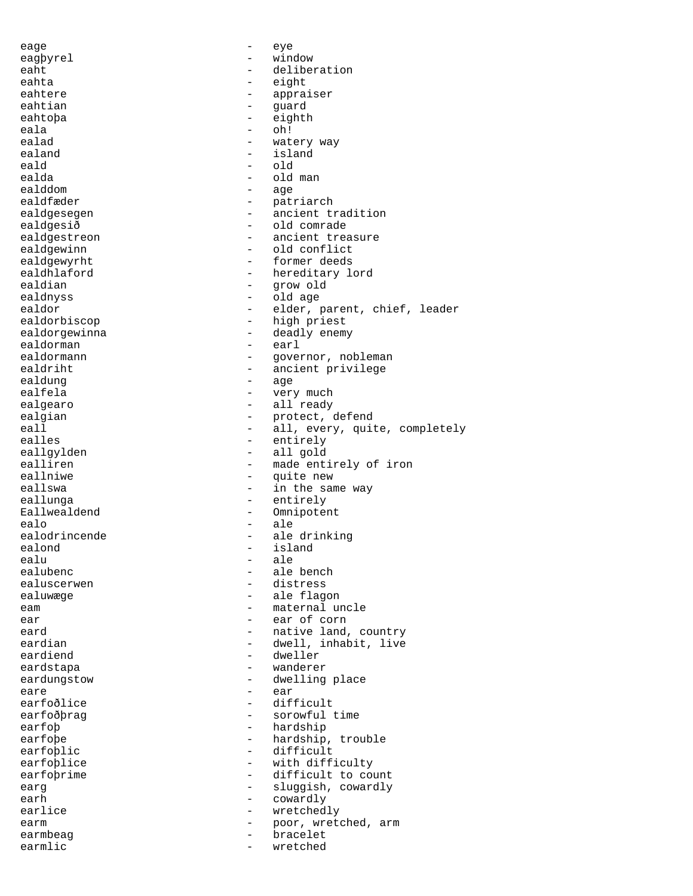eage - eye
eagþyrel - window
eaht - deliberation
eahta - eight
eahtere - appraiser
eahtian - guard
eahtoþa - eighth
eala - oh!
ealad - watery way
ealand - island
eald - old
ealda - old man
ealddom - age
ealdfæder - patriarch
ealdgesegen - ancient tradition
ealdgesið - old comrade
ealdgestreon - ancient treasure
ealdgewinn - old conflict
ealdgewyrht - former deeds
ealdhlaford - hereditary lord
ealdian - grow old
ealdnyss - old age
ealdor - elder, parent, chief, leader
ealdorbiscop - high priest
ealdorgewinna - deadly enemy
ealdorman - earl
ealdormann - governor, nobleman
ealdriht - ancient privilege
ealdung - age
ealfela - very much
ealgearo - all ready
ealgian - protect, defend
eall - all, every, quite, completely
ealles - entirely
eallgylden - all gold
ealliren - made entirely of iron
eallniwe - quite new
eallswa - in the same way
eallunga - entirely
Eallwealdend - Omnipotent
ealo - ale
ealodrincende - ale drinking
ealond - island
ealu - ale
ealubenc - ale bench
ealuscerwen - distress
ealuwæge - ale flagon
eam - maternal uncle
ear - ear of corn
eard - native land, country
eardian - dwell, inhabit, live
eardiend - dweller
eardstapa - wanderer
eardungstow - dwelling place
eare - ear
earfoðlice - difficult
earfoðþrag - sorowful time
earfoþ - hardship
earfoþe - hardship, trouble
earfoþlic - difficult
earfoþlice - with difficulty
earfoþrime - difficult to count
earg - sluggish, cowardly
earh - cowardly
earlice - wretchedly
earm - poor, wretched, arm
earmbeag - bracelet
earmlic - wretched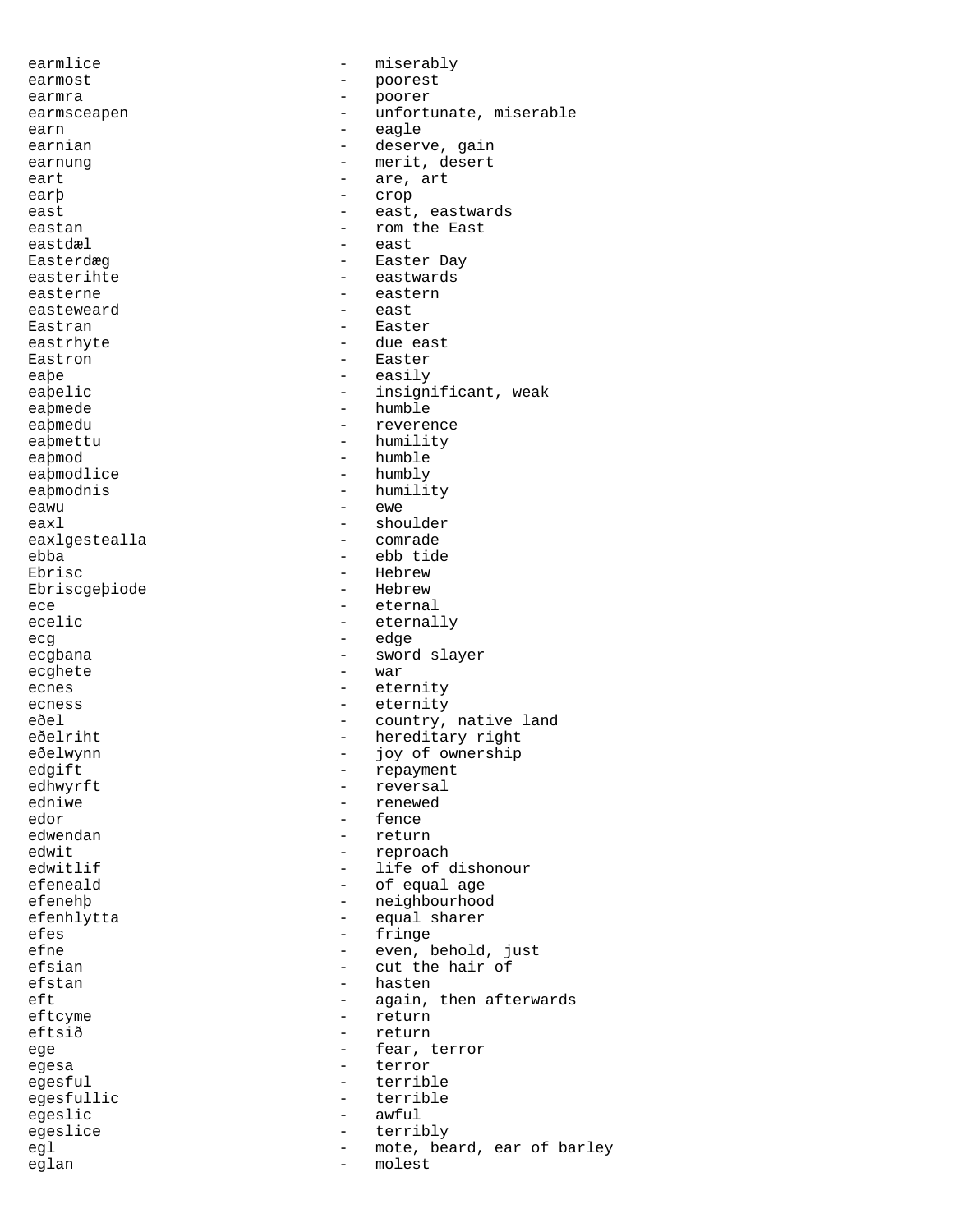earmlice - miserably
earmost - poorest
earmra - poorer
earmsceapen - unfortunate, miserable
earn - eagle
earnian - deserve, gain
earnung - merit, desert
eart - are, art
earþ - crop
east - east, eastwards
eastan - rom the East
eastdæl - east
Easterdæg - Easter Day
easterihte - eastwards
easterne - eastern
easteweard - east
Eastran - Easter
eastrhyte - due east
Eastron - Easter
eaþe - easily
eaþelic - insignificant, weak
eaþmede - humble
eaþmedu - reverence
eaþmettu - humility
eaþmod - humble
eaþmodlice - humbly
eaþmodnis - humility
eawu - ewe
eaxl - shoulder
eaxlgestealla - comrade
ebba - ebb tide
Ebrisc - Hebrew
Ebriscgeþiode - Hebrew
ece - eternal
ecelic - eternally
ecg - edge
ecgbana - sword slayer
ecghete - war
ecnes - eternity
ecness - eternity
eðel - country, native land
eðelriht - hereditary right
eðelwynn - joy of ownership
edgift - repayment
edhwyrft - reversal
edniwe - renewed
edor - fence
edwendan - return
edwit - reproach
edwitlif - life of dishonour
efeneald - of equal age
efenehþ - neighbourhood
efenhlytta - equal sharer
efes - fringe
efne - even, behold, just
efsian - cut the hair of
efstan - hasten
eft - again, then afterwards
eftcyme - return
eftsið - return
ege - fear, terror
egesa - terror
egesful - terrible
egesfullic - terrible
egeslic - awful
egeslice - terribly
egl - mote, beard, ear of barley
eglan - molest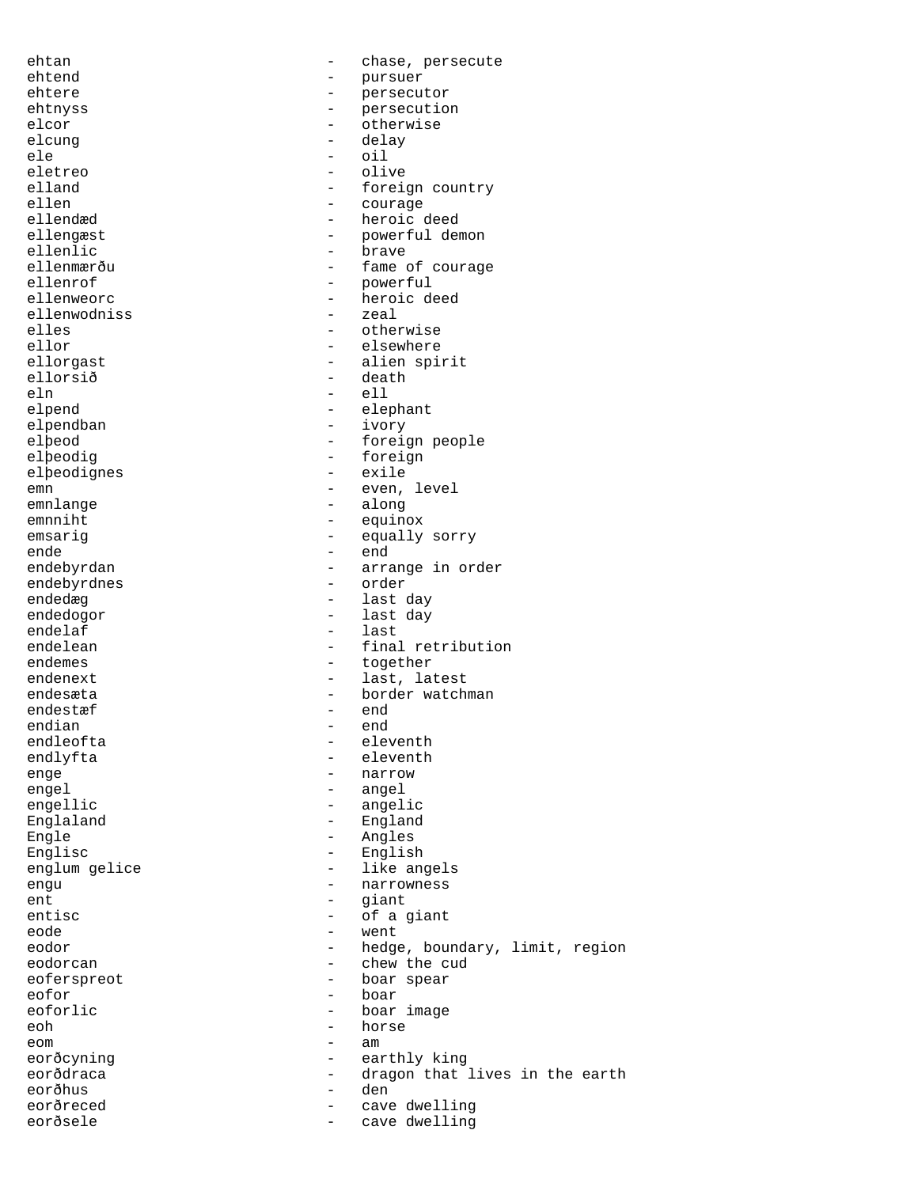ehtan - chase, persecute
ehtend - pursuer
ehtere - persecutor
ehtnyss - persecution
elcor - otherwise
elcung - delay
ele - oil
eletreo - olive
elland - foreign country
ellen - courage
ellendæd - heroic deed
ellengæst - powerful demon
ellenlic - brave
ellenmærðu - fame of courage
ellenrof - powerful
ellenweorc - heroic deed
ellenwodniss - zeal
elles - otherwise
ellor - elsewhere
ellorgast - alien spirit
ellorsið - death
eln - ell
elpend - elephant
elpendban - ivory
elþeod - foreign people
elþeodig - foreign
elþeodignes - exile
emn - even, level
emnlange - along
emnniht - equinox
emsarig - equally sorry
ende - end
endebyrdan - arrange in order
endebyrdnes - order
endedæg - last day
endedogor - last day
endelaf - last
endelean - final retribution
endemes - together
endenext - last, latest
endesæta - border watchman
endestæf - end
endian - end
endleofta - eleventh
endlyfta - eleventh
enge - narrow
engel - angel
engellic - angelic
Englaland - England
Engle - Angles
Englisc - English
englum gelice - like angels
engu - narrowness
ent - giant
entisc - of a giant
eode - went
eodor - hedge, boundary, limit, region
eodorcan - chew the cud
eoferspreot - boar spear
eofor - boar
eoforlic - boar image
eoh - horse
eom - am
eorðcyning - earthly king
eorðdraca - dragon that lives in the earth
eorðhus - den
eorðreced - cave dwelling
eorðsele - cave dwelling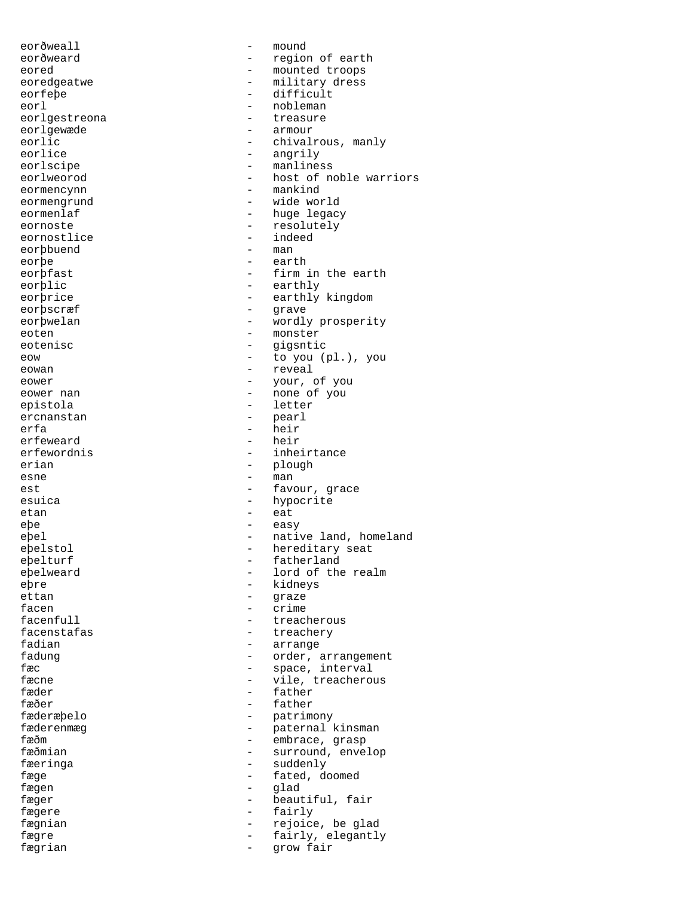eorðweall - mound
eorðweard - region of earth
eored - mounted troops
eoredgeatwe - military dress
eorfeþe - difficult
eorl - nobleman
eorlgestreona - treasure
eorlgewæde - armour
eorlic - chivalrous, manly
eorlice - angrily
eorlscipe - manliness
eorlweorod - host of noble warriors
eormencynn - mankind
eormengrund - wide world
eormenlaf - huge legacy
eornoste - resolutely
eornostlice - indeed
eorþbuend - man
eorþe - earth
eorþfast - firm in the earth
eorþlic - earthly
eorþrice - earthly kingdom
eorþscræf - grave
eorþwelan - wordly prosperity
eoten - monster
eotenisc - gigsntic
eow - to you (pl.), you
eowan - reveal
eower - your, of you
eower nan - none of you
epistola - letter
ercnanstan - pearl
erfa - heir
erfeweard - heir
erfewordnis - inheirtance
erian - plough
esne - man
est - favour, grace
esuica - hypocrite
etan - eat
eþe - easy
eþel - native land, homeland
eþelstol - hereditary seat
eþelturf - fatherland
eþelweard - lord of the realm
eþre - kidneys
ettan - graze
facen - crime
facenfull - treacherous
facenstafas - treachery
fadian - arrange
fadung - order, arrangement
fæc - space, interval
fæcne - vile, treacherous
fæder - father
fæðer - father
fæderæþelo - patrimony
fæderenmæg - paternal kinsman
fæðm - embrace, grasp
fæðmian - surround, envelop
færinga - suddenly
fæge - fated, doomed
fægen - glad
fæger - beautiful, fair
fægere - fairly
fægnian - rejoice, be glad
fægre - fairly, elegantly
fægrian - grow fair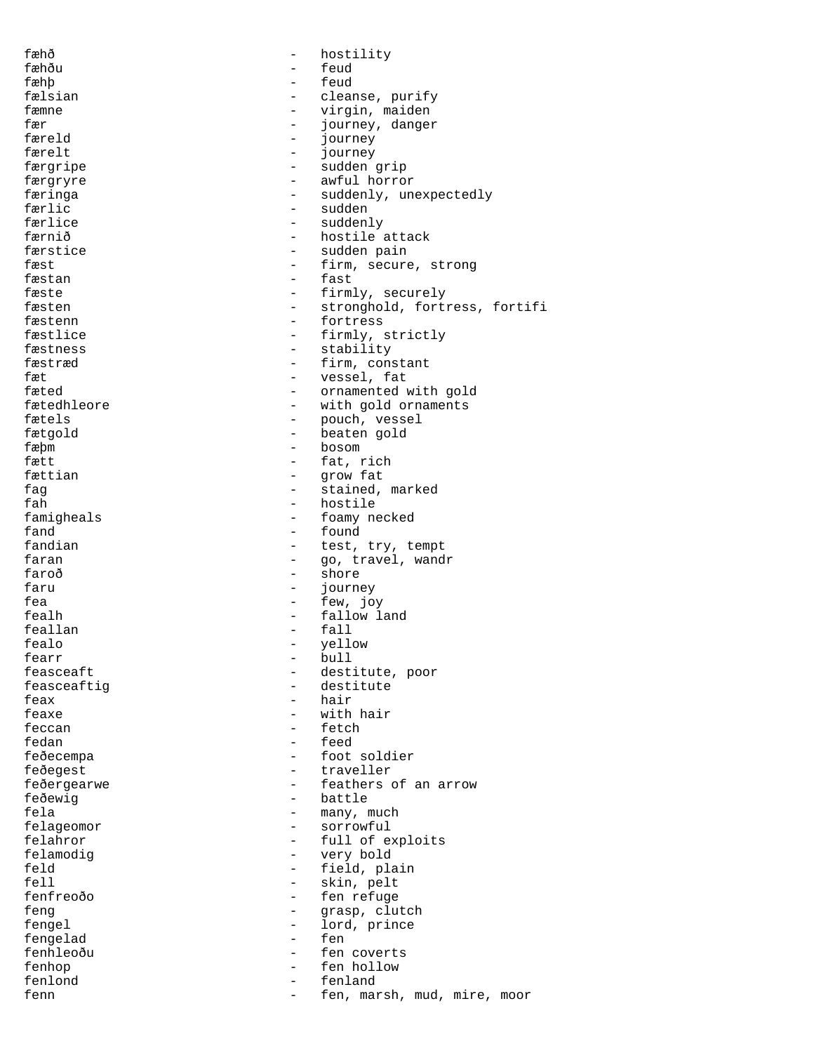fæhð - hostility
fæhðu - feud
fæhþ - feud
fælsian - cleanse, purify
fæmne - virgin, maiden
fær - journey, danger
færeld - journey
færelt - journey
færgripe - sudden grip
færgryre - awful horror
færinga - suddenly, unexpectedly
færlic - sudden
færlice - suddenly
færnið - hostile attack
færstice - sudden pain
fæst - firm, secure, strong
fæstan - fast
fæste - firmly, securely
fæsten - stronghold, fortress, fortifi
fæstenn - fortress
fæstlice - firmly, strictly
fæstness - stability
fæstræd - firm, constant
fæt - vessel, fat
fæted - ornamented with gold
fætedhleore - with gold ornaments
fætels - pouch, vessel
fætgold - beaten gold
fæþm - bosom
fætt - fat, rich
fættian - grow fat
fag - stained, marked
fah - hostile
famigheals - foamy necked
fand - found
fandian - test, try, tempt
faran - go, travel, wandr
faroð - shore
faru - journey
fea - few, joy
fealh - fallow land
feallan - fall
fealo - yellow
fearr - bull
feasceaft - destitute, poor
feasceaftig - destitute
feax - hair
feaxe - with hair
feccan - fetch
fedan - feed
feðecempa - foot soldier
feðegest - traveller
feðergearwe - feathers of an arrow
feðewig - battle
fela - many, much
felageomor - sorrowful
felahror - full of exploits
felamodig - very bold
feld - field, plain
fell - skin, pelt
fenfreoðo - fen refuge
feng - grasp, clutch
fengel - lord, prince
fengelad - fen
fenhleoðu - fen coverts
fenhop - fen hollow
fenlond - fenland
fenn - fen, marsh, mud, mire, moor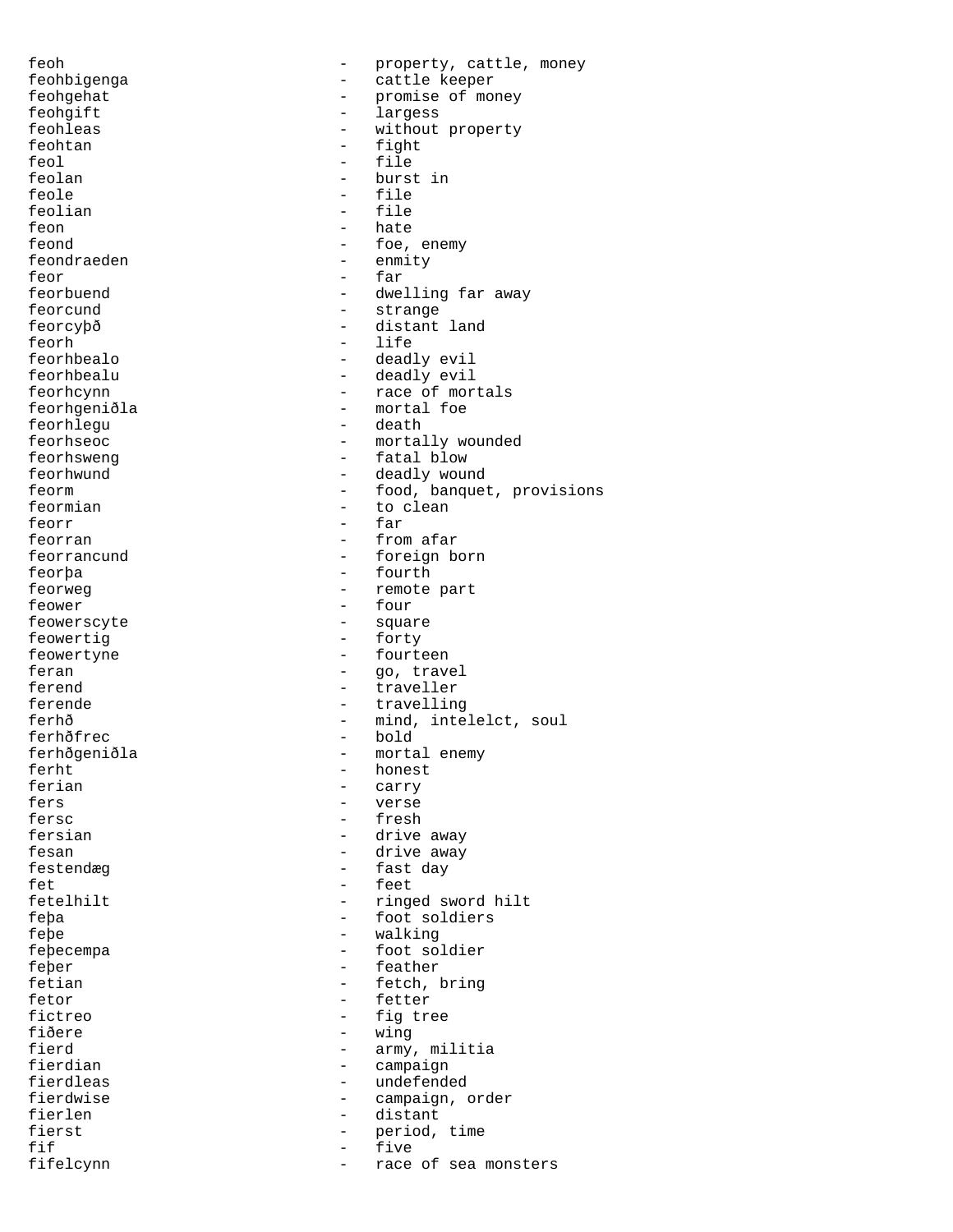feoh - property, cattle, money
feohbigenga - cattle keeper
feohgehat - promise of money
feohgift - largess
feohleas - without property
feohtan - fight
feol - file
feolan - burst in
feole - file
feolian - file
feon - hate
feond - foe, enemy
feondraeden - enmity
feor - far
feorbuend - dwelling far away
feorcund - strange
feorcyþð - distant land
feorh - life
feorhbealo - deadly evil
feorhbealu - deadly evil
feorhcynn - race of mortals
feorhgeniðla - mortal foe
feorhlegu - death
feorhseoc - mortally wounded
feorhsweng - fatal blow
feorhwund - deadly wound
feorm - food, banquet, provisions
feormian - to clean
feorr - far
feorran - from afar
feorrancund - foreign born
feorþa - fourth
feorweg - remote part
feower - four
feowerscyte - square
feowertig - forty
feowertyne - fourteen
feran - go, travel
ferend - traveller
ferende - travelling
ferhð - mind, intelelct, soul
ferhðfrec - bold
ferhðgeniðla - mortal enemy
ferht - honest
ferian - carry
fers - verse
fersc - fresh
fersian - drive away
fesan - drive away
festendæg - fast day
fet - feet
fetelhilt - ringed sword hilt
feþa - foot soldiers
feþe - walking
feþecempa - foot soldier
feþer - feather
fetian - fetch, bring
fetor - fetter
fictreo - fig tree
fiðere - wing
fierd - army, militia
fierdian - campaign
fierdleas - undefended
fierdwise - campaign, order
fierlen - distant
fierst - period, time
fif - five
fifelcynn - race of sea monsters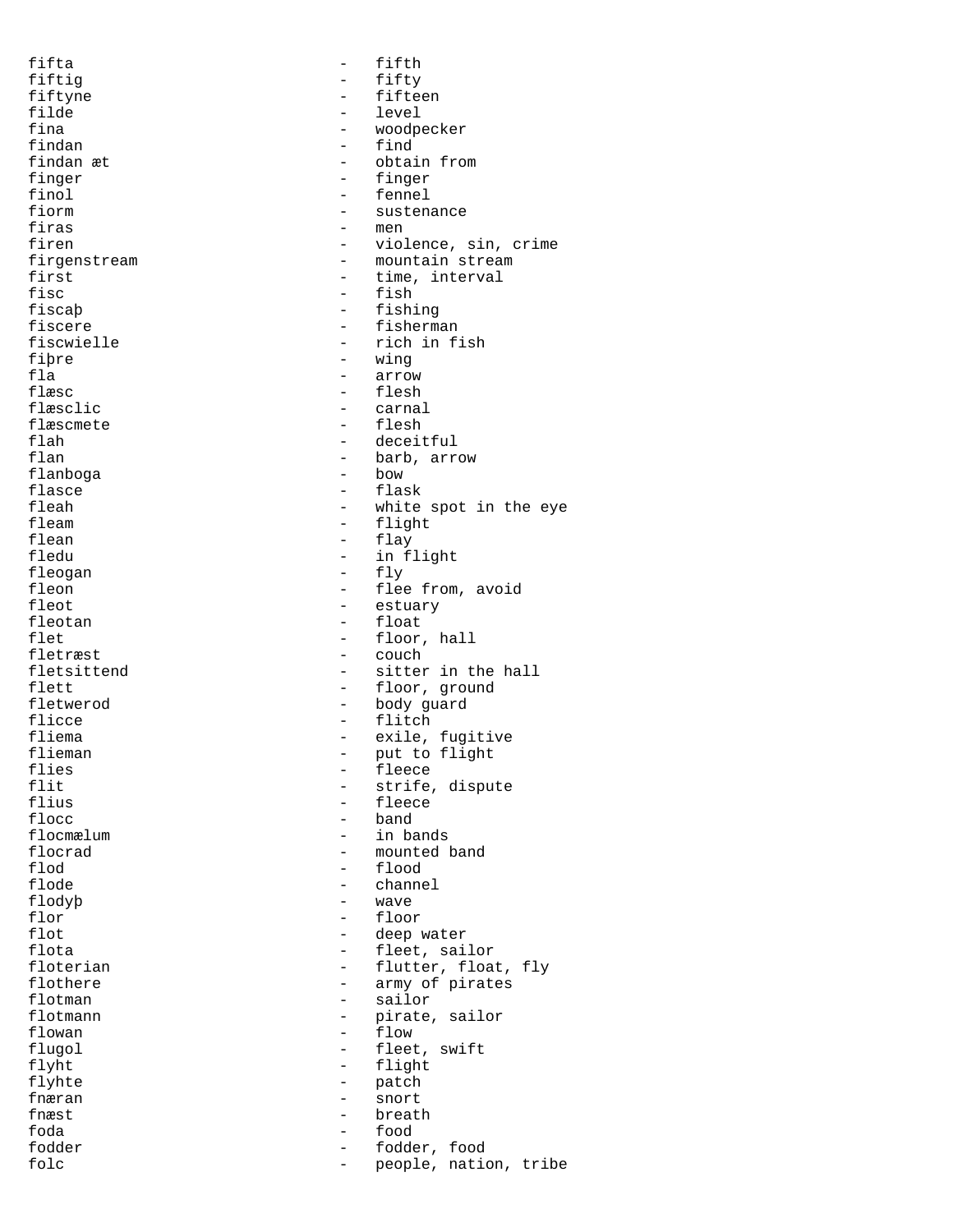fifta - fifth
fiftig - fifty
fiftyne - fifteen
filde - level
fina - woodpecker
findan - find
findan æt - obtain from
finger - finger
finol - fennel
fiorm - sustenance
firas - men
firen - violence, sin, crime
firgenstream - mountain stream
first - time, interval
fisc - fish
fiscaþ - fishing
fiscere - fisherman
fiscwielle - rich in fish
fiþre - wing
fla - arrow
flæsc - flesh
flæsclic - carnal
flæscmete - flesh
flah - deceitful
flan - barb, arrow
flanboga - bow
flasce - flask
fleah - white spot in the eye
fleam - flight
flean - flay
fledu - in flight
fleogan - fly
fleon - flee from, avoid
fleot - estuary
fleotan - float
flet - floor, hall
fletræst - couch
fletsittend - sitter in the hall
flett - floor, ground
fletwerod - body guard
flicce - flitch
fliema - exile, fugitive
flieman - put to flight
flies - fleece
flit - strife, dispute
flius - fleece
flocc - band
flocmælum - in bands
flocrad - mounted band
flod - flood
flode - channel
flodyþ - wave
flor - floor
flot - deep water
flota - fleet, sailor
floterian - flutter, float, fly
flothere - army of pirates
flotman - sailor
flotmann - pirate, sailor
flowan - flow
flugol - fleet, swift
flyht - flight
flyhte - patch
fnæran - snort
fnæst - breath
foda - food
fodder - fodder, food
folc - people, nation, tribe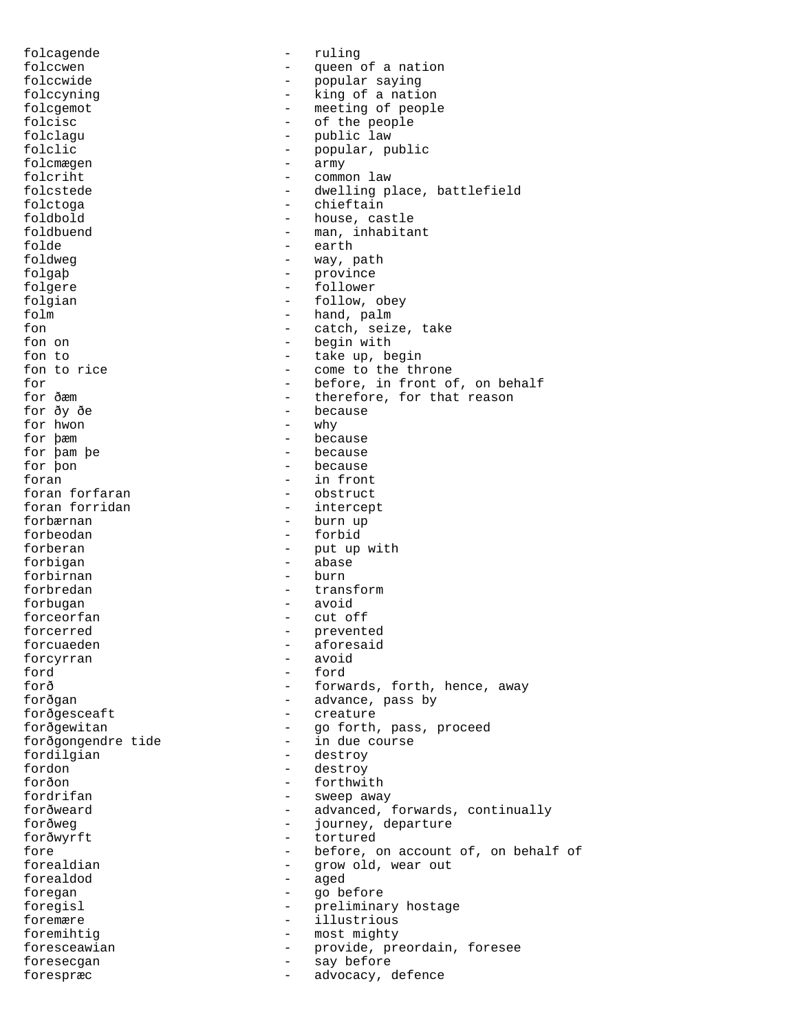folcagende - ruling
folccwen - queen of a nation
folccwide - popular saying
folccyning - king of a nation
folcgemot - meeting of people
folcisc - of the people
folclagu - public law
folclic - popular, public
folcmægen - army
folcriht - common law
folcstede - dwelling place, battlefield
folctoga - chieftain
foldbold - house, castle
foldbuend - man, inhabitant
folde - earth
foldweg - way, path
folgaþ - province
folgere - follower
folgian - follow, obey
folm - hand, palm
fon - catch, seize, take
fon on - begin with
fon to - take up, begin
fon to rice - come to the throne
for - before, in front of, on behalf
for ðæm - therefore, for that reason
for ðy ðe - because
for hwon - why
for þæm - because
for þam þe - because
for þon - because
foran - in front
foran forfaran - obstruct
foran forridan - intercept
forbærnan - burn up
forbeodan - forbid
forberan - put up with
forbigan - abase
forbirnan - burn
forbredan - transform
forbugan - avoid
forceorfan - cut off
forcerred - prevented
forcuaeden - aforesaid
forcyrran - avoid
ford - ford
forð - forwards, forth, hence, away
forðgan - advance, pass by
forðgesceaft - creature
forðgewitan - go forth, pass, proceed
forðgongendre tide - in due course
fordilgian - destroy
fordon - destroy
forðon - forthwith
fordrifan - sweep away
forðweard - advanced, forwards, continually
forðweg - journey, departure
forðwyrft - tortured
fore - before, on account of, on behalf of
forealdian - grow old, wear out
forealdod - aged
foregan - go before
foregisl - preliminary hostage
foremære - illustrious
foremihtig - most mighty
foresceawian - provide, preordain, foresee
foresecgan - say before
forespræc - advocacy, defence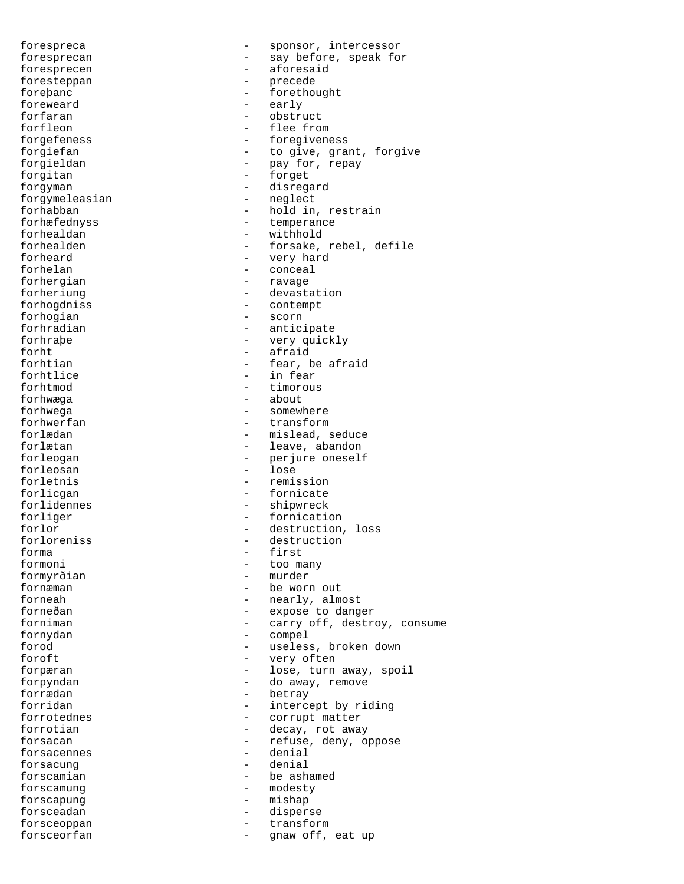forespreca - sponsor, intercessor
foresprecan - say before, speak for
foresprecen - aforesaid
foresteppan - precede
foreþanc - forethought
foreweard - early
forfaran - obstruct
forfleon - flee from
forgefeness - foregiveness
forgiefan - to give, grant, forgive
forgieldan - pay for, repay
forgitan - forget
forgyman - disregard
forgymeleasian - neglect
forhabban - hold in, restrain
forhæfednyss - temperance
forhealdan - withhold
forhealden - forsake, rebel, defile
forheard - very hard
forhelan - conceal
forhergian - ravage
forheriung - devastation
forhogdniss - contempt
forhogian - scorn
forhradian - anticipate
forhraþe - very quickly
forht - afraid
forhtian - fear, be afraid
forhtlice - in fear
forhtmod - timorous
forhwæga - about
forhwega - somewhere
forhwerfan - transform
forlædan - mislead, seduce
forlætan - leave, abandon
forleogan - perjure oneself
forleosan - lose
forletnis - remission
forlicgan - fornicate
forlidennes - shipwreck
forliger - fornication
forlor - destruction, loss
forloreniss - destruction
forma - first
formoni - too many
formyrðian - murder
fornæman - be worn out
forneah - nearly, almost
forneðan - expose to danger
forniman - carry off, destroy, consume
fornydan - compel
forod - useless, broken down
foroft - very often
forpæran - lose, turn away, spoil
forpyndan - do away, remove
forrædan - betray
forridan - intercept by riding
forrotednes - corrupt matter
forrotian - decay, rot away
forsacan - refuse, deny, oppose
forsacennes - denial
forsacung - denial
forscamian - be ashamed
forscamung - modesty
forscapung - mishap
forsceadan - disperse
forsceoppan - transform
forsceorfan - gnaw off, eat up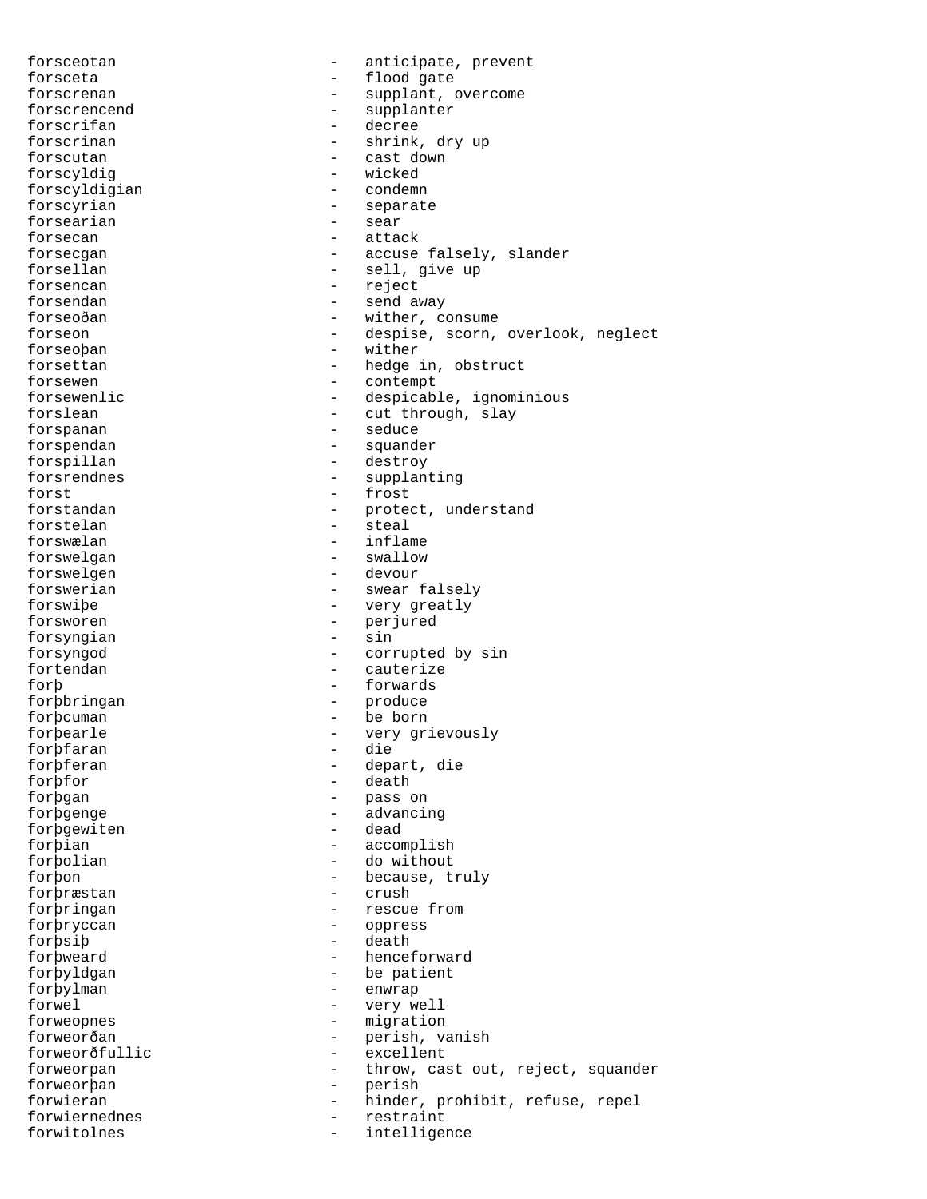forsceotan - anticipate, prevent
forsceta - flood gate
forscrenan - supplant, overcome
forscrencend - supplanter
forscrifan - decree
forscrinan - shrink, dry up
forscutan - cast down
forscyldig - wicked
forscyldigian - condemn
forscyrian - separate
forsearian - sear
forsecan - attack
forsecgan - accuse falsely, slander
forsellan - sell, give up
forsencan - reject
forsendan - send away
forseoðan - wither, consume
forseon - despise, scorn, overlook, neglect
forseoþan - wither
forsettan - hedge in, obstruct
forsewen - contempt
forsewenlic - despicable, ignominious
forslean - cut through, slay
forspanan - seduce
forspendan - squander
forspillan - destroy
forsrendnes - supplanting
forst - frost
forstandan - protect, understand
forstelan - steal
forswælan - inflame
forswelgan - swallow
forswelgen - devour
forswerian - swear falsely
forswiþe - very greatly
forsworen - perjured
forsyngian - sin
forsyngod - corrupted by sin
fortendan - cauterize
forþ - forwards
forþbringan - produce
forþcuman - be born
forþearle - very grievously
forþfaran - die
forþferan - depart, die
forþfor - death
forþgan - pass on
forþgenge - advancing
forþgewiten - dead
forþian - accomplish
forþolian - do without
forþon - because, truly
forþræstan - crush
forþringan - rescue from
forþryccan - oppress
forþsiþ - death
forþweard - henceforward
forþyldgan - be patient
forþylman - enwrap
forwel - very well
forweopnes - migration
forweorðan - perish, vanish
forweorðfullic - excellent
forweorpan - throw, cast out, reject, squander
forweorþan - perish
forwieran - hinder, prohibit, refuse, repel
forwiernednes - restraint
forwitolnes - intelligence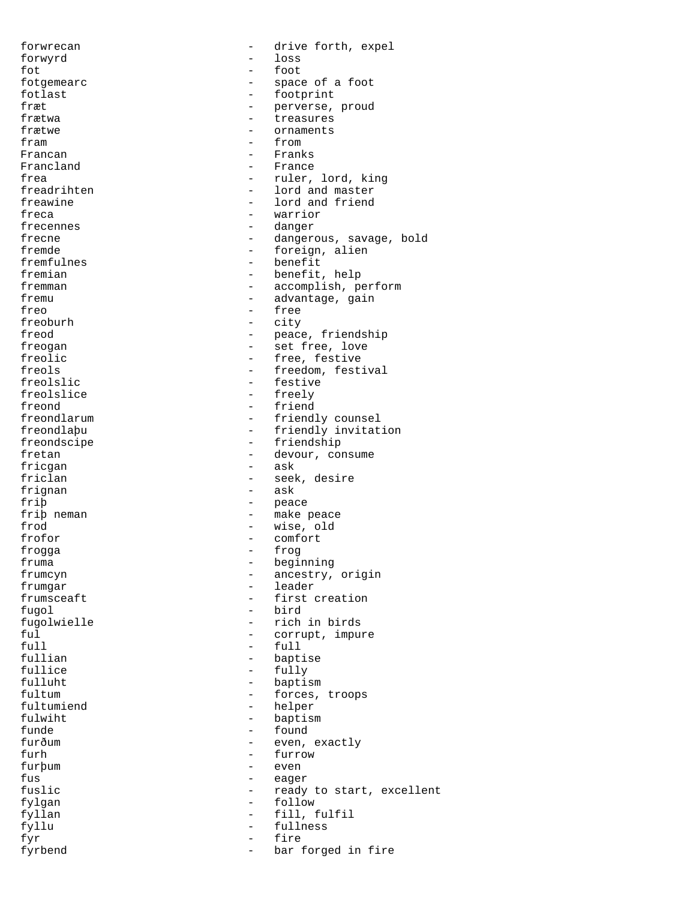forwrecan - drive forth, expel
forwyrd - loss
fot - foot
fotgemearc - space of a foot
fotlast - footprint
fræt - perverse, proud
frætwa - treasures
frætwe - ornaments
fram - from
Francan - Franks
Francland - France
frea - ruler, lord, king
freadrihten - lord and master
freawine - lord and friend
freca - warrior
frecennes - danger
frecne - dangerous, savage, bold
fremde - foreign, alien
fremfulnes - benefit
fremian - benefit, help
fremman - accomplish, perform
fremu - advantage, gain
freo - free
freoburh - city
freod - peace, friendship
freogan - set free, love
freolic - free, festive
freols - freedom, festival
freolslic - festive
freolslice - freely
freond - friend
freondlarum - friendly counsel
freondlaþu - friendly invitation
freondscipe - friendship
fretan - devour, consume
fricgan - ask
friclan - seek, desire
frignan - ask
friþ - peace
friþ neman - make peace
frod - wise, old
frofor - comfort
frogga - frog
fruma - beginning
frumcyn - ancestry, origin
frumgar - leader
frumsceaft - first creation
fugol - bird
fugolwielle - rich in birds
ful - corrupt, impure
full - full
fullian - baptise
fullice - fully
fulluht - baptism
fultum - forces, troops
fultumiend - helper
fulwiht - baptism
funde - found
furðum - even, exactly
furh - furrow
furþum - even
fus - eager
fuslic - ready to start, excellent
fylgan - follow
fyllan - fill, fulfil
fyllu - fullness
fyr - fire
fyrbend - bar forged in fire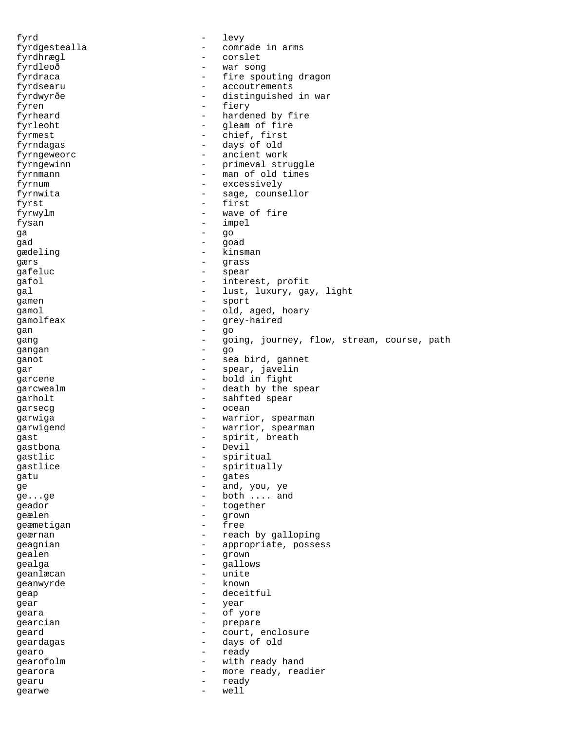fyrd - levy
fyrdgestealla - comrade in arms
fyrdhrægl - corslet
fyrdleoð - war song
fyrdraca - fire spouting dragon
fyrdsearu - accoutrements
fyrdwyrðe - distinguished in war
fyren - fiery
fyrheard - hardened by fire
fyrleoht - gleam of fire
fyrmest - chief, first
fyrndagas - days of old
fyrngeweorc - ancient work
fyrngewinn - primeval struggle
fyrnmann - man of old times
fyrnum - excessively
fyrnwita - sage, counsellor
fyrst - first
fyrwylm - wave of fire
fysan - impel
ga - go
gad - goad
gædeling - kinsman
gærs - grass
gafeluc - spear
gafol - interest, profit
gal - lust, luxury, gay, light
gamen - sport
gamol - old, aged, hoary
gamolfeax - grey-haired
gan - go
gang - going, journey, flow, stream, course, path
gangan - go
ganot - sea bird, gannet
gar - spear, javelin
garcene - bold in fight
garcwealm - death by the spear
garholt - sahfted spear
garsecg - ocean
garwiga - warrior, spearman
garwigend - warrior, spearman
gast - spirit, breath
gastbona - Devil
gastlic - spiritual
gastlice - spiritually
gatu - gates
ge - and, you, ye
ge...ge - both .... and
geador - together
geælen - grown
geæmetigan - free
geærnan - reach by galloping
geagnian - appropriate, possess
gealen - grown
gealga - gallows
geanlæcan - unite
geanwyrde - known
geap - deceitful
gear - year
geara - of yore
gearcian - prepare
geard - court, enclosure
geardagas - days of old
gearo - ready
gearofolm - with ready hand
gearora - more ready, readier
gearu - ready
gearwe - well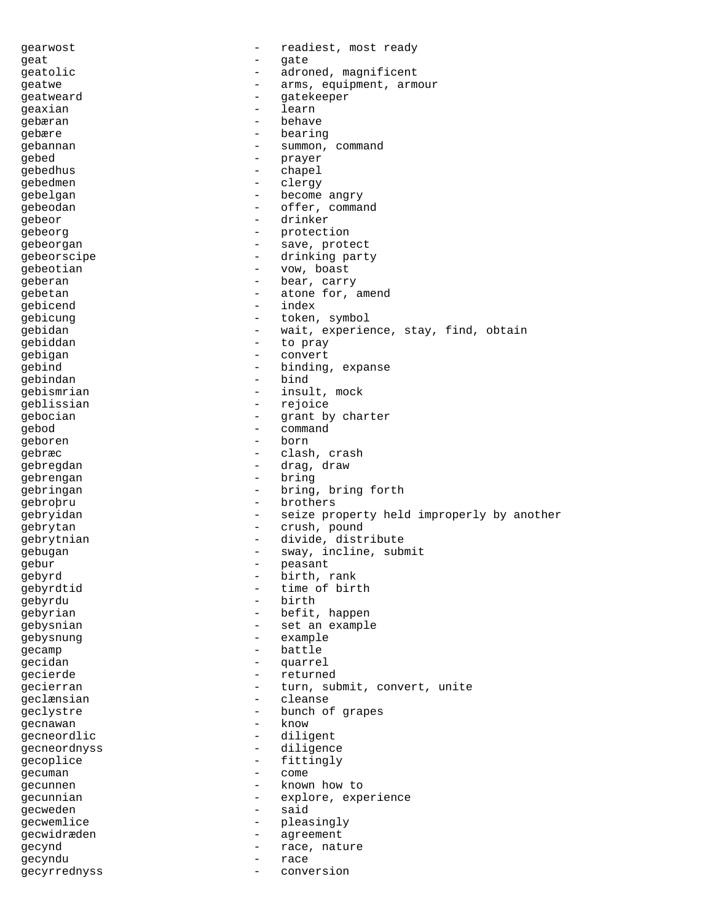gearwost - readiest, most ready
geat - gate
geatolic - adroned, magnificent
geatwe - arms, equipment, armour
geatweard - gatekeeper
geaxian - learn
gebæran - behave
gebære - bearing
gebannan - summon, command
gebed - prayer
gebedhus - chapel
gebedmen - clergy
gebelgan - become angry
gebeodan - offer, command
gebeor - drinker
gebeorg - protection
gebeorgan - save, protect
gebeorscipe - drinking party
gebeotian - vow, boast
geberan - bear, carry
gebetan - atone for, amend
gebicend - index
gebicung - token, symbol
gebidan - wait, experience, stay, find, obtain
gebiddan - to pray
gebigan - convert
gebind - binding, expanse
gebindan - bind
gebismrian - insult, mock
geblissian - rejoice
gebocian - grant by charter
gebod - command
geboren - born
gebræc - clash, crash
gebregdan - drag, draw
gebrengan - bring
gebringan - bring, bring forth
gebroþru - brothers
gebryidan - seize property held improperly by another
gebrytan - crush, pound
gebrytnian - divide, distribute
gebugan - sway, incline, submit
gebur - peasant
gebyrd - birth, rank
gebyrdtid - time of birth
gebyrdu - birth
gebyrian - befit, happen
gebysnian - set an example
gebysnung - example
gecamp - battle
gecidan - quarrel
gecierde - returned
gecierran - turn, submit, convert, unite
geclænsian - cleanse
geclystre - bunch of grapes
gecnawan - know
gecneordlic - diligent
gecneordnyss - diligence
gecoplice - fittingly
gecuman - come
gecunnen - known how to
gecunnian - explore, experience
gecweden - said
gecwemlice - pleasingly
gecwidræden - agreement
gecynd - race, nature
gecyndu - race
gecyrrednyss - conversion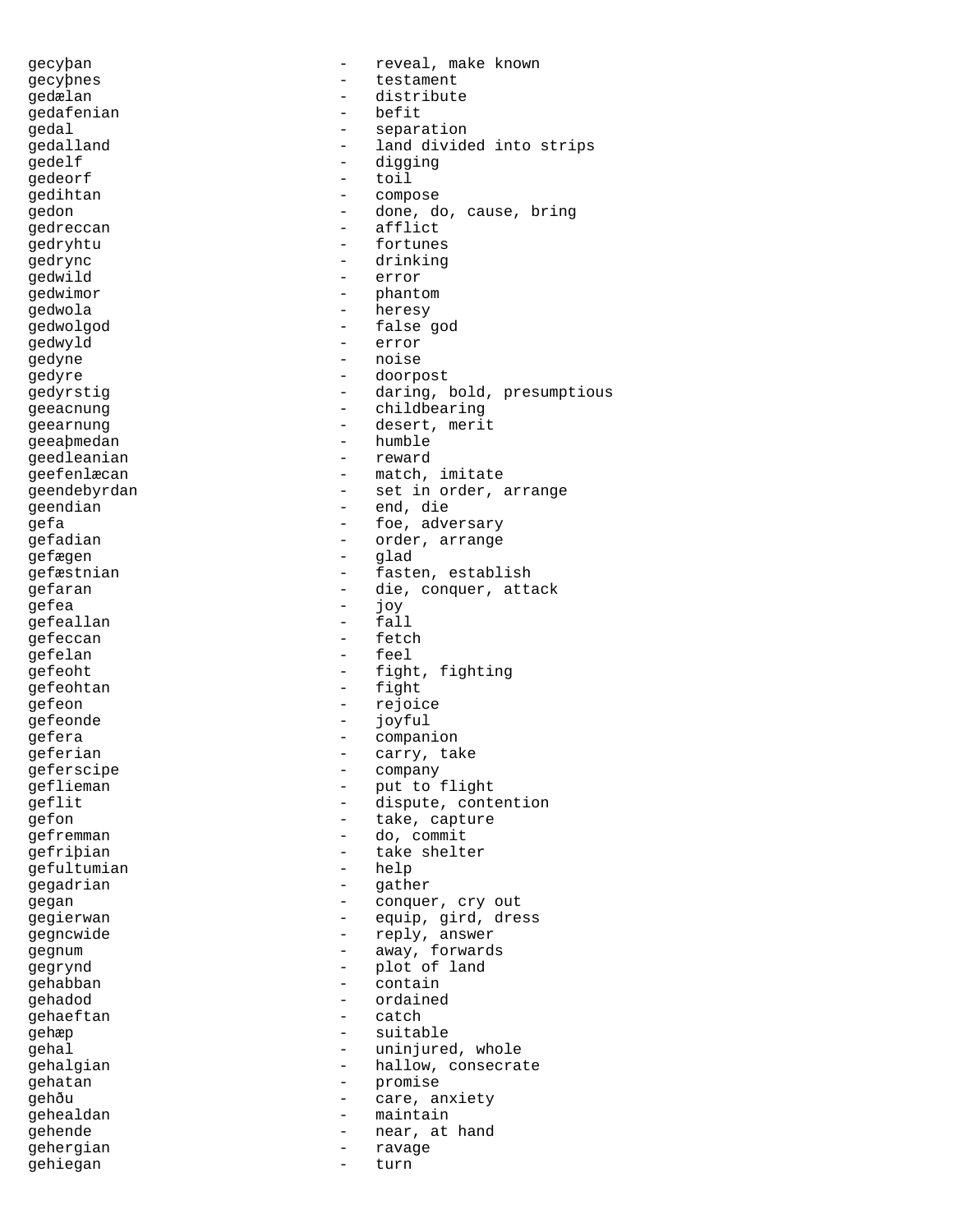gecyþan - reveal, make known
gecyþnes - testament
gedælan - distribute
gedafenian - befit
gedal - separation
gedalland - land divided into strips
gedelf - digging
gedeorf - toil
gedihtan - compose
gedon - done, do, cause, bring
gedreccan - afflict
gedryhtu - fortunes
gedrync - drinking
gedwild - error
gedwimor - phantom
gedwola - heresy
gedwolgod - false god
gedwyld - error
gedyne - noise
gedyre - doorpost
gedyrstig - daring, bold, presumptious
geeacnung - childbearing
geearnung - desert, merit
geeaþmedan - humble
geedleanian - reward
geefenlæcan - match, imitate
geendebyrdan - set in order, arrange
geendian - end, die
gefa - foe, adversary
gefadian - order, arrange
gefægen - glad
gefæstnian - fasten, establish
gefaran - die, conquer, attack
gefea - joy
gefeallan - fall
gefeccan - fetch
gefelan - feel
gefeoht - fight, fighting
gefeohtan - fight
gefeon - rejoice
gefeonde - joyful
gefera - companion
geferian - carry, take
geferscipe - company
geflieman - put to flight
geflit - dispute, contention
gefon - take, capture
gefremman - do, commit
gefriþian - take shelter
gefultumian - help
gegadrian - gather
gegan - conquer, cry out
gegierwan - equip, gird, dress
gegncwide - reply, answer
gegnum - away, forwards
gegrynd - plot of land
gehabban - contain
gehadod - ordained
gehaeftan - catch
gehæp - suitable
gehal - uninjured, whole
gehalgian - hallow, consecrate
gehatan - promise
gehðu - care, anxiety
gehealdan - maintain
gehende - near, at hand
gehergian - ravage
gehiegan - turn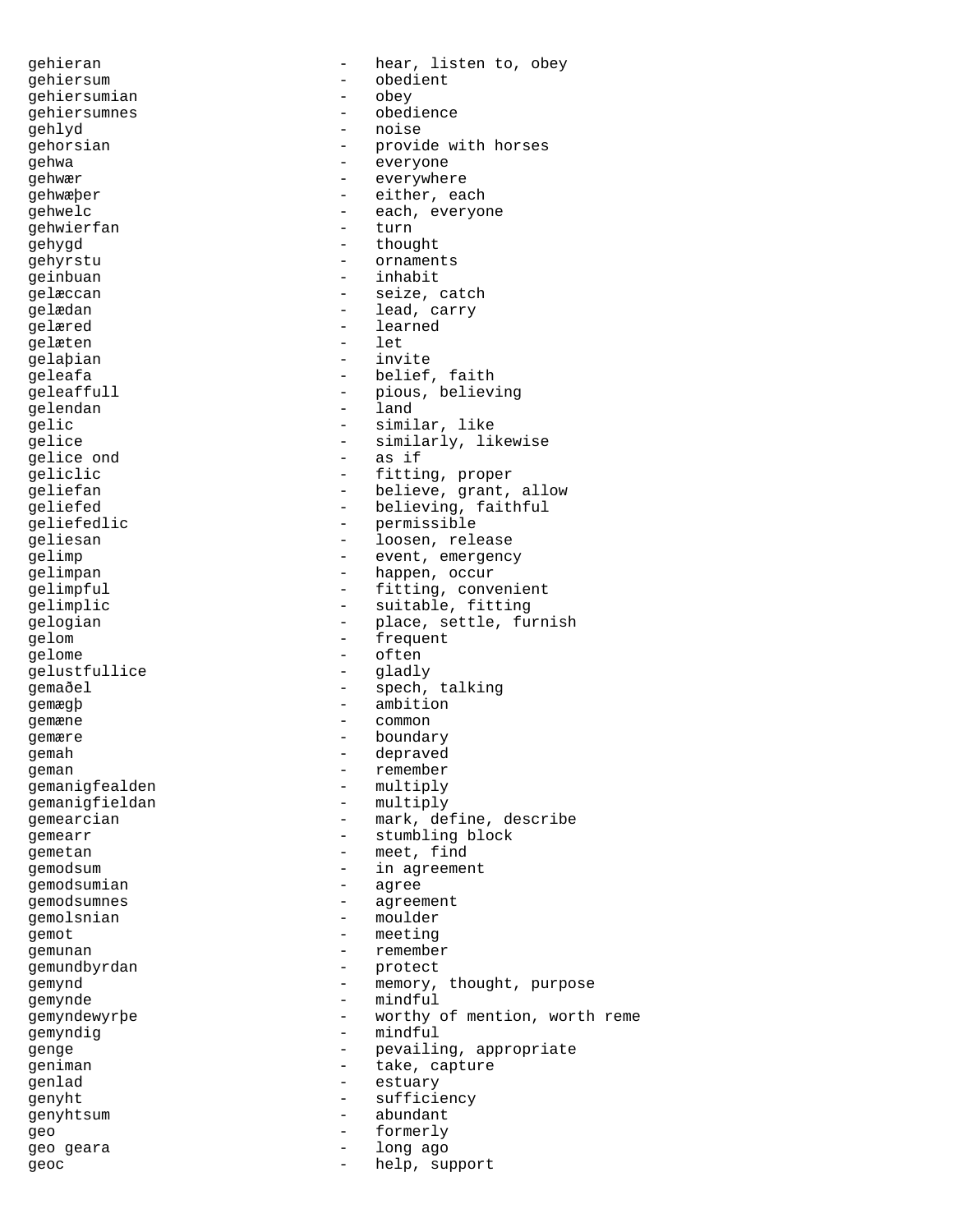gehieran - hear, listen to, obey
gehiersum - obedient
gehiersumian - obey
gehiersumnes - obedience
gehlyd - noise
gehorsian - provide with horses
gehwa - everyone
gehwær - everywhere
gehwæþer - either, each
gehwelc - each, everyone
gehwierfan - turn
gehygd - thought
gehyrstu - ornaments
geinbuan - inhabit
gelæccan - seize, catch
gelædan - lead, carry
gelæred - learned
gelæten - let
gelaþian - invite
geleafa - belief, faith
geleaffull - pious, believing
gelendan - land
gelic - similar, like
gelice - similarly, likewise
gelice ond - as if
geliclic - fitting, proper
geliefan - believe, grant, allow
geliefed - believing, faithful
geliefedlic - permissible
geliesan - loosen, release
gelimp - event, emergency
gelimpan - happen, occur
gelimpful - fitting, convenient
gelimplic - suitable, fitting
gelogian - place, settle, furnish
gelom - frequent
gelome - often
gelustfullice - gladly
gemaðel - spech, talking
gemægþ - ambition
gemæne - common
gemære - boundary
gemah - depraved
geman - remember
gemanigfealden - multiply
gemanigfieldan - multiply
gemearcian - mark, define, describe
gemearr - stumbling block
gemetan - meet, find
gemodsum - in agreement
gemodsumian - agree
gemodsumnes - agreement
gemolsnian - moulder
gemot - meeting
gemunan - remember
gemundbyrdan - protect
gemynd - memory, thought, purpose
gemynde - mindful
gemyndewyrþe - worthy of mention, worth reme
gemyndig - mindful
genge - pevailing, appropriate
geniman - take, capture
genlad - estuary
genyht - sufficiency
genyhtsum - abundant
geo - formerly
geo geara - long ago
geoc - help, support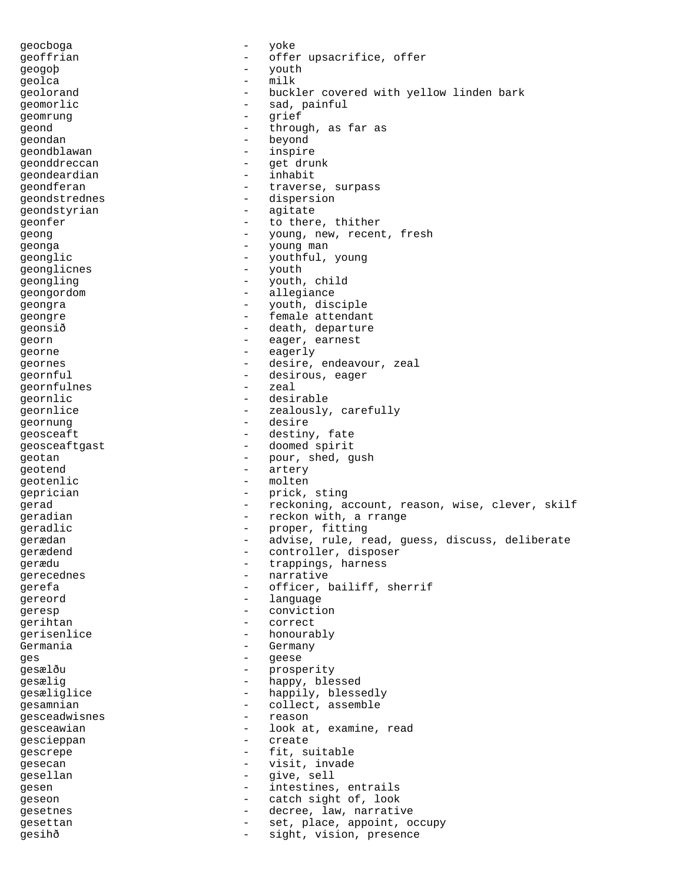geocboga - yoke
geoffrian - offer upsacrifice, offer
geogoþ - youth
geolca - milk
geolorand - buckler covered with yellow linden bark
geomorlic - sad, painful
geomrung - grief
geond - through, as far as
geondan - beyond
geondblawan - inspire
geonddreccan - get drunk
geondeardian - inhabit
geondferan - traverse, surpass
geondstrednes - dispersion
geondstyrian - agitate
geonfer - to there, thither
geong - young, new, recent, fresh
geonga - young man
geonglic - youthful, young
geonglicnes - youth
geongling - youth, child
geongordom - allegiance
geongra - youth, disciple
geongre - female attendant
geonsið - death, departure
georn - eager, earnest
georne - eagerly
geornes - desire, endeavour, zeal
geornful - desirous, eager
geornfulnes - zeal
geornlic - desirable
geornlice - zealously, carefully
geornung - desire
geosceaft - destiny, fate
geosceaftgast - doomed spirit
geotan - pour, shed, gush
geotend - artery
geotenlic - molten
geprician - prick, sting
gerad - reckoning, account, reason, wise, clever, skilf
geradian - reckon with, a rrange
geradlic - proper, fitting
gerædan - advise, rule, read, guess, discuss, deliberate
gerædend - controller, disposer
gerædu - trappings, harness
gerecednes - narrative
gerefa - officer, bailiff, sherrif
gereord - language
geresp - conviction
gerihtan - correct
gerisenlice - honourably
Germania - Germany
ges - geese
gesælðu - prosperity
gesælig - happy, blessed
gesæliglice - happily, blessedly
gesamnian - collect, assemble
gesceadwisnes - reason
gesceawian - look at, examine, read
gescieppan - create
gescrepe - fit, suitable
gesecan - visit, invade
gesellan - give, sell
gesen - intestines, entrails
geseon - catch sight of, look
gesetnes - decree, law, narrative
gesettan - set, place, appoint, occupy
gesihð - sight, vision, presence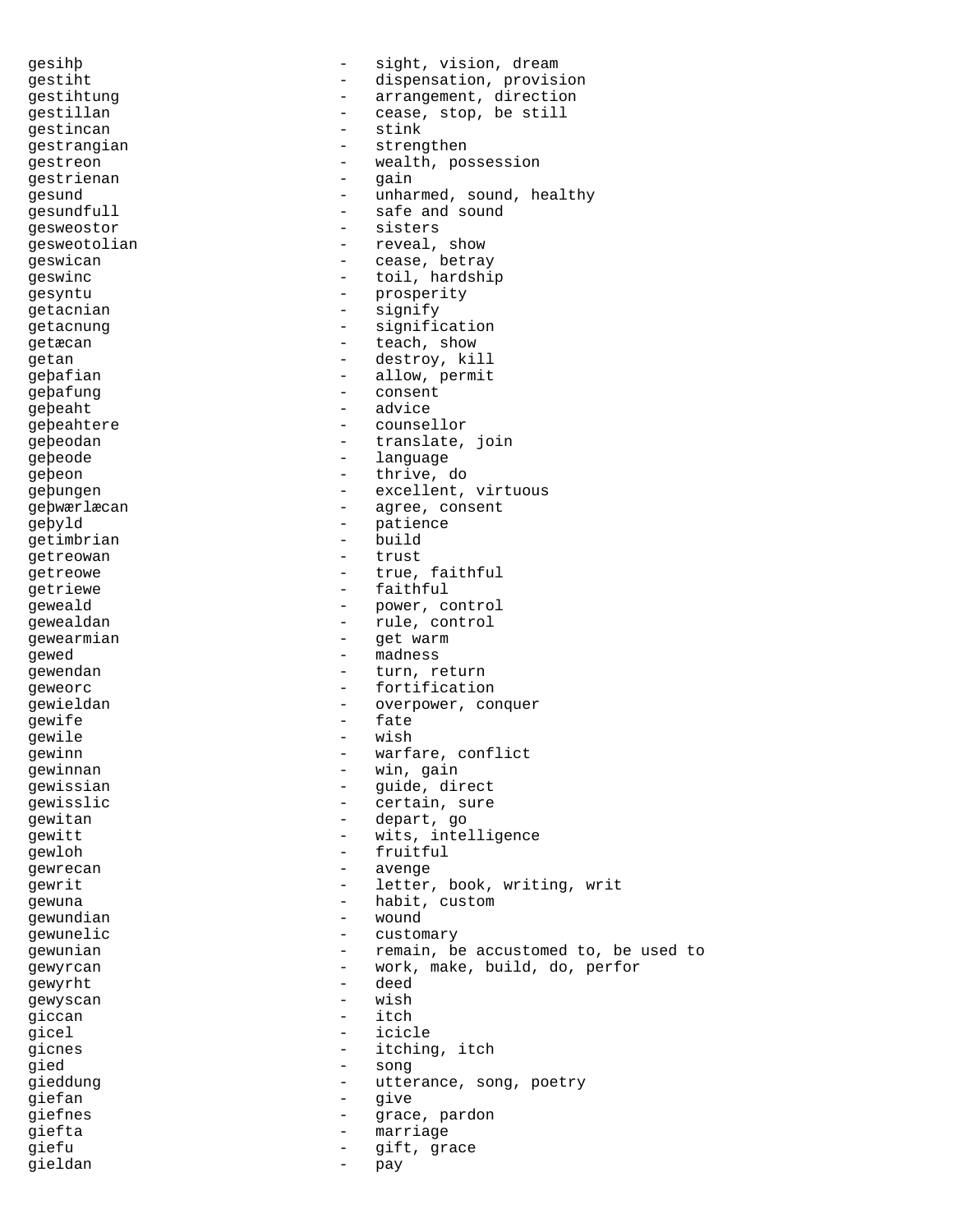gesihþ - sight, vision, dream
gestiht - dispensation, provision
gestihtung - arrangement, direction
gestillan - cease, stop, be still
gestincan - stink
gestrangian - strengthen
gestreon - wealth, possession
gestrienan - gain
gesund - unharmed, sound, healthy
gesundfull - safe and sound
gesweostor - sisters
gesweotolian - reveal, show
geswican - cease, betray
geswinc - toil, hardship
gesyntu - prosperity
getacnian - signify
getacnung - signification
getæcan - teach, show
getan - destroy, kill
geþafian - allow, permit
geþafung - consent
geþeaht - advice
geþeahtere - counsellor
geþeodan - translate, join
geþeode - language
geþeon - thrive, do
geþungen - excellent, virtuous
geþwærlæcan - agree, consent
geþyld - patience
getimbrian - build
getreowan - trust
getreowe - true, faithful
getriewe - faithful
geweald - power, control
gewealdan - rule, control
gewearmian - get warm
gewed - madness
gewendan - turn, return
geweorc - fortification
gewieldan - overpower, conquer
gewife - fate
gewile - wish
gewinn - warfare, conflict
gewinnan - win, gain
gewissian - guide, direct
gewisslic - certain, sure
gewitan - depart, go
gewitt - wits, intelligence
gewloh - fruitful
gewrecan - avenge
gewrit - letter, book, writing, writ
gewuna - habit, custom
gewundian - wound
gewunelic - customary
gewunian - remain, be accustomed to, be used to
gewyrcan - work, make, build, do, perfor
gewyrht - deed
gewyscan - wish
giccan - itch
gicel - icicle
gicnes - itching, itch
gied - song
gieddung - utterance, song, poetry
giefan - give
giefnes - grace, pardon
giefta - marriage
giefu - gift, grace
gieldan - pay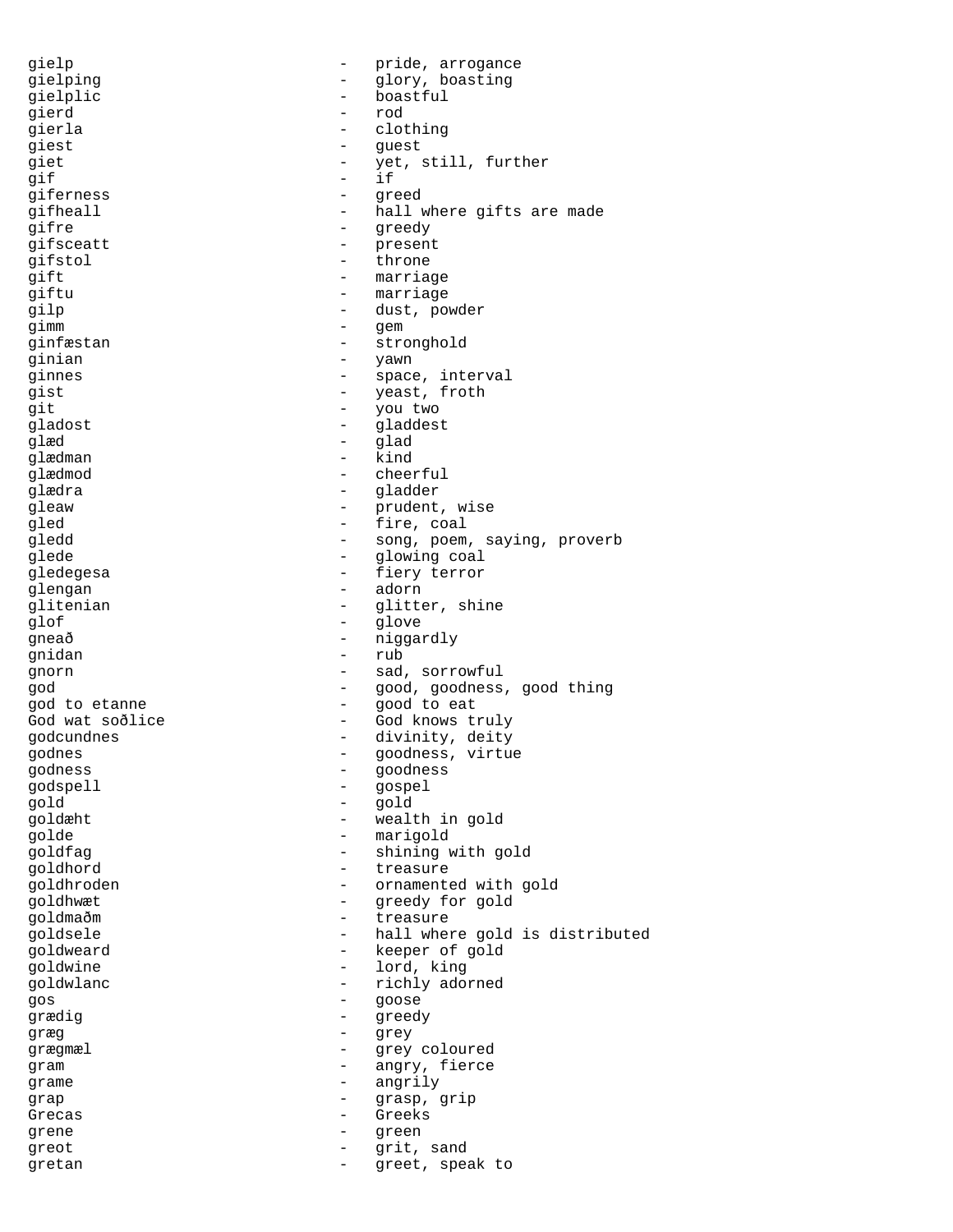gielp - pride, arrogance
gielping - glory, boasting
gielplic - boastful
gierd - rod
gierla - clothing
giest - guest
giet - yet, still, further
gif - if
giferness - greed
gifheall - hall where gifts are made
gifre - greedy
gifsceatt - present
gifstol - throne
gift - marriage
giftu - marriage
gilp - dust, powder
gimm - gem
ginfæstan - stronghold
ginian - yawn
ginnes - space, interval
gist - yeast, froth
git - you two
gladost - gladdest
glæd - glad
glædman - kind
glædmod - cheerful
glædra - gladder
gleaw - prudent, wise
gled - fire, coal
gledd - song, poem, saying, proverb
glede - glowing coal
gledegesa - fiery terror
glengan - adorn
glitenian - glitter, shine
glof - glove
gneað - niggardly
gnidan - rub
gnorn - sad, sorrowful
god - good, goodness, good thing
god to etanne - good to eat
God wat soðlice - God knows truly
godcundnes - divinity, deity
godnes - goodness, virtue
godness - goodness
godspell - gospel
gold - gold
goldæht - wealth in gold
golde - marigold
goldfag - shining with gold
goldhord - treasure
goldhroden - ornamented with gold
goldhwæt - greedy for gold
goldmaðm - treasure
goldsele - hall where gold is distributed
goldweard - keeper of gold
goldwine - lord, king
goldwlanc - richly adorned
gos - goose
grædig - greedy
græg - grey
grægmæl - grey coloured
gram - angry, fierce
grame - angrily
grap - grasp, grip
Grecas - Greeks
grene - green
greot - grit, sand
gretan - greet, speak to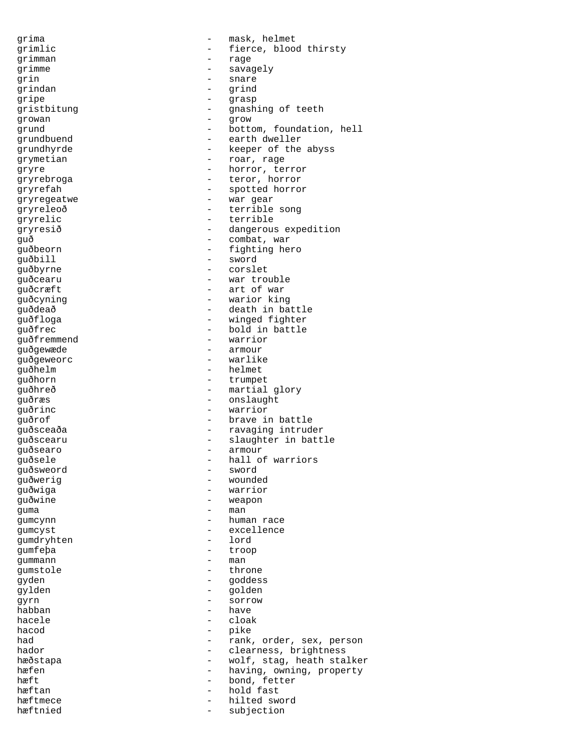grima - mask, helmet
grimlic - fierce, blood thirsty
grimman - rage
grimme - savagely
grin - snare
grindan - grind
gripe - grasp
gristbitung - gnashing of teeth
growan - grow
grund - bottom, foundation, hell
grundbuend - earth dweller
grundhyrde - keeper of the abyss
grymetian - roar, rage
gryre - horror, terror
gryrebroga - teror, horror
gryrefah - spotted horror
gryregeatwe - war gear
gryreleoð - terrible song
gryrelic - terrible
gryresið - dangerous expedition
guð - combat, war
guðbeorn - fighting hero
guðbill - sword
guðbyrne - corslet
guðcearu - war trouble
guðcræft - art of war
guðcyning - warior king
guðdeað - death in battle
guðfloga - winged fighter
guðfrec - bold in battle
guðfremmend - warrior
guðgewæde - armour
guðgeweorc - warlike
guðhelm - helmet
guðhorn - trumpet
guðhreð - martial glory
guðræs - onslaught
guðrinc - warrior
guðrof - brave in battle
guðsceaða - ravaging intruder
guðscearu - slaughter in battle
guðsearo - armour
guðsele - hall of warriors
guðsweord - sword
guðwerig - wounded
guðwiga - warrior
guðwine - weapon
guma - man
gumcynn - human race
gumcyst - excellence
gumdryhten - lord
gumfeþa - troop
gummann - man
gumstole - throne
gyden - goddess
gylden - golden
gyrn - sorrow
habban - have
hacele - cloak
hacod - pike
had - rank, order, sex, person
hador - clearness, brightness
hæðstapa - wolf, stag, heath stalker
hæfen - having, owning, property
hæft - bond, fetter
hæftan - hold fast
hæftmece - hilted sword
hæftnied - subjection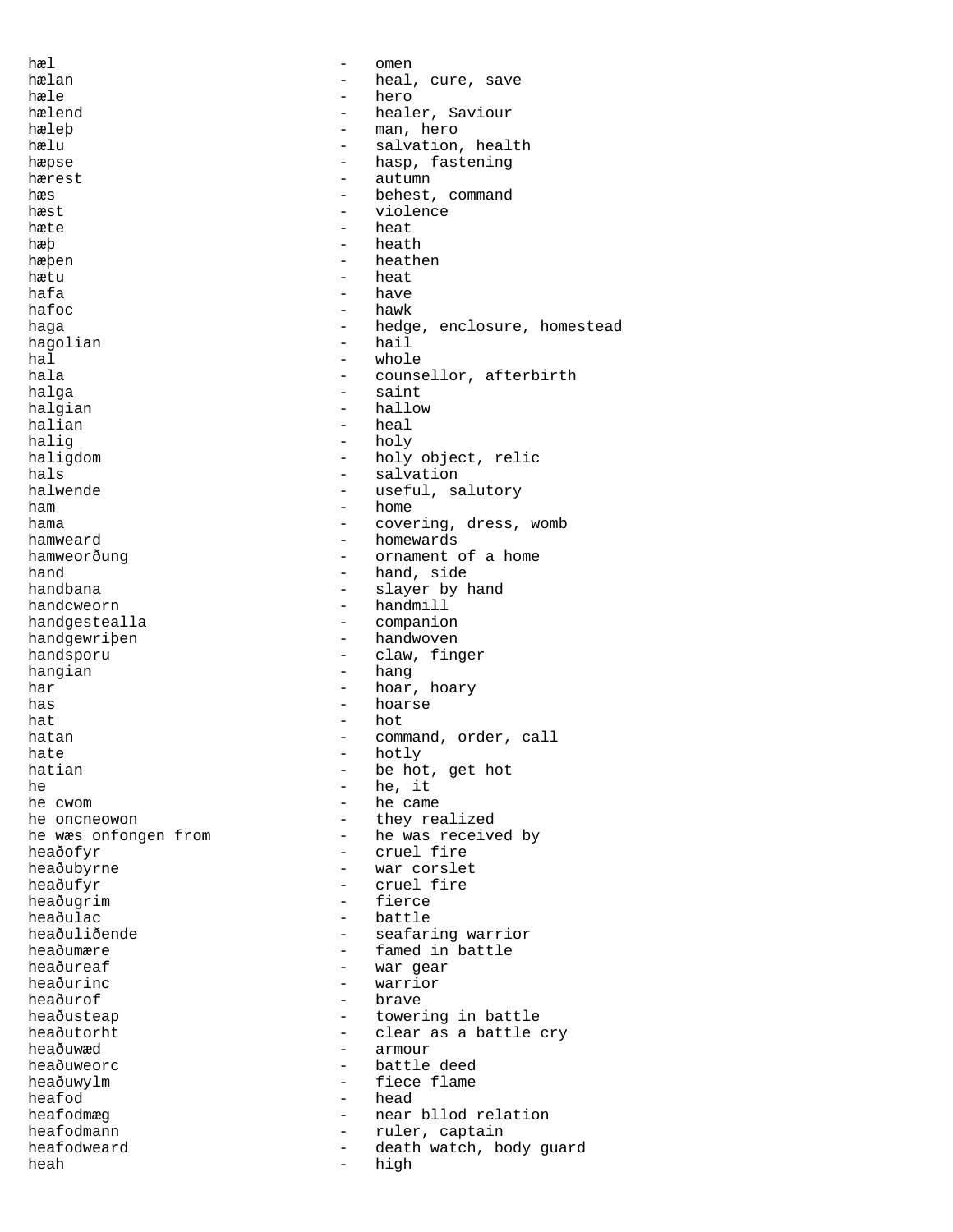hæl - omen
hælan - heal, cure, save
hæle - hero
hælend - healer, Saviour
hæleþ - man, hero
hælu - salvation, health
hæpse - hasp, fastening
hærest - autumn
hæs - behest, command
hæst - violence
hæte - heat
hæþ - heath
hæþen - heathen
hætu - heat
hafa - have
hafoc - hawk
haga - hedge, enclosure, homestead
hagolian - hail
hal - whole
hala - counsellor, afterbirth
halga - saint
halgian - hallow
halian - heal
halig - holy
haligdom - holy object, relic
hals - salvation
halwende - useful, salutory
ham - home
hama - covering, dress, womb
hamweard - homewards
hamweorðung - ornament of a home
hand - hand, side
handbana - slayer by hand
handcweorn - handmill
handgestealla - companion
handgewriþen - handwoven
handsporu - claw, finger
hangian - hang
har - hoar, hoary
has - hoarse
hat - hot
hatan - command, order, call
hate - hotly
hatian - be hot, get hot
he - he, it
he cwom - he came
he oncneowon - they realized
he wæs onfongen from - he was received by
heaðofyr - cruel fire
heaðubyrne - war corslet
heaðufyr - cruel fire
heaðugrim - fierce
heaðulac - battle
heaðuliðende - seafaring warrior
heaðumære - famed in battle
heaðureaf - war gear
heaðurinc - warrior
heaðurof - brave
heaðusteap - towering in battle
heaðutorht - clear as a battle cry
heaðuwæd - armour
heaðuweorc - battle deed
heaðuwylm - fiece flame
heafod - head
heafodmæg - near bllod relation
heafodmann - ruler, captain
heafodweard - death watch, body guard
heah - high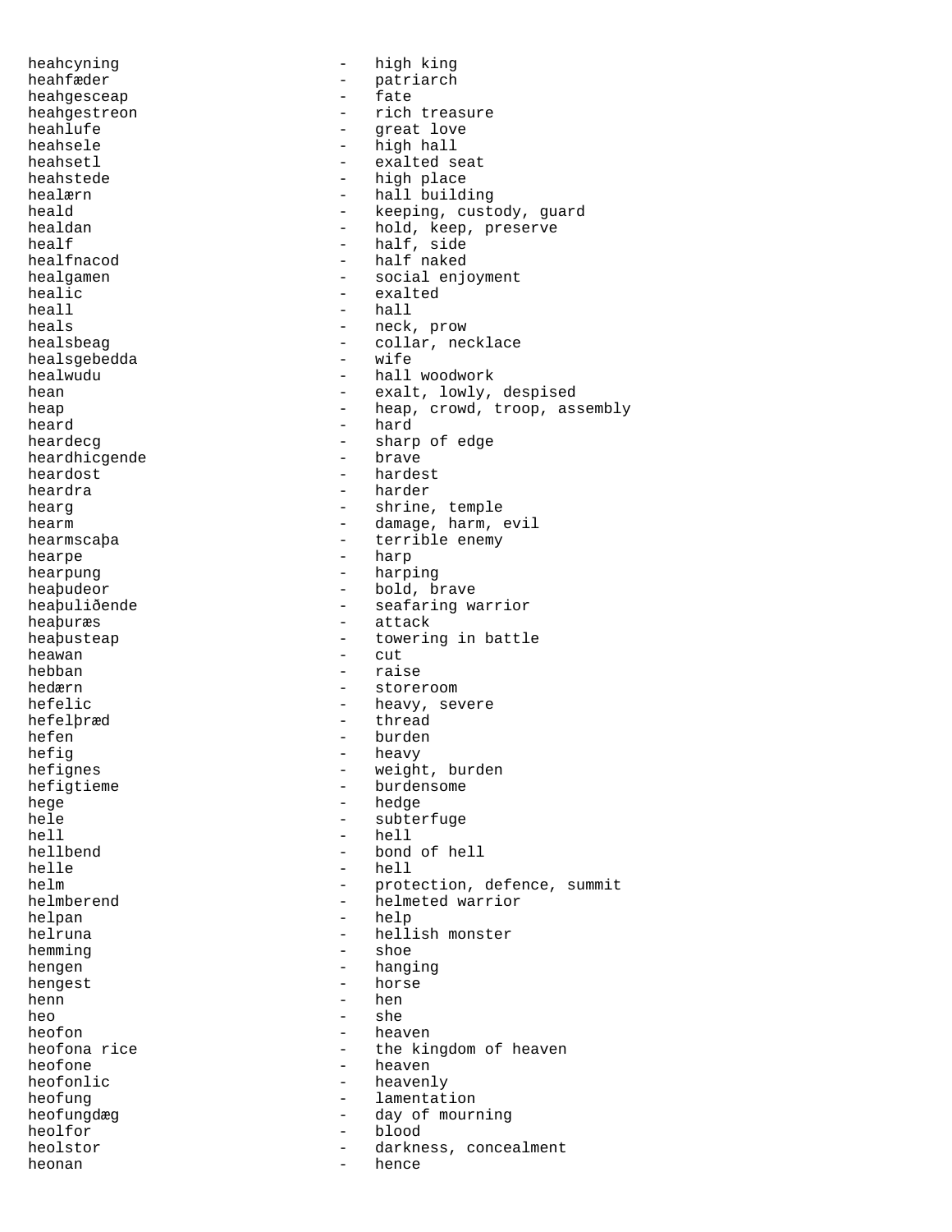heahcyning - high king
heahfæder - patriarch
heahgesceap - fate
heahgestreon - rich treasure
heahlufe - great love
heahsele - high hall
heahsetl - exalted seat
heahstede - high place
healærn - hall building
heald - keeping, custody, guard
healdan - hold, keep, preserve
healf - half, side
healfnacod - half naked
healgamen - social enjoyment
healic - exalted
heall - hall
heals - neck, prow
healsbeag - collar, necklace
healsgebedda - wife
healwudu - hall woodwork
hean - exalt, lowly, despised
heap - heap, crowd, troop, assembly
heard - hard
heardecg - sharp of edge
heardhicgende - brave
heardost - hardest
heardra - harder
hearg - shrine, temple
hearm - damage, harm, evil
hearmscaþa - terrible enemy
hearpe - harp
hearpung - harping
heaþudeor - bold, brave
heaþuliðende - seafaring warrior
heaþuræs - attack
heaþusteap - towering in battle
heawan - cut
hebban - raise
hedærn - storeroom
hefelic - heavy, severe
hefelþræd - thread
hefen - burden
hefig - heavy
hefignes - weight, burden
hefigtieme - burdensome
hege - hedge
hele - subterfuge
hell - hell
hellbend - bond of hell
helle - hell
helm - protection, defence, summit
helmberend - helmeted warrior
helpan - help
helruna - hellish monster
hemming - shoe
hengen - hanging
hengest - horse
henn - hen
heo - she
heofon - heaven
heofona rice - the kingdom of heaven
heofone - heaven
heofonlic - heavenly
heofung - lamentation
heofungdæg - day of mourning
heolfor - blood
heolstor - darkness, concealment
heonan - hence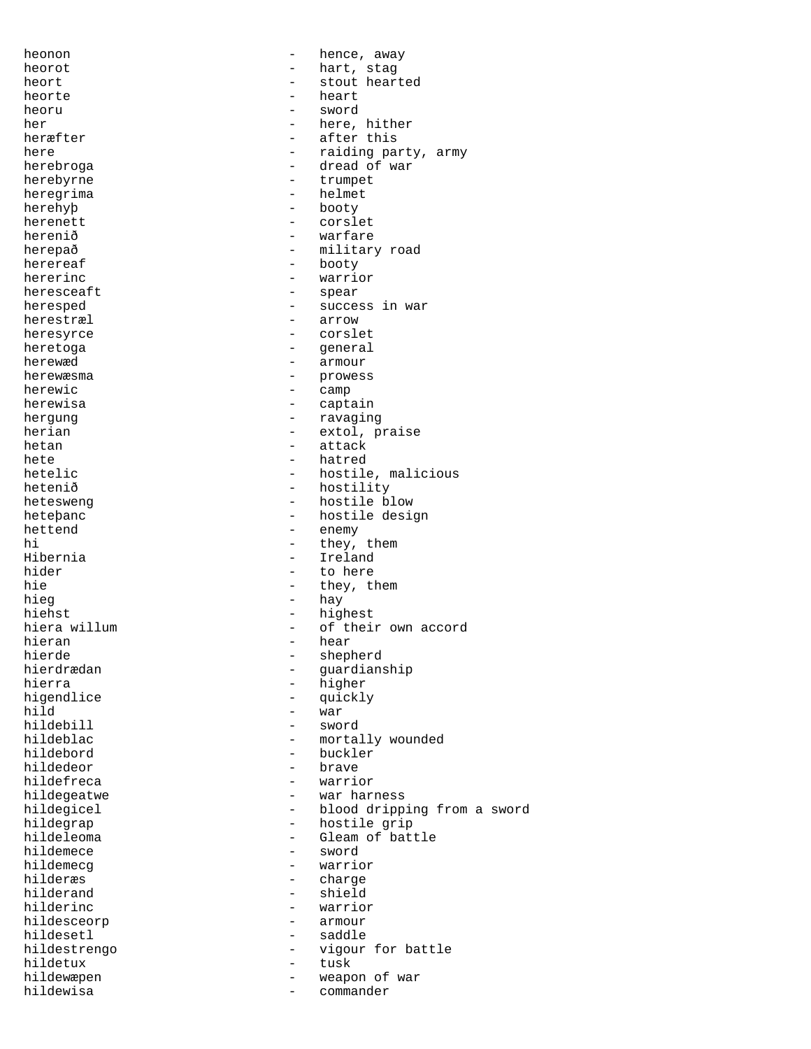heonon - hence, away
heorot - hart, stag
heort - stout hearted
heorte - heart
heoru - sword
her - here, hither
heræfter - after this
here - raiding party, army
herebroga - dread of war
herebyrne - trumpet
heregrima - helmet
herehyþ - booty
herenett - corslet
herenið - warfare
herepað - military road
herereaf - booty
hererinc - warrior
heresceaft - spear
heresped - success in war
herestræl - arrow
heresyrce - corslet
heretoga - general
herewæd - armour
herewæsma - prowess
herewic - camp
herewisa - captain
hergung - ravaging
herian - extol, praise
hetan - attack
hete - hatred
hetelic - hostile, malicious
hetenið - hostility
hetesweng - hostile blow
heteþanc - hostile design
hettend - enemy
hi - they, them
Hibernia - Ireland
hider - to here
hie - they, them
hieg - hay
hiehst - highest
hiera willum - of their own accord
hieran - hear
hierde - shepherd
hierdrædan - guardianship
hierra - higher
higendlice - quickly
hild - war
hildebill - sword
hildeblac - mortally wounded
hildebord - buckler
hildedeor - brave
hildefreca - warrior
hildegeatwe - war harness
hildegicel - blood dripping from a sword
hildegrap - hostile grip
hildeleoma - Gleam of battle
hildemece - sword
hildemecg - warrior
hilderæs - charge
hilderand - shield
hilderinc - warrior
hildesceorp - armour
hildesetl - saddle
hildestrengo - vigour for battle
hildetux - tusk
hildewæpen - weapon of war
hildewisa - commander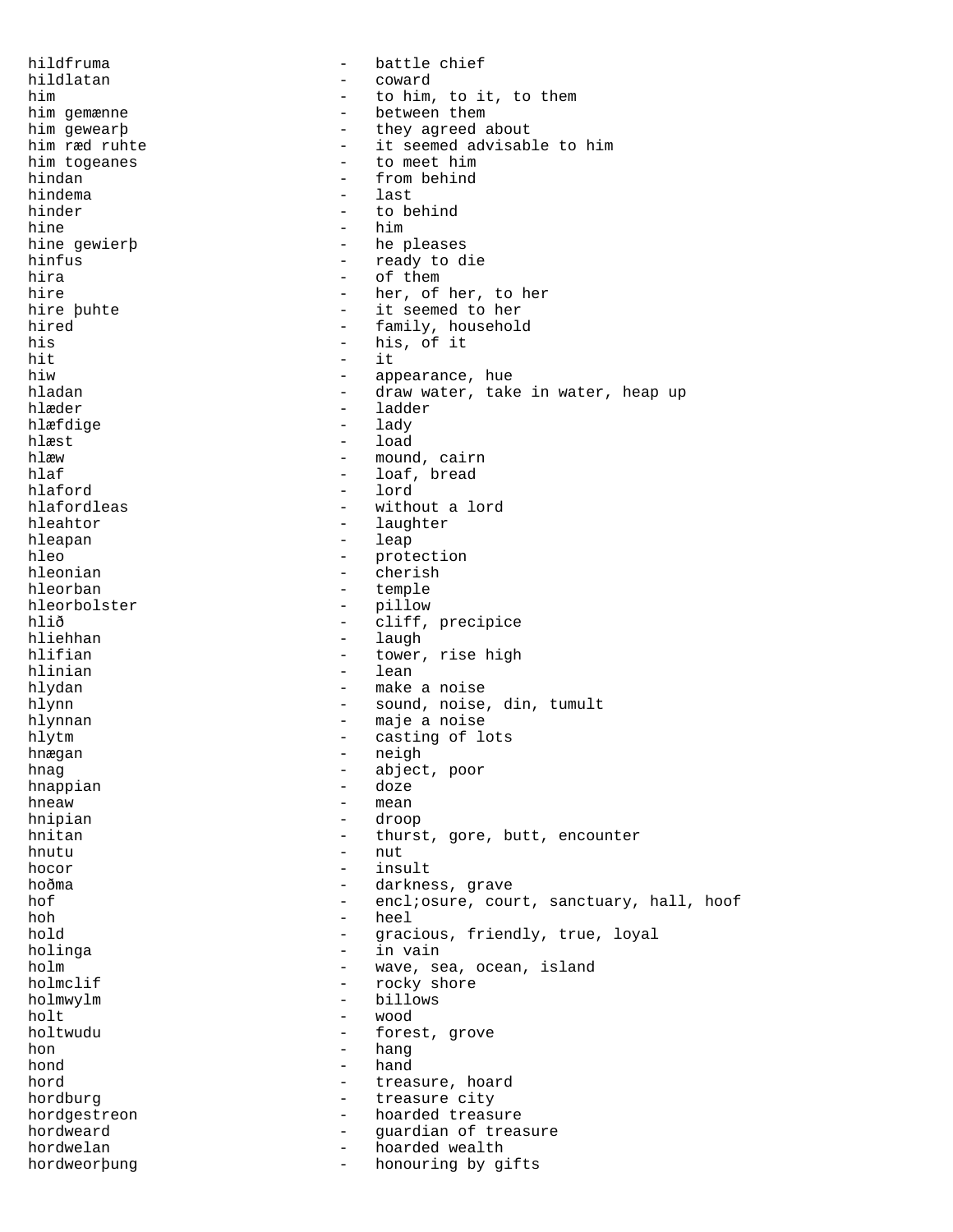hildfruma - battle chief
hildlatan - coward
him - to him, to it, to them
him gemænne - between them
him gewearþ - they agreed about
him ræd ruhte - it seemed advisable to him
him togeanes - to meet him
hindan - from behind
hindema - last
hinder - to behind
hine - him
hine gewierþ - he pleases
hinfus - ready to die
hira - of them
hire - her, of her, to her
hire þuhte - it seemed to her
hired - family, household
his - his, of it
hit - it
hiw - appearance, hue
hladan - draw water, take in water, heap up
hlæder - ladder
hlæfdige - lady
hlæst - load
hlæw - mound, cairn
hlaf - loaf, bread
hlaford - lord
hlafordleas - without a lord
hleahtor - laughter
hleapan - leap
hleo - protection
hleonian - cherish
hleorban - temple
hleorbolster - pillow
hlið - cliff, precipice
hliehhan - laugh
hlifian - tower, rise high
hlinian - lean
hlydan - make a noise
hlynn - sound, noise, din, tumult
hlynnan - maje a noise
hlytm - casting of lots
hnægan - neigh
hnag - abject, poor
hnappian - doze
hneaw - mean
hnipian - droop
hnitan - thurst, gore, butt, encounter
hnutu - nut
hocor - insult
hoðma - darkness, grave
hof - encl;osure, court, sanctuary, hall, hoof
hoh - heel
hold - gracious, friendly, true, loyal
holinga - in vain
holm - wave, sea, ocean, island
holmclif - rocky shore
holmwylm - billows
holt - wood
holtwudu - forest, grove
hon - hang
hond - hand
hord - treasure, hoard
hordburg - treasure city
hordgestreon - hoarded treasure
hordweard - guardian of treasure
hordwelan - hoarded wealth
hordweorþung - honouring by gifts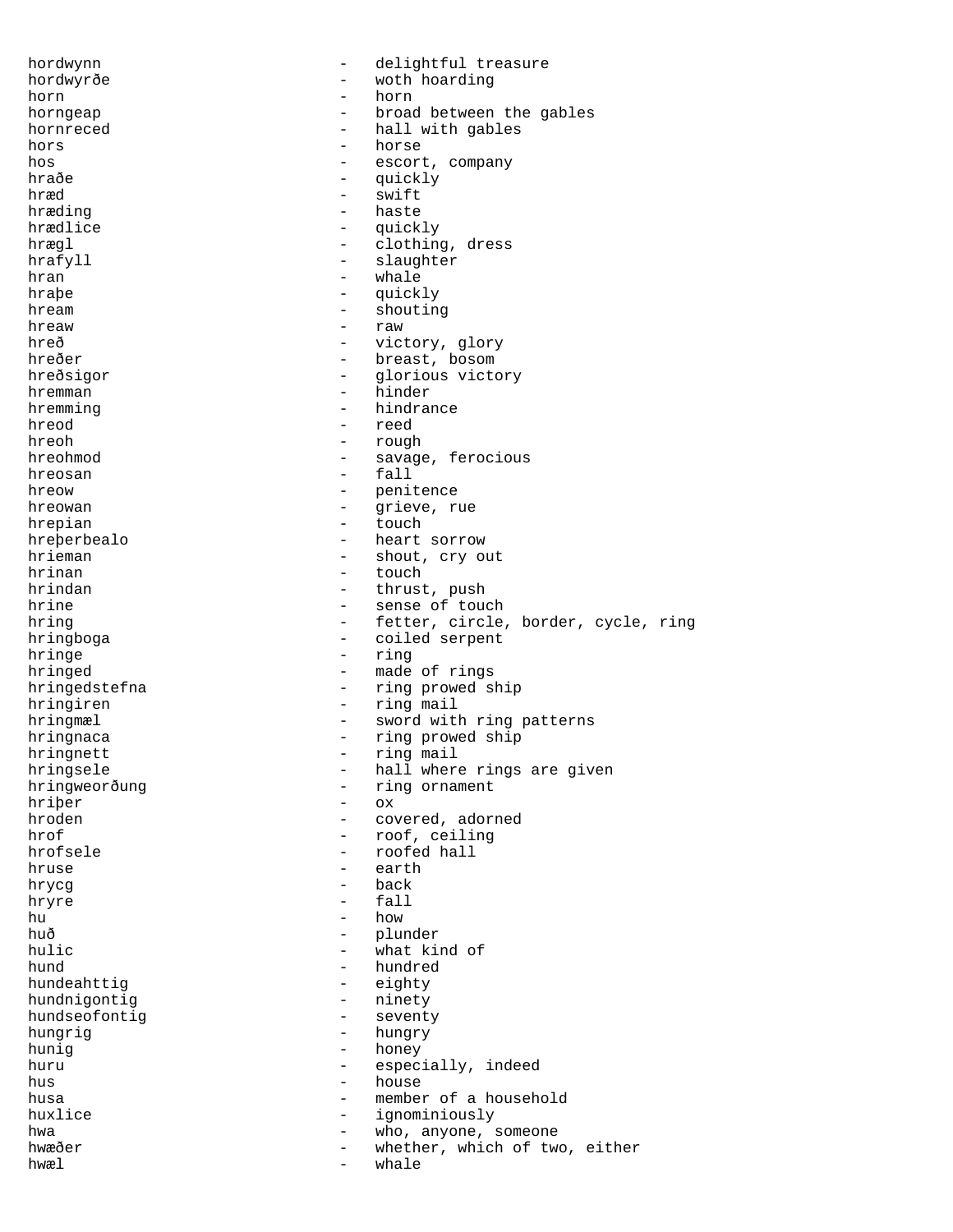hordwynn - delightful treasure
hordwyrðe - woth hoarding
horn - horn
horngeap - broad between the gables
hornreced - hall with gables
hors - horse
hos - escort, company
hraðe - quickly
hræd - swift
hræding - haste
hrædlice - quickly
hrægl - clothing, dress
hrafyll - slaughter
hran - whale
hraþe - quickly
hream - shouting
hreaw - raw
hreð - victory, glory
hreðer - breast, bosom
hreðsigor - glorious victory
hremman - hinder
hremming - hindrance
hreod - reed
hreoh - rough
hreohmod - savage, ferocious
hreosan - fall
hreow - penitence
hreowan - grieve, rue
hrepian - touch
hreþerbealo - heart sorrow
hrieman - shout, cry out
hrinan - touch
hrindan - thrust, push
hrine - sense of touch
hring - fetter, circle, border, cycle, ring
hringboga - coiled serpent
hringe - ring
hringed - made of rings
hringedstefna - ring prowed ship
hringiren - ring mail
hringmæl - sword with ring patterns
hringnaca - ring prowed ship
hringnett - ring mail
hringsele - hall where rings are given
hringweorðung - ring ornament
hriþer - ox
hroden - covered, adorned
hrof - roof, ceiling
hrofsele - roofed hall
hruse - earth
hrycg - back
hryre - fall
hu - how
huð - plunder
hulic - what kind of
hund - hundred
hundeahttig - eighty
hundnigontig - ninety
hundseofontig - seventy
hungrig - hungry
hunig - honey
huru - especially, indeed
hus - house
husa - member of a household
huxlice - ignominiously
hwa - who, anyone, someone
hwæðer - whether, which of two, either
hwæl - whale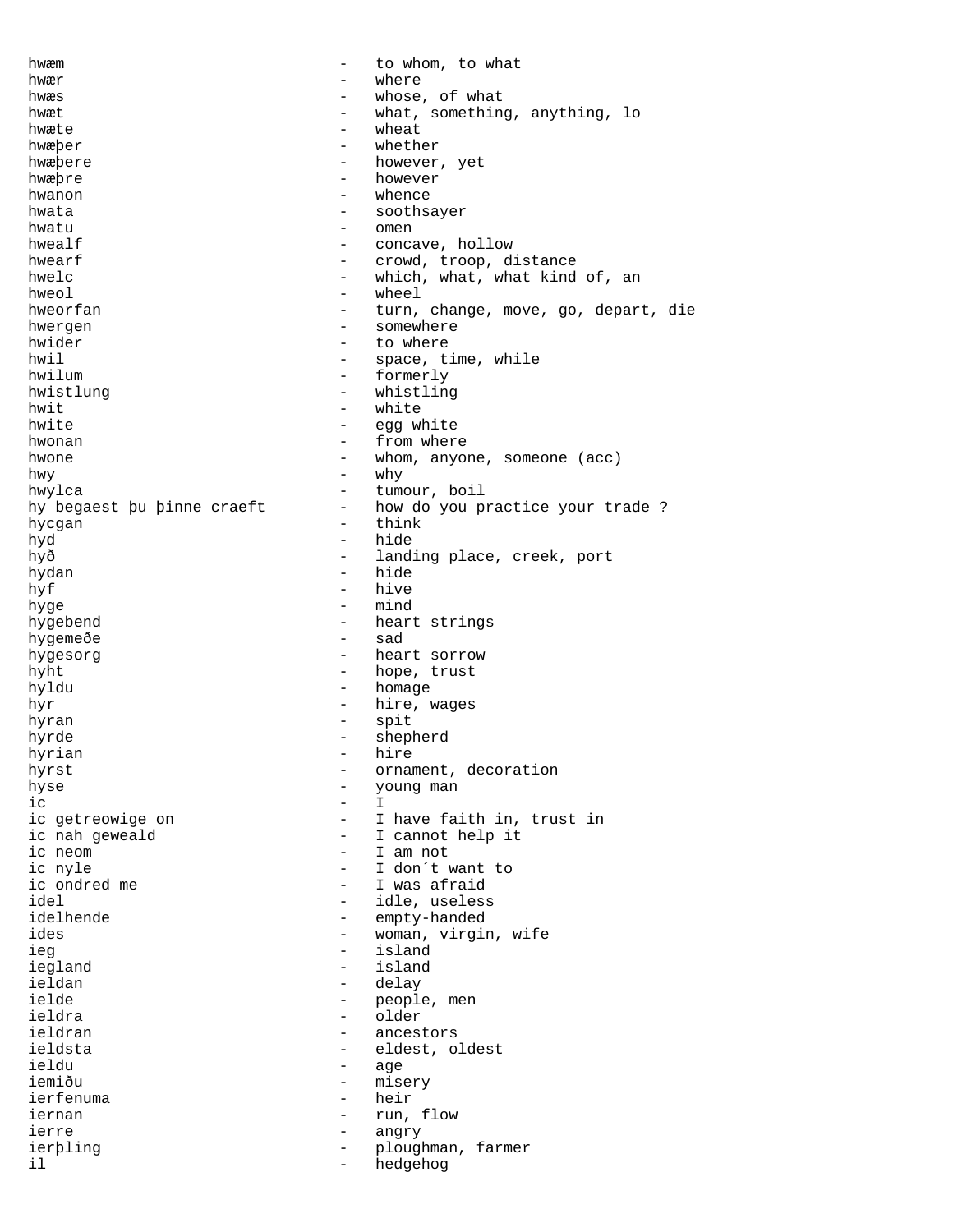hwæm - to whom, to what
hwær - where
hwæs - whose, of what
hwæt - what, something, anything, lo
hwæte - wheat
hwæþer - whether
hwæþere - however, yet
hwæþre - however
hwanon - whence
hwata - soothsayer
hwatu - omen
hwealf - concave, hollow
hwearf - crowd, troop, distance
hwelc - which, what, what kind of, an
hweol - wheel
hweorfan - turn, change, move, go, depart, die
hwergen - somewhere
hwider - to where
hwil - space, time, while
hwilum - formerly
hwistlung - whistling
hwit - white
hwite - egg white
hwonan - from where
hwone - whom, anyone, someone (acc)
hwy - why
hwylca - tumour, boil
hy begaest þu þinne craeft - how do you practice your trade ?
hycgan - think
hyd - hide
hyð - landing place, creek, port
hydan - hide
hyf - hive
hyge - mind
hygebend - heart strings
hygemeðe - sad
hygesorg - heart sorrow
hyht - hope, trust
hyldu - homage
hyr - hire, wages
hyran - spit
hyrde - shepherd
hyrian - hire
hyrst - ornament, decoration
hyse - young man
ic - I
ic getreowige on - I have faith in, trust in
ic nah geweald - I cannot help it
ic neom - I am not
ic nyle - I don´t want to
ic ondred me - I was afraid
idel - idle, useless
idelhende - empty-handed
ides - woman, virgin, wife
ieg - island
iegland - island
ieldan - delay
ielde - people, men
ieldra - older
ieldran - ancestors
ieldsta - eldest, oldest
ieldu - age
iemiðu - misery
ierfenuma - heir
iernan - run, flow
ierre - angry
ierþling - ploughman, farmer
il - hedgehog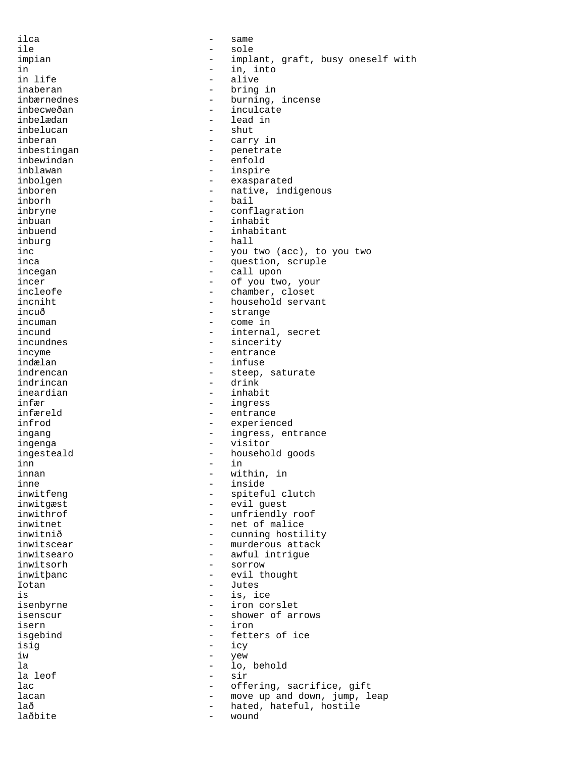ilca - same
ile - sole
impian - implant, graft, busy oneself with
in - in, into
in life - alive
inaberan - bring in
inbærnednes - burning, incense
inbecweðan - inculcate
inbelædan - lead in
inbelucan - shut
inberan - carry in
inbestingan - penetrate
inbewindan - enfold
inblawan - inspire
inbolgen - exasparated
inboren - native, indigenous
inborh - bail
inbryne - conflagration
inbuan - inhabit
inbuend - inhabitant
inburg - hall
inc - you two (acc), to you two
inca - question, scruple
incegan - call upon
incer - of you two, your
incleofe - chamber, closet
incniht - household servant
incuð - strange
incuman - come in
incund - internal, secret
incundnes - sincerity
incyme - entrance
indælan - infuse
indrencan - steep, saturate
indrincan - drink
ineardian - inhabit
infær - ingress
infæreld - entrance
infrod - experienced
ingang - ingress, entrance
ingenga - visitor
ingesteald - household goods
inn - in
innan - within, in
inne - inside
inwitfeng - spiteful clutch
inwitgæst - evil guest
inwithrof - unfriendly roof
inwitnet - net of malice
inwitnið - cunning hostility
inwitscear - murderous attack
inwitsearo - awful intrigue
inwitsorh - sorrow
inwitþanc - evil thought
Iotan - Jutes
is - is, ice
isenbyrne - iron corslet
isenscur - shower of arrows
isern - iron
isgebind - fetters of ice
isig - icy
iw - yew
la - lo, behold
la leof - sir
lac - offering, sacrifice, gift
lacan - move up and down, jump, leap
lað - hated, hateful, hostile
laðbite - wound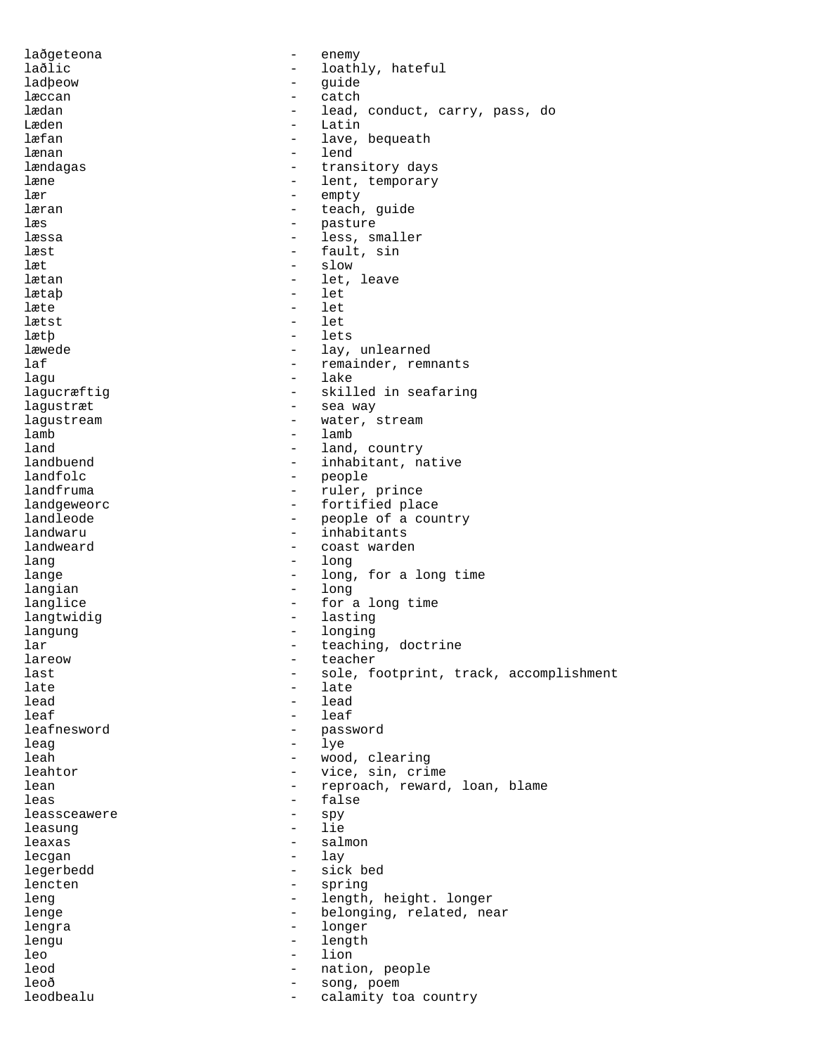laðgeteona - enemy
laðlic - loathly, hateful
ladþeow - guide
læccan - catch
lædan - lead, conduct, carry, pass, do
Læden - Latin
læfan - lave, bequeath
lænan - lend
lændagas - transitory days
læne - lent, temporary
lær - empty
læran - teach, guide
læs - pasture
læssa - less, smaller
læst - fault, sin
læt - slow
lætan - let, leave
lætaþ - let
læte - let
lætst - let
lætþ - lets
læwede - lay, unlearned
laf - remainder, remnants
lagu - lake
lagucræftig - skilled in seafaring
lagustræt - sea way
lagustream - water, stream
lamb - lamb
land - land, country
landbuend - inhabitant, native
landfolc - people
landfruma - ruler, prince
landgeweorc - fortified place
landleode - people of a country
landwaru - inhabitants
landweard - coast warden
lang - long
lange - long, for a long time
langian - long
langlice - for a long time
langtwidig - lasting
langung - longing
lar - teaching, doctrine
lareow - teacher
last - sole, footprint, track, accomplishment
late - late
lead - lead
leaf - leaf
leafnesword - password
leag - lye
leah - wood, clearing
leahtor - vice, sin, crime
lean - reproach, reward, loan, blame
leas - false
leassceawere - spy
leasung - lie
leaxas - salmon
lecgan - lay
legerbedd - sick bed
lencten - spring
leng - length, height. longer
lenge - belonging, related, near
lengra - longer
lengu - length
leo - lion
leod - nation, people
leoð - song, poem
leodbealu - calamity toa country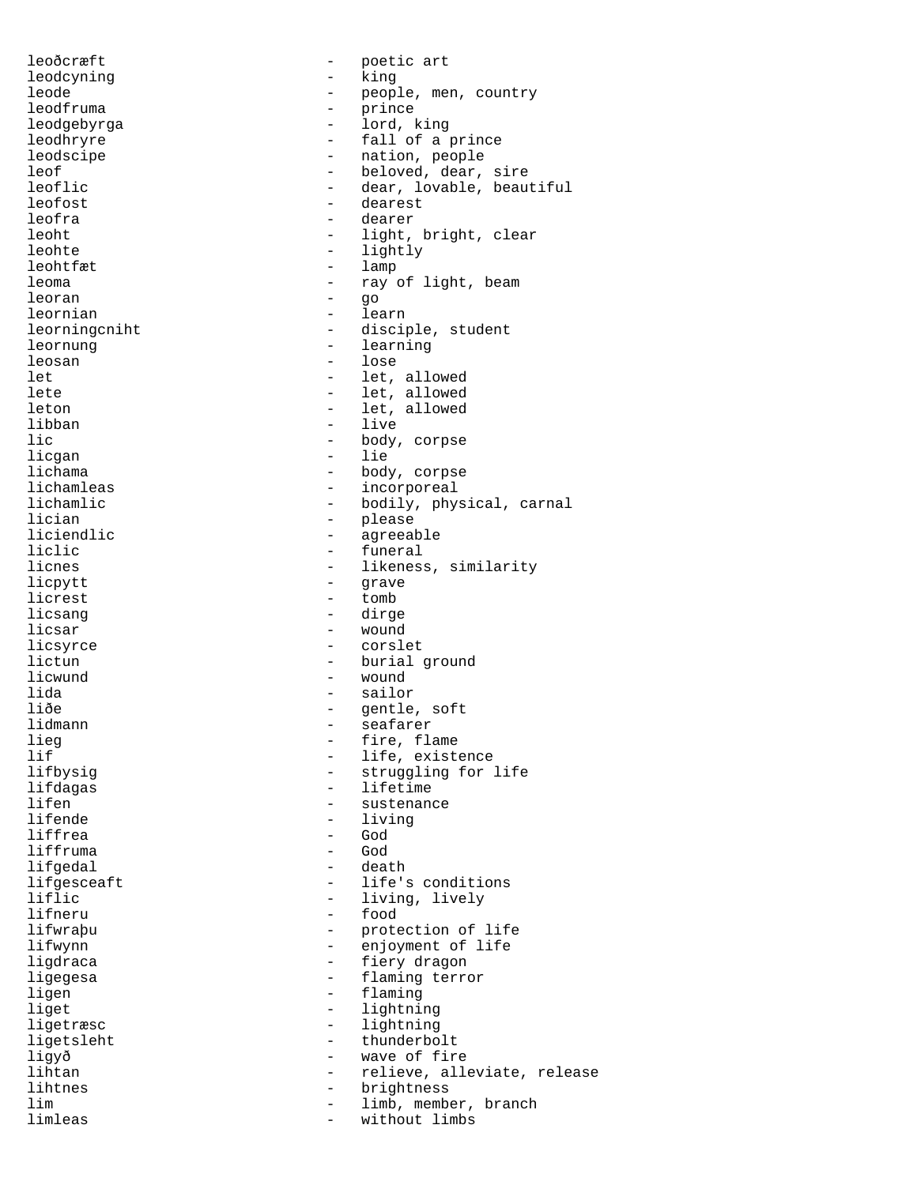leoðcræft - poetic art
leodcyning - king
leode - people, men, country
leodfruma - prince
leodgebyrga - lord, king
leodhryre - fall of a prince
leodscipe - nation, people
leof - beloved, dear, sire
leoflic - dear, lovable, beautiful
leofost - dearest
leofra - dearer
leoht - light, bright, clear
leohte - lightly
leohtfæt - lamp
leoma - ray of light, beam
leoran - go
leornian - learn
leorningcniht - disciple, student
leornung - learning
leosan - lose
let - let, allowed
lete - let, allowed
leton - let, allowed
libban - live
lic - body, corpse
licgan - lie
lichama - body, corpse
lichamleas - incorporeal
lichamlic - bodily, physical, carnal
lician - please
liciendlic - agreeable
liclic - funeral
licnes - likeness, similarity
licpytt - grave
licrest - tomb
licsang - dirge
licsar - wound
licsyrce - corslet
lictun - burial ground
licwund - wound
lida - sailor
liðe - gentle, soft
lidmann - seafarer
lieg - fire, flame
lif - life, existence
lifbysig - struggling for life
lifdagas - lifetime
lifen - sustenance
lifende - living
liffrea - God
liffruma - God
lifgedal - death
lifgesceaft - life's conditions
liflic - living, lively
lifneru - food
lifwraþu - protection of life
lifwynn - enjoyment of life
ligdraca - fiery dragon
ligegesa - flaming terror
ligen - flaming
liget - lightning
ligetræsc - lightning
ligetsleht - thunderbolt
ligyð - wave of fire
lihtan - relieve, alleviate, release
lihtnes - brightness
lim - limb, member, branch
limleas - without limbs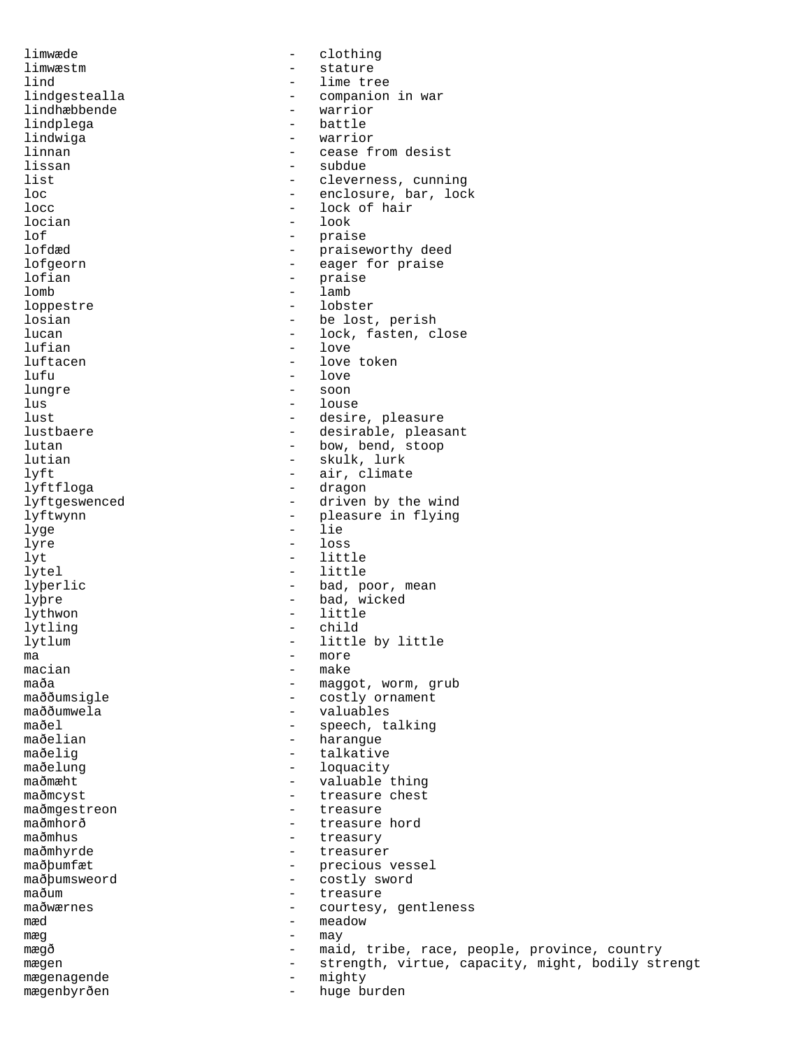limwæde - clothing
limwæstm - stature
lind - lime tree
lindgestealla - companion in war
lindhæbbende - warrior
lindplega - battle
lindwiga - warrior
linnan - cease from desist
lissan - subdue
list - cleverness, cunning
loc - enclosure, bar, lock
locc - lock of hair
locian - look
lof - praise
lofdæd - praiseworthy deed
lofgeorn - eager for praise
lofian - praise
lomb - lamb
loppestre - lobster
losian - be lost, perish
lucan - lock, fasten, close
lufian - love
luftacen - love token
lufu - love
lungre - soon
lus - louse
lust - desire, pleasure
lustbaere - desirable, pleasant
lutan - bow, bend, stoop
lutian - skulk, lurk
lyft - air, climate
lyftfloga - dragon
lyftgeswenced - driven by the wind
lyftwynn - pleasure in flying
lyge - lie
lyre - loss
lyt - little
lytel - little
lyþerlic - bad, poor, mean
lyþre - bad, wicked
lythwon - little
lytling - child
lytlum - little by little
ma - more
macian - make
maða - maggot, worm, grub
maððumsigle - costly ornament
maððumwela - valuables
maðel - speech, talking
maðelian - harangue
maðelig - talkative
maðelung - loquacity
maðmæht - valuable thing
maðmcyst - treasure chest
maðmgestreon - treasure
maðmhorð - treasure hord
maðmhus - treasury
maðmhyrde - treasurer
maðþumfæt - precious vessel
maðþumsweord - costly sword
maðum - treasure
maðwærnes - courtesy, gentleness
mæd - meadow
mæg - may
mægð - maid, tribe, race, people, province, country
mægen - strength, virtue, capacity, might, bodily strengt
mægenagende - mighty
mægenbyrðen - huge burden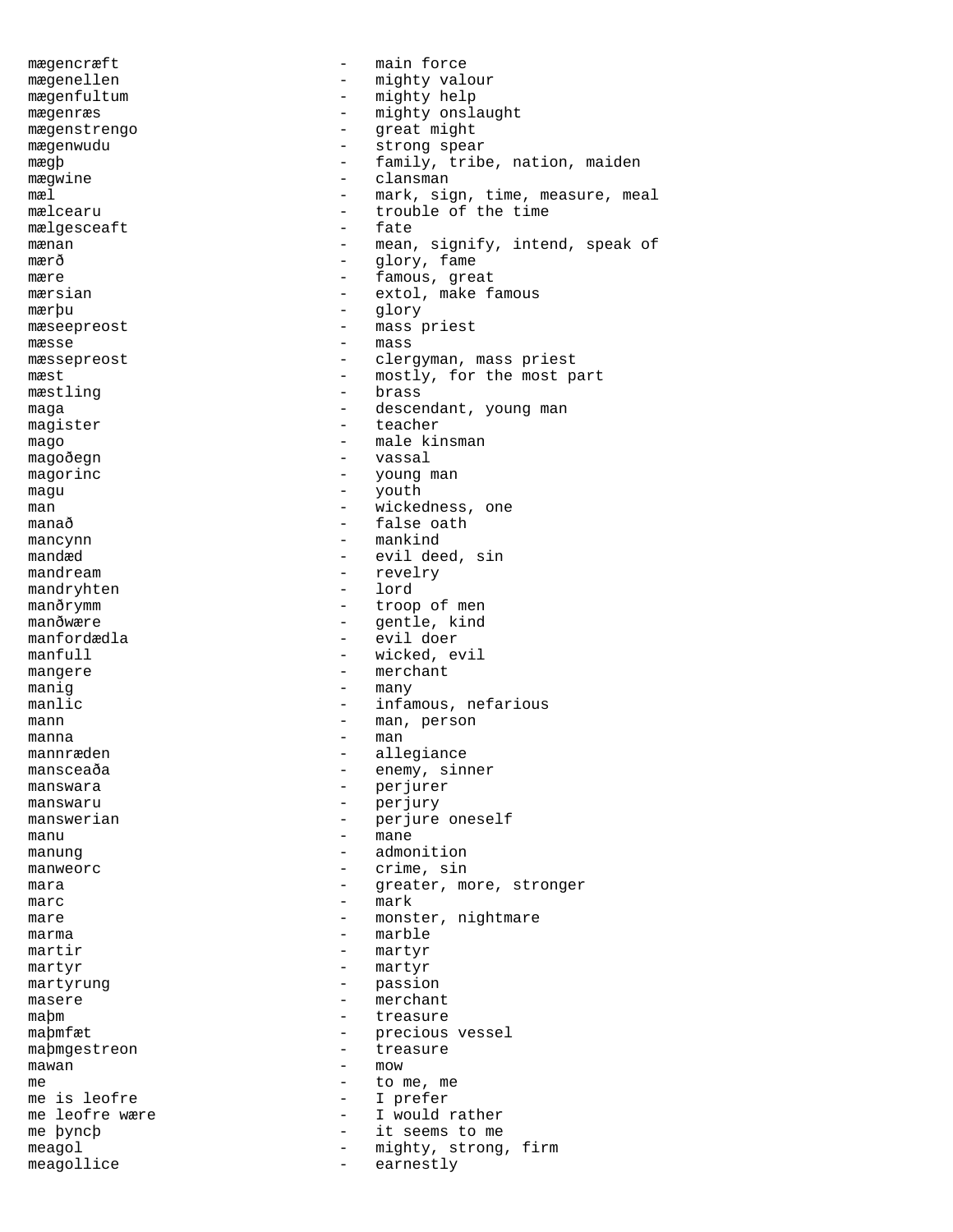mægencræft - main force
mægenellen - mighty valour
mægenfultum - mighty help
mægenræs - mighty onslaught
mægenstrengo - great might
mægenwudu - strong spear
mægþ - family, tribe, nation, maiden
mægwine - clansman
mæl - mark, sign, time, measure, meal
mælcearu - trouble of the time
mælgesceaft - fate
mænan - mean, signify, intend, speak of
mærð - glory, fame
mære - famous, great
mærsian - extol, make famous
mærþu - glory
mæseepreost - mass priest
mæsse - mass
mæssepreost - clergyman, mass priest
mæst - mostly, for the most part
mæstling - brass
maga - descendant, young man
magister - teacher
mago - male kinsman
magoðegn - vassal
magorinc - young man
magu - youth
man - wickedness, one
manað - false oath
mancynn - mankind
mandæd - evil deed, sin
mandream - revelry
mandryhten - lord
manðrymm - troop of men
manðwære - gentle, kind
manfordædla - evil doer
manfull - wicked, evil
mangere - merchant
manig - many
manlic - infamous, nefarious
mann - man, person
manna - man
mannræden - allegiance
mansceaða - enemy, sinner
manswara - perjurer
manswaru - perjury
manswerian - perjure oneself
manu - mane
manung - admonition
manweorc - crime, sin
mara - greater, more, stronger
marc - mark
mare - monster, nightmare
marma - marble
martir - martyr
martyr - martyr
martyrung - passion
masere - merchant
maþm - treasure
maþmfæt - precious vessel
maþmgestreon - treasure
mawan - mow
me - to me, me
me is leofre - I prefer
me leofre wære - I would rather
me þyncþ - it seems to me
meagol - mighty, strong, firm
meagollice - earnestly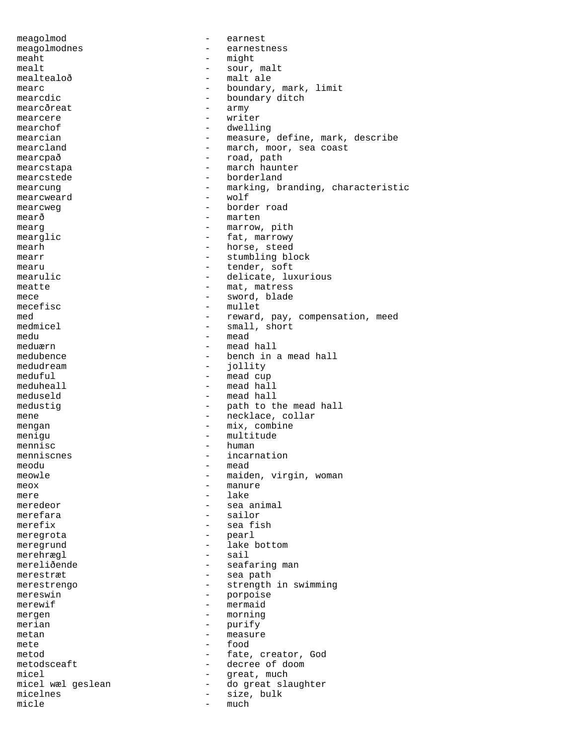meagolmod - earnest
meagolmodnes - earnestness
meaht - might
mealt - sour, malt
mealtealoð - malt ale
mearc - boundary, mark, limit
mearcdic - boundary ditch
mearcðreat - army
mearcere - writer
mearchof - dwelling
mearcian - measure, define, mark, describe
mearcland - march, moor, sea coast
mearcpað - road, path
mearcstapa - march haunter
mearcstede - borderland
mearcung - marking, branding, characteristic
mearcweard - wolf
mearcweg - border road
mearð - marten
mearg - marrow, pith
mearglic - fat, marrowy
mearh - horse, steed
mearr - stumbling block
mearu - tender, soft
mearulic - delicate, luxurious
meatte - mat, matress
mece - sword, blade
mecefisc - mullet
med - reward, pay, compensation, meed
medmicel - small, short
medu - mead
meduærn - mead hall
medubence - bench in a mead hall
medudream - jollity
meduful - mead cup
meduheall - mead hall
meduseld - mead hall
medustig - path to the mead hall
mene - necklace, collar
mengan - mix, combine
menigu - multitude
mennisc - human
menniscnes - incarnation
meodu - mead
meowle - maiden, virgin, woman
meox - manure
mere - lake
meredeor - sea animal
merefara - sailor
merefix - sea fish
meregrota - pearl
meregrund - lake bottom
merehrægl - sail
mereliðende - seafaring man
merestræt - sea path
merestrengo - strength in swimming
mereswin - porpoise
merewif - mermaid
mergen - morning
merian - purify
metan - measure
mete - food
metod - fate, creator, God
metodsceaft - decree of doom
micel - great, much
micel wæl geslean - do great slaughter
micelnes - size, bulk
micle - much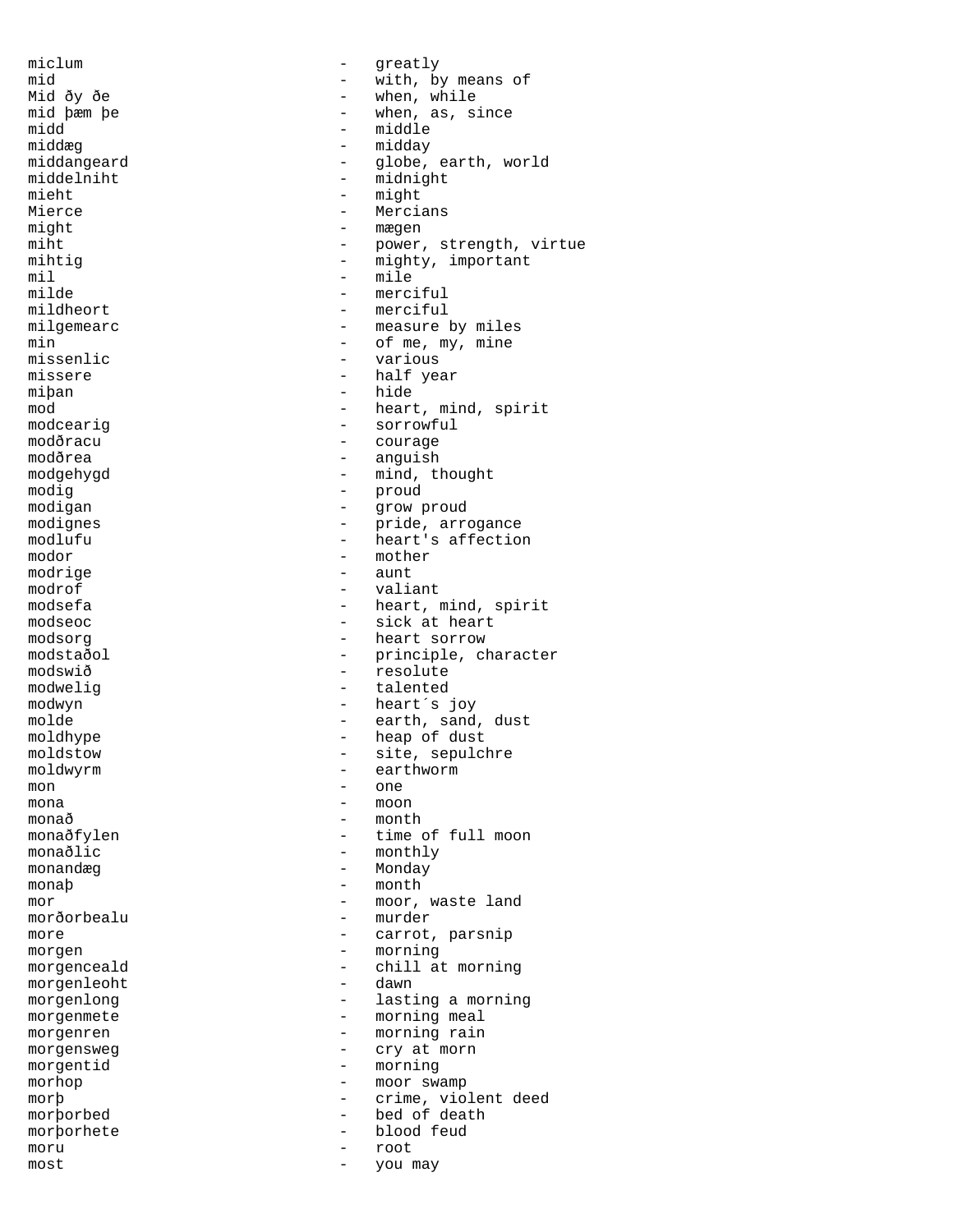miclum - greatly
mid - with, by means of
Mid ðy ðe - when, while
mid þæm þe - when, as, since
midd - middle
middæg - midday
middangeard - globe, earth, world
middelniht - midnight
mieht - might
Mierce - Mercians
might - mægen
miht - power, strength, virtue
mihtig - mighty, important
mil - mile
milde - merciful
mildheort - merciful
milgemearc - measure by miles
min - of me, my, mine
missenlic - various
missere - half year
miþan - hide
mod - heart, mind, spirit
modcearig - sorrowful
modðracu - courage
modðrea - anguish
modgehygd - mind, thought
modig - proud
modigan - grow proud
modignes - pride, arrogance
modlufu - heart's affection
modor - mother
modrige - aunt
modrof - valiant
modsefa - heart, mind, spirit
modseoc - sick at heart
modsorg - heart sorrow
modstaðol - principle, character
modswið - resolute
modwelig - talented
modwyn - heart´s joy
molde - earth, sand, dust
moldhype - heap of dust
moldstow - site, sepulchre
moldwyrm - earthworm
mon - one
mona - moon
monað - month
monaðfylen - time of full moon
monaðlic - monthly
monandæg - Monday
monaþ - month
mor - moor, waste land
morðorbealu - murder
more - carrot, parsnip
morgen - morning
morgenceald - chill at morning
morgenleoht - dawn
morgenlong - lasting a morning
morgenmete - morning meal
morgenren - morning rain
morgensweg - cry at morn
morgentid - morning
morhop - moor swamp
morþ - crime, violent deed
morþorbed - bed of death
morþorhete - blood feud
moru - root
most - you may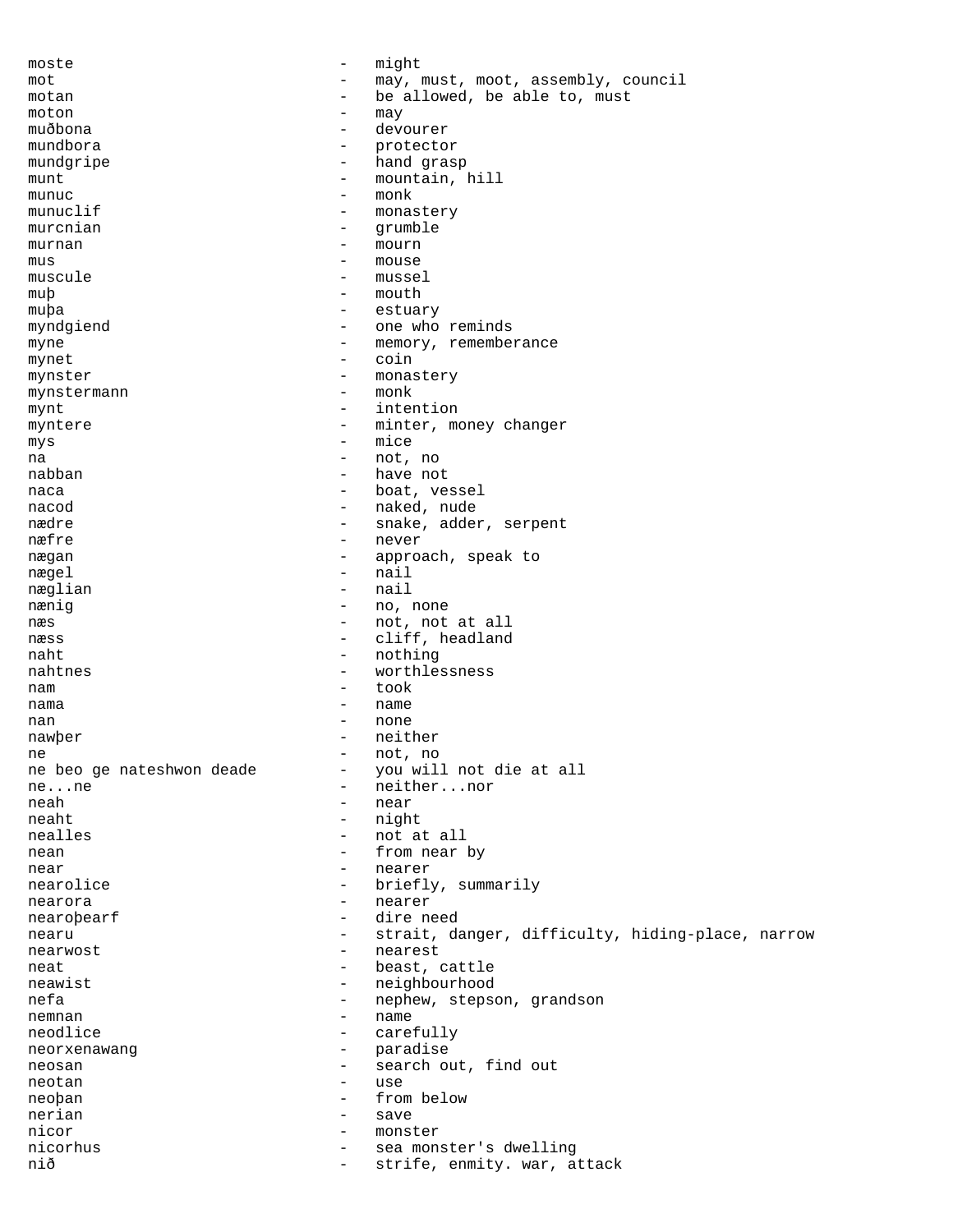moste - might
mot - may, must, moot, assembly, council
motan - be allowed, be able to, must
moton - may
muðbona - devourer
mundbora - protector
mundgripe - hand grasp
munt - mountain, hill
munuc - monk
munuclif - monastery
murcnian - grumble
murnan - mourn
mus - mouse
muscule - mussel
muþ - mouth
muþa - estuary
myndgiend - one who reminds
myne - memory, rememberance
mynet - coin
mynster - monastery
mynstermann - monk
mynt - intention
myntere - minter, money changer
mys - mice
na - not, no
nabban - have not
naca - boat, vessel
nacod - naked, nude
nædre - snake, adder, serpent
næfre - never
nægan - approach, speak to
nægel - nail
næglian - nail
nænig - no, none
næs - not, not at all
næss - cliff, headland
naht - nothing
nahtnes - worthlessness
nam - took
nama - name
nan - none
nawþer - neither
ne - not, no
ne beo ge nateshwon deade - you will not die at all
ne...ne - neither...nor
neah - near
neaht - night
nealles - not at all
nean - from near by
near - nearer
nearolice - briefly, summarily
nearora - nearer
nearoþearf - dire need
nearu - strait, danger, difficulty, hiding-place, narrow
nearwost - nearest
neat - beast, cattle
neawist - neighbourhood
nefa - nephew, stepson, grandson
nemnan - name
neodlice - carefully
neorxenawang - paradise
neosan - search out, find out
neotan - use
neoþan - from below
nerian - save
nicor - monster
nicorhus - sea monster's dwelling
nið - strife, enmity. war, attack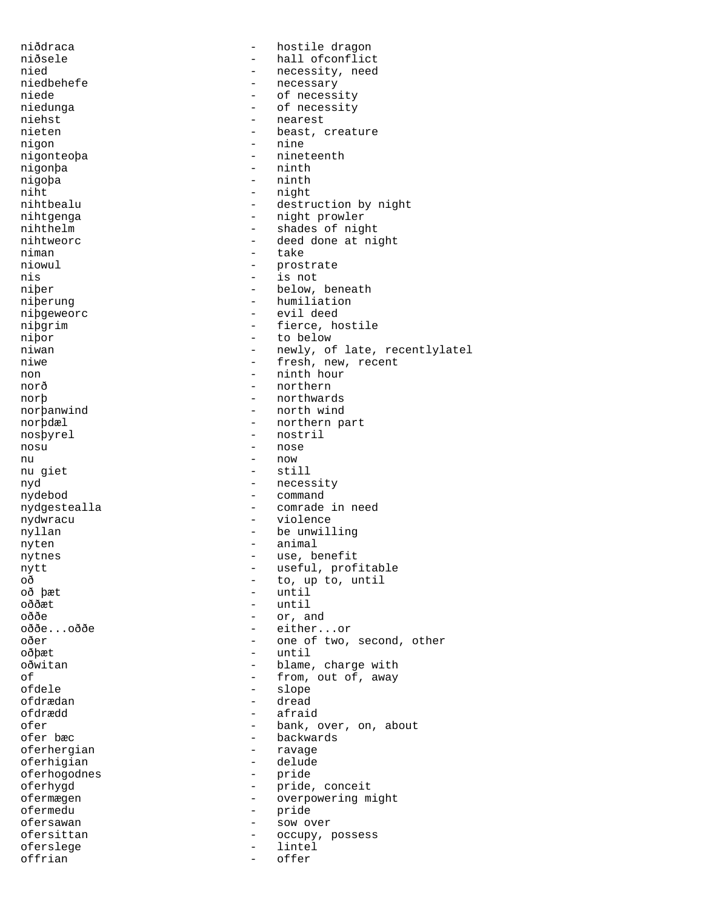niðdraca - hostile dragon
niðsele - hall ofconflict
nied - necessity, need
niedbehefe - necessary
niede - of necessity
niedunga - of necessity
niehst - nearest
nieten - beast, creature
nigon - nine
nigonteoþa - nineteenth
nigonþa - ninth
nigoþa - ninth
niht - night
nihtbealu - destruction by night
nihtgenga - night prowler
nihthelm - shades of night
nihtweorc - deed done at night
niman - take
niowul - prostrate
nis - is not
niþer - below, beneath
niþerung - humiliation
niþgeweorc - evil deed
niþgrim - fierce, hostile
niþor - to below
niwan - newly, of late, recentlylatel
niwe - fresh, new, recent
non - ninth hour
norð - northern
norþ - northwards
norþanwind - north wind
norþdæl - northern part
nosþyrel - nostril
nosu - nose
nu - now
nu giet - still
nyd - necessity
nydebod - command
nydgestealla - comrade in need
nydwracu - violence
nyllan - be unwilling
nyten - animal
nytnes - use, benefit
nytt - useful, profitable
oð - to, up to, until
oð þæt - until
oððæt - until
oððe - or, and
oððe...oððe - either...or
oðer - one of two, second, other
oðþæt - until
oðwitan - blame, charge with
of - from, out of, away
ofdele - slope
ofdrædan - dread
ofdrædd - afraid
ofer - bank, over, on, about
ofer bæc - backwards
oferhergian - ravage
oferhigian - delude
oferhogodnes - pride
oferhygd - pride, conceit
ofermægen - overpowering might
ofermedu - pride
ofersawan - sow over
ofersittan - occupy, possess
oferslege - lintel
offrian - offer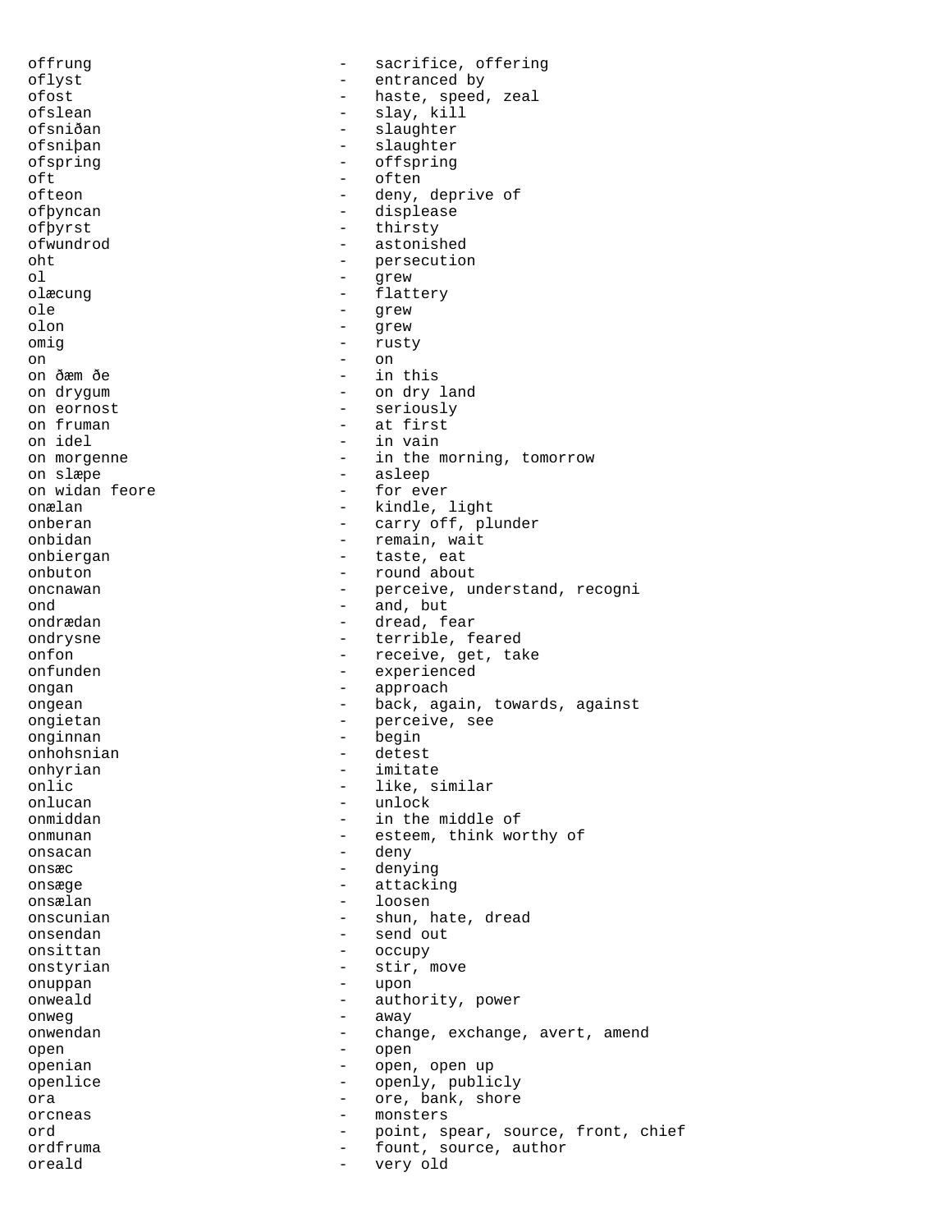offrung - sacrifice, offering
oflyst - entranced by
ofost - haste, speed, zeal
ofslean - slay, kill
ofsniðan - slaughter
ofsniþan - slaughter
ofspring - offspring
oft - often
ofteon - deny, deprive of
ofþyncan - displease
ofþyrst - thirsty
ofwundrod - astonished
oht - persecution
ol - grew
olæcung - flattery
ole - grew
olon - grew
omig - rusty
on - on
on ðæm ðe - in this
on drygum - on dry land
on eornost - seriously
on fruman - at first
on idel - in vain
on morgenne - in the morning, tomorrow
on slæpe - asleep
on widan feore - for ever
onælan - kindle, light
onberan - carry off, plunder
onbidan - remain, wait
onbiergan - taste, eat
onbuton - round about
oncnawan - perceive, understand, recogni
ond - and, but
ondrædan - dread, fear
ondrysne - terrible, feared
onfon - receive, get, take
onfunden - experienced
ongan - approach
ongean - back, again, towards, against
ongietan - perceive, see
onginnan - begin
onhohsnian - detest
onhyrian - imitate
onlic - like, similar
onlucan - unlock
onmiddan - in the middle of
onmunan - esteem, think worthy of
onsacan - deny
onsæc - denying
onsæge - attacking
onsælan - loosen
onscunian - shun, hate, dread
onsendan - send out
onsittan - occupy
onstyrian - stir, move
onuppan - upon
onweald - authority, power
onweg - away
onwendan - change, exchange, avert, amend
open - open
openian - open, open up
openlice - openly, publicly
ora - ore, bank, shore
orcneas - monsters
ord - point, spear, source, front, chief
ordfruma - fount, source, author
oreald - very old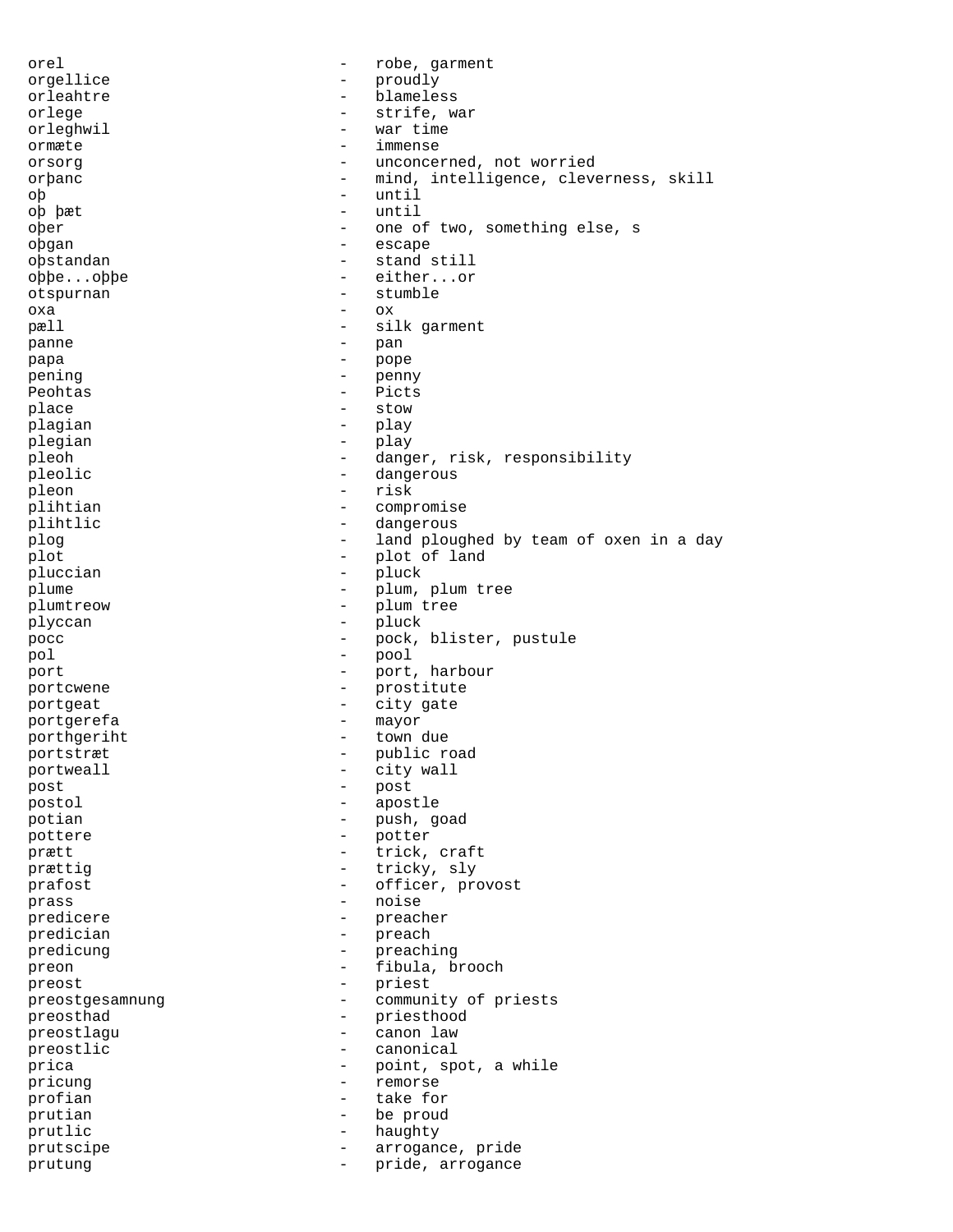orel - robe, garment
orgellice - proudly
orleahtre - blameless
orlege - strife, war
orleghwil - war time
ormæte - immense
orsorg - unconcerned, not worried
orþanc - mind, intelligence, cleverness, skill
oþ - until
oþ þæt - until
oþer - one of two, something else, s
oþgan - escape
oþstandan - stand still
oþþe...oþþe - either...or
otspurnan - stumble
oxa - ox
pæll - silk garment
panne - pan
papa - pope
pening - penny
Peohtas - Picts
place - stow
plagian - play
plegian - play
pleoh - danger, risk, responsibility
pleolic - dangerous
pleon - risk
plihtian - compromise
plihtlic - dangerous
plog - land ploughed by team of oxen in a day
plot - plot of land
pluccian - pluck
plume - plum, plum tree
plumtreow - plum tree
plyccan - pluck
pocc - pock, blister, pustule
pol - pool
port - port, harbour
portcwene - prostitute
portgeat - city gate
portgerefa - mayor
porthgeriht - town due
portstræt - public road
portweall - city wall
post - post
postol - apostle
potian - push, goad
pottere - potter
prætt - trick, craft
prættig - tricky, sly
prafost - officer, provost
prass - noise
predicere - preacher
predician - preach
predicung - preaching
preon - fibula, brooch
preost - priest
preostgesamnung - community of priests
preosthad - priesthood
preostlagu - canon law
preostlic - canonical
prica - point, spot, a while
pricung - remorse
profian - take for
prutian - be proud
prutlic - haughty
prutscipe - arrogance, pride
prutung - pride, arrogance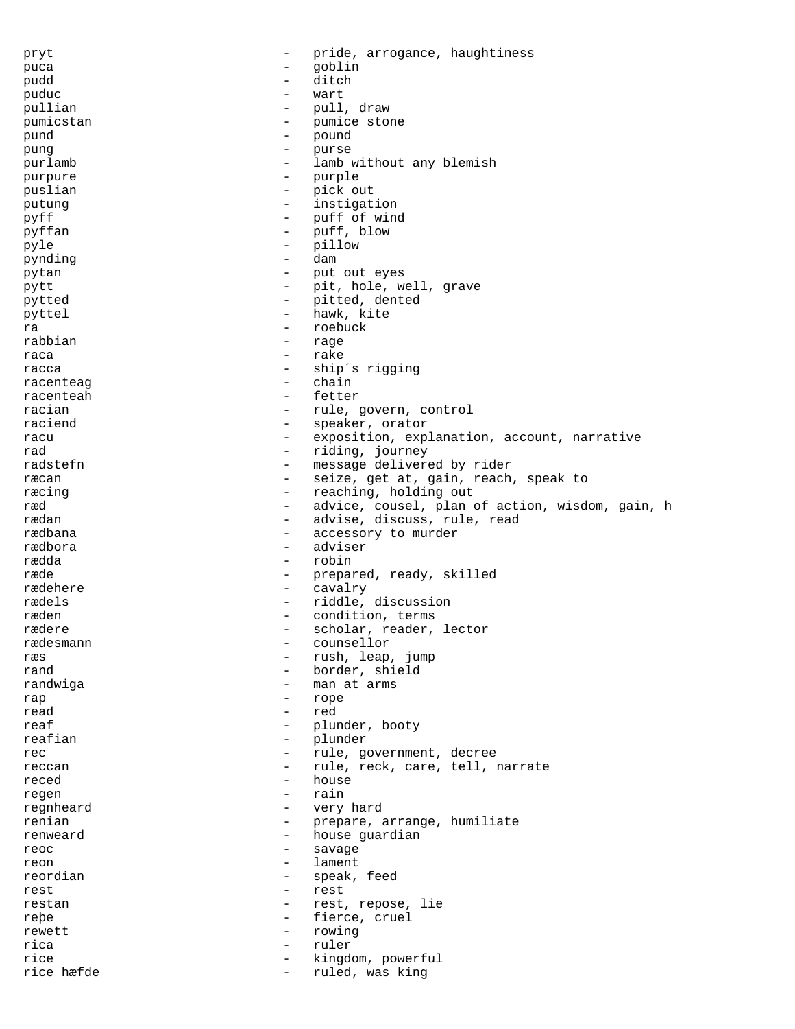pryt - pride, arrogance, haughtiness
puca - goblin
pudd - ditch
puduc - wart
pullian - pull, draw
pumicstan - pumice stone
pund - pound
pung - purse
purlamb - lamb without any blemish
purpure - purple
puslian - pick out
putung - instigation
pyff - puff of wind
pyffan - puff, blow
pyle - pillow
pynding - dam
pytan - put out eyes
pytt - pit, hole, well, grave
pytted - pitted, dented
pyttel - hawk, kite
ra - roebuck
rabbian - rage
raca - rake
racca - ship´s rigging
racenteag - chain
racenteah - fetter
racian - rule, govern, control
raciend - speaker, orator
racu - exposition, explanation, account, narrative
rad - riding, journey
radstefn - message delivered by rider
ræcan - seize, get at, gain, reach, speak to
ræcing - reaching, holding out
ræd - advice, cousel, plan of action, wisdom, gain, h
rædan - advise, discuss, rule, read
rædbana - accessory to murder
rædbora - adviser
rædda - robin
ræde - prepared, ready, skilled
rædehere - cavalry
rædels - riddle, discussion
ræden - condition, terms
rædere - scholar, reader, lector
rædesmann - counsellor
ræs - rush, leap, jump
rand - border, shield
randwiga - man at arms
rap - rope
read - red
reaf - plunder, booty
reafian - plunder
rec - rule, government, decree
reccan - rule, reck, care, tell, narrate
reced - house
regen - rain
regnheard - very hard
renian - prepare, arrange, humiliate
renweard - house guardian
reoc - savage
reon - lament
reordian - speak, feed
rest - rest
restan - rest, repose, lie
reþe - fierce, cruel
rewett - rowing
rica - ruler
rice - kingdom, powerful
rice hæfde - ruled, was king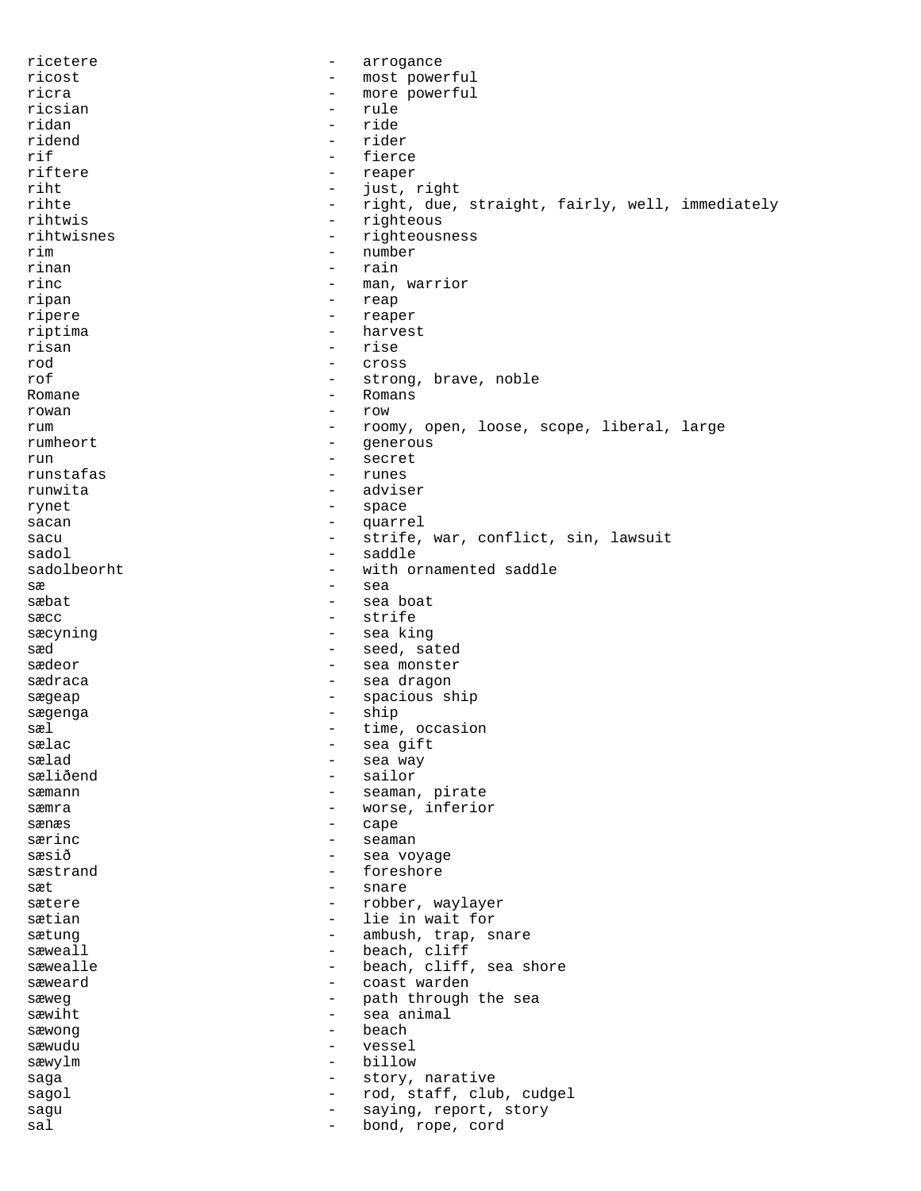ricetere - arrogance
ricost - most powerful
ricra - more powerful
ricsian - rule
ridan - ride
ridend - rider
rif - fierce
riftere - reaper
riht - just, right
rihte - right, due, straight, fairly, well, immediately
rihtwis - righteous
rihtwisnes - righteousness
rim - number
rinan - rain
rinc - man, warrior
ripan - reap
ripere - reaper
riptima - harvest
risan - rise
rod - cross
rof - strong, brave, noble
Romane - Romans
rowan - row
rum - roomy, open, loose, scope, liberal, large
rumheort - generous
run - secret
runstafas - runes
runwita - adviser
rynet - space
sacan - quarrel
sacu - strife, war, conflict, sin, lawsuit
sadol - saddle
sadolbeorht - with ornamented saddle
sæ - sea
sæbat - sea boat
sæcc - strife
sæcyning - sea king
sæd - seed, sated
sædeor - sea monster
sædraca - sea dragon
sægeap - spacious ship
sægenga - ship
sæl - time, occasion
sælac - sea gift
sælad - sea way
sæliðend - sailor
sæmann - seaman, pirate
sæmra - worse, inferior
sænæs - cape
særinc - seaman
sæsið - sea voyage
sæstrand - foreshore
sæt - snare
sætere - robber, waylayer
sætian - lie in wait for
sætung - ambush, trap, snare
sæweall - beach, cliff
sæwealle - beach, cliff, sea shore
sæweard - coast warden
sæweg - path through the sea
sæwiht - sea animal
sæwong - beach
sæwudu - vessel
sæwylm - billow
saga - story, narative
sagol - rod, staff, club, cudgel
sagu - saying, report, story
sal - bond, rope, cord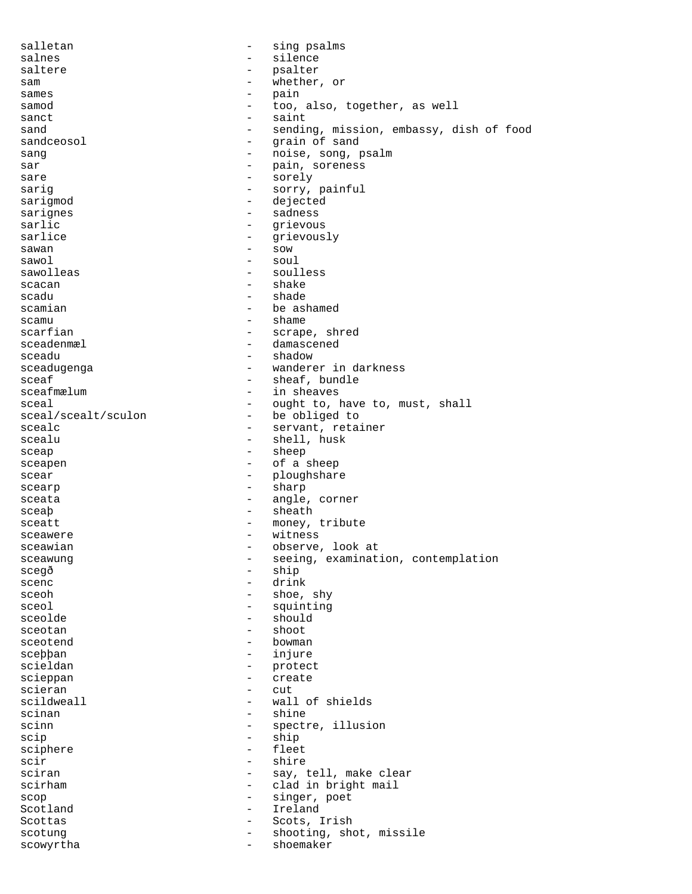salletan - sing psalms
salnes - silence
saltere - psalter
sam - whether, or
sames - pain
samod - too, also, together, as well
sanct - saint
sand - sending, mission, embassy, dish of food
sandceosol - grain of sand
sang - noise, song, psalm
sar - pain, soreness
sare - sorely
sarig - sorry, painful
sarigmod - dejected
sarignes - sadness
sarlic - grievous
sarlice - grievously
sawan - sow
sawol - soul
sawolleas - soulless
scacan - shake
scadu - shade
scamian - be ashamed
scamu - shame
scarfian - scrape, shred
sceadenmæl - damascened
sceadu - shadow
sceadugenga - wanderer in darkness
sceaf - sheaf, bundle
sceafmælum - in sheaves
sceal - ought to, have to, must, shall
sceal/scealt/sculon - be obliged to
scealc - servant, retainer
scealu - shell, husk
sceap - sheep
sceapen - of a sheep
scear - ploughshare
scearp - sharp
sceata - angle, corner
sceaþ - sheath
sceatt - money, tribute
sceawere - witness
sceawian - observe, look at
sceawung - seeing, examination, contemplation
scegð - ship
scenc - drink
sceoh - shoe, shy
sceol - squinting
sceolde - should
sceotan - shoot
sceotend - bowman
sceþþan - injure
scieldan - protect
scieppan - create
scieran - cut
scildweall - wall of shields
scinan - shine
scinn - spectre, illusion
scip - ship
sciphere - fleet
scir - shire
sciran - say, tell, make clear
scirham - clad in bright mail
scop - singer, poet
Scotland - Ireland
Scottas - Scots, Irish
scotung - shooting, shot, missile
scowyrtha - shoemaker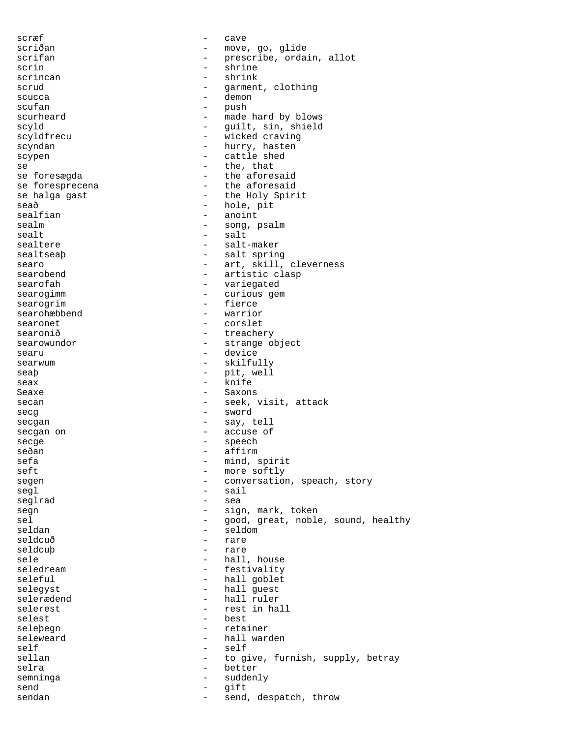scræf - cave
scriðan - move, go, glide
scrifan - prescribe, ordain, allot
scrin - shrine
scrincan - shrink
scrud - garment, clothing
scucca - demon
scufan - push
scurheard - made hard by blows
scyld - guilt, sin, shield
scyldfrecu - wicked craving
scyndan - hurry, hasten
scypen - cattle shed
se - the, that
se foresægda - the aforesaid
se foresprecena - the aforesaid
se halga gast - the Holy Spirit
seað - hole, pit
sealfian - anoint
sealm - song, psalm
sealt - salt
sealtere - salt-maker
sealtseaþ - salt spring
searo - art, skill, cleverness
searobend - artistic clasp
searofah - variegated
searogimm - curious gem
searogrim - fierce
searohæbbend - warrior
searonet - corslet
searonið - treachery
searowundor - strange object
searu - device
searwum - skilfully
seaþ - pit, well
seax - knife
Seaxe - Saxons
secan - seek, visit, attack
secg - sword
secgan - say, tell
secgan on - accuse of
secge - speech
seðan - affirm
sefa - mind, spirit
seft - more softly
segen - conversation, speach, story
segl - sail
seglrad - sea
segn - sign, mark, token
sel - good, great, noble, sound, healthy
seldan - seldom
seldcuð - rare
seldcuþ - rare
sele - hall, house
seledream - festivality
seleful - hall goblet
selegyst - hall guest
selerædend - hall ruler
selerest - rest in hall
selest - best
seleþegn - retainer
seleweard - hall warden
self - self
sellan - to give, furnish, supply, betray
selra - better
semninga - suddenly
send - gift
sendan - send, despatch, throw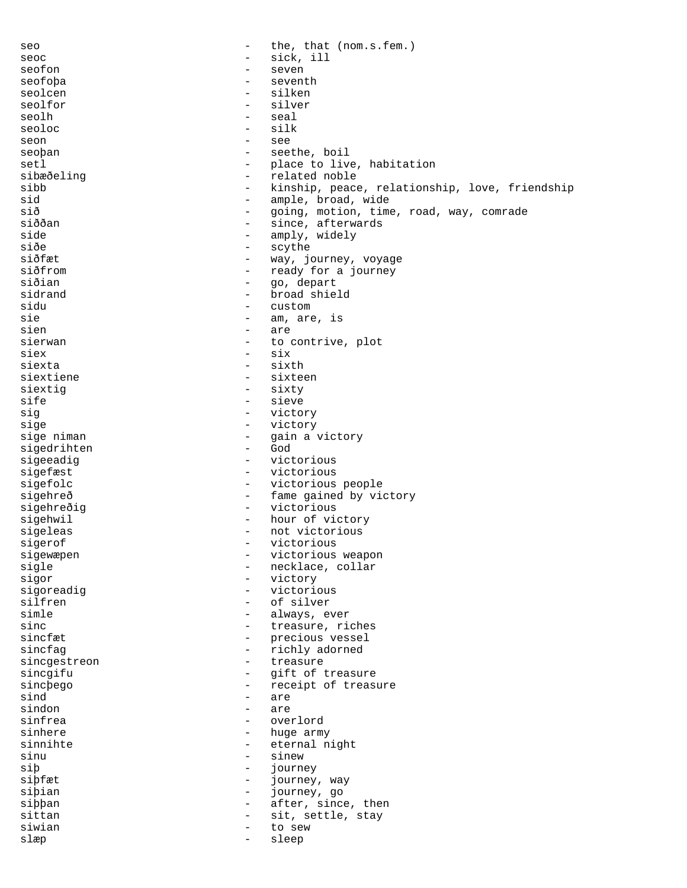seo - the, that (nom.s.fem.)
seoc - sick, ill
seofon - seven
seofoþa - seventh
seolcen - silken
seolfor - silver
seolh - seal
seoloc - silk
seon - see
seoþan - seethe, boil
setl - place to live, habitation
sibæðeling - related noble
sibb - kinship, peace, relationship, love, friendship
sid - ample, broad, wide
sið - going, motion, time, road, way, comrade
siððan - since, afterwards
side - amply, widely
siðe - scythe
siðfæt - way, journey, voyage
siðfrom - ready for a journey
siðian - go, depart
sidrand - broad shield
sidu - custom
sie - am, are, is
sien - are
sierwan - to contrive, plot
siex - six
siexta - sixth
siextiene - sixteen
siextig - sixty
sife - sieve
sig - victory
sige - victory
sige niman - gain a victory
sigedrihten - God
sigeeadig - victorious
sigefæst - victorious
sigefolc - victorious people
sigehreð - fame gained by victory
sigehreðig - victorious
sigehwil - hour of victory
sigeleas - not victorious
sigerof - victorious
sigewæpen - victorious weapon
sigle - necklace, collar
sigor - victory
sigoreadig - victorious
silfren - of silver
simle - always, ever
sinc - treasure, riches
sincfæt - precious vessel
sincfag - richly adorned
sincgestreon - treasure
sincgifu - gift of treasure
sincþego - receipt of treasure
sind - are
sindon - are
sinfrea - overlord
sinhere - huge army
sinnihte - eternal night
sinu - sinew
siþ - journey
siþfæt - journey, way
siþian - journey, go
siþþan - after, since, then
sittan - sit, settle, stay
siwian - to sew
slæp - sleep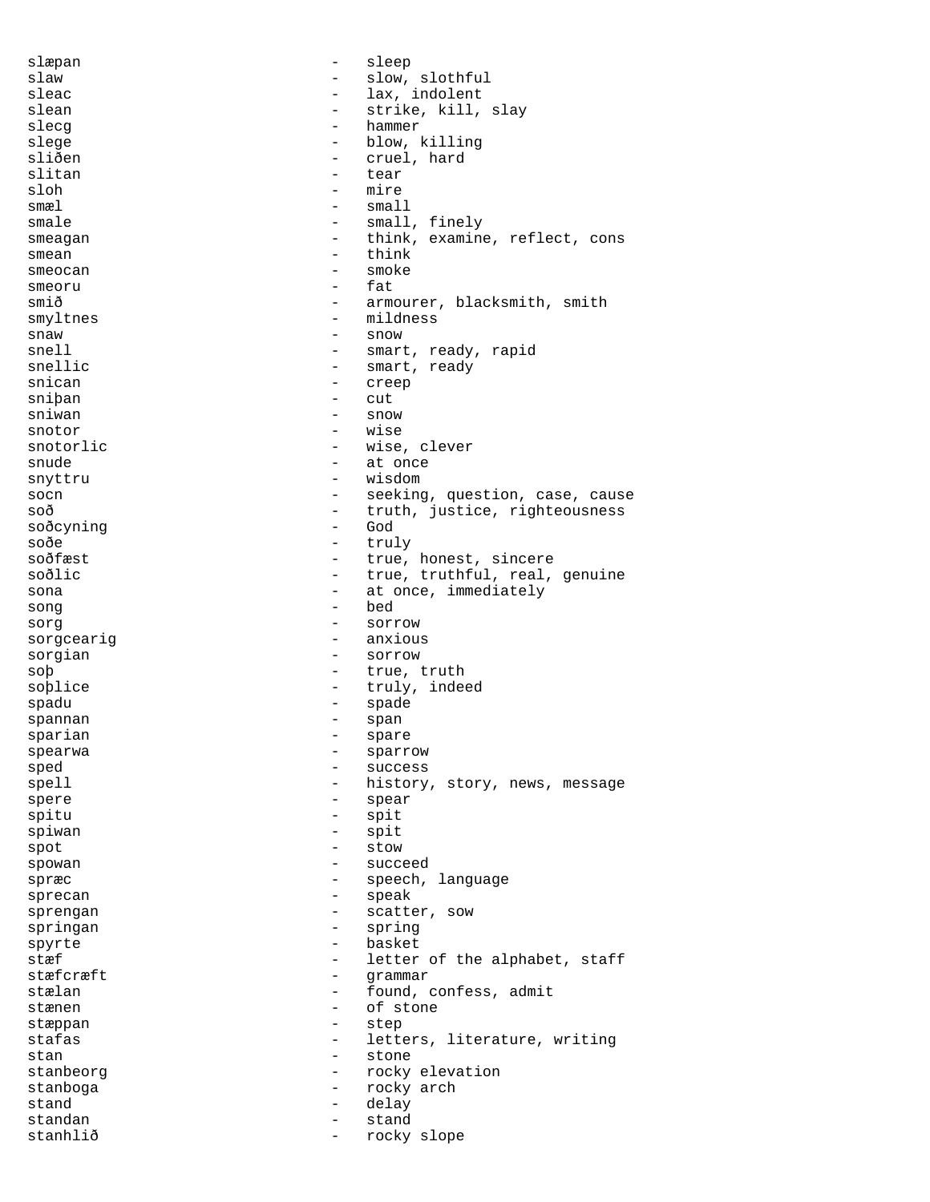slæpan - sleep
slaw - slow, slothful
sleac - lax, indolent
slean - strike, kill, slay
slecg - hammer
slege - blow, killing
sliðen - cruel, hard
slitan - tear
sloh - mire
smæl - small
smale - small, finely
smeagan - think, examine, reflect, cons
smean - think
smeocan - smoke
smeoru - fat
smið - armourer, blacksmith, smith
smyltnes - mildness
snaw - snow
snell - smart, ready, rapid
snellic - smart, ready
snican - creep
sniþan - cut
sniwan - snow
snotor - wise
snotorlic - wise, clever
snude - at once
snyttru - wisdom
socn - seeking, question, case, cause
soð - truth, justice, righteousness
soðcyning - God
soðe - truly
soðfæst - true, honest, sincere
soðlic - true, truthful, real, genuine
sona - at once, immediately
song - bed
sorg - sorrow
sorgcearig - anxious
sorgian - sorrow
soþ - true, truth
soþlice - truly, indeed
spadu - spade
spannan - span
sparian - spare
spearwa - sparrow
sped - success
spell - history, story, news, message
spere - spear
spitu - spit
spiwan - spit
spot - stow
spowan - succeed
spræc - speech, language
sprecan - speak
sprengan - scatter, sow
springan - spring
spyrte - basket
stæf - letter of the alphabet, staff
stæfcræft - grammar
stælan - found, confess, admit
stænen - of stone
stæppan - step
stafas - letters, literature, writing
stan - stone
stanbeorg - rocky elevation
stanboga - rocky arch
stand - delay
standan - stand
stanhlið - rocky slope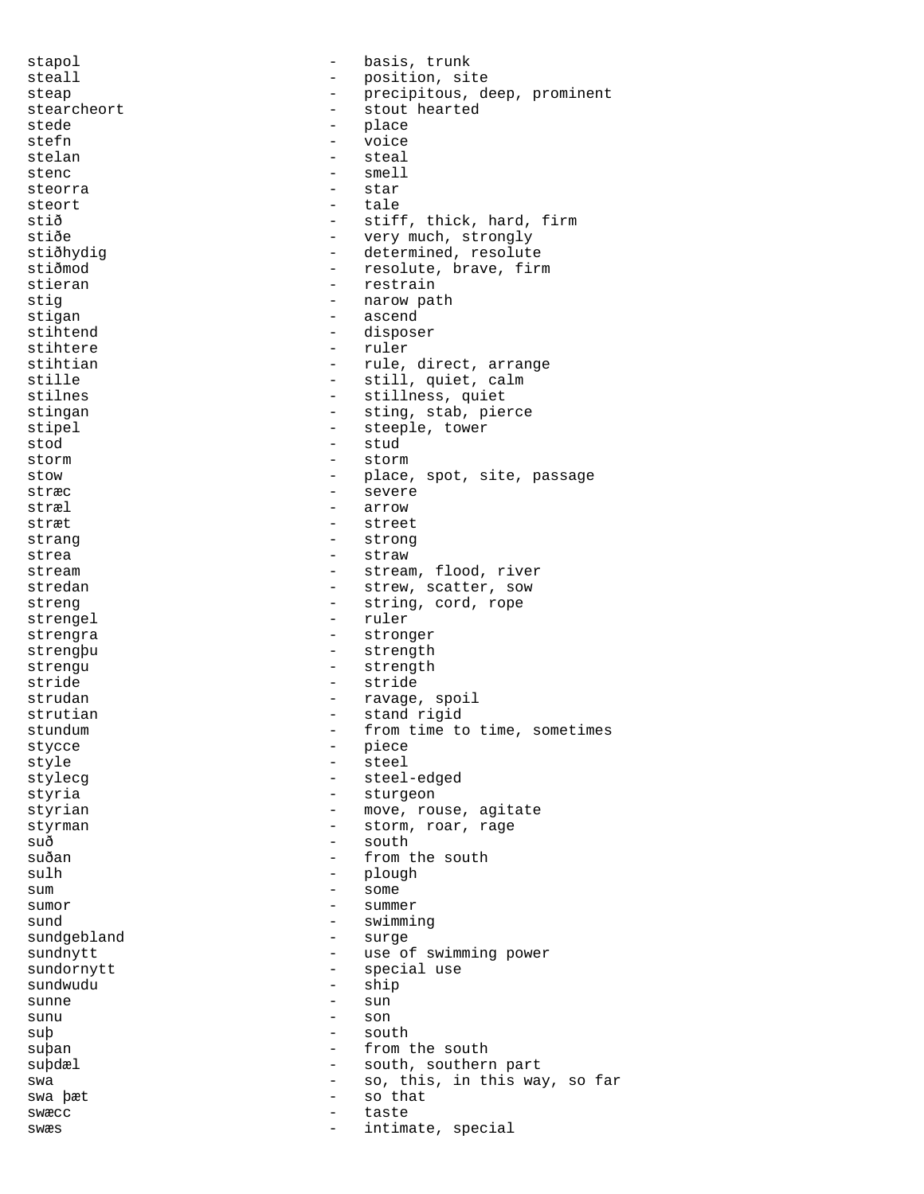stapol - basis, trunk
steall - position, site
steap - precipitous, deep, prominent
stearcheort - stout hearted
stede - place
stefn - voice
stelan - steal
stenc - smell
steorra - star
steort - tale
stið - stiff, thick, hard, firm
stiðe - very much, strongly
stiðhydig - determined, resolute
stiðmod - resolute, brave, firm
stieran - restrain
stig - narow path
stigan - ascend
stihtend - disposer
stihtere - ruler
stihtian - rule, direct, arrange
stille - still, quiet, calm
stilnes - stillness, quiet
stingan - sting, stab, pierce
stipel - steeple, tower
stod - stud
storm - storm
stow - place, spot, site, passage
stræc - severe
stræl - arrow
stræt - street
strang - strong
strea - straw
stream - stream, flood, river
stredan - strew, scatter, sow
streng - string, cord, rope
strengel - ruler
strengra - stronger
strengþu - strength
strengu - strength
stride - stride
strudan - ravage, spoil
strutian - stand rigid
stundum - from time to time, sometimes
stycce - piece
style - steel
stylecg - steel-edged
styria - sturgeon
styrian - move, rouse, agitate
styrman - storm, roar, rage
suð - south
suðan - from the south
sulh - plough
sum - some
sumor - summer
sund - swimming
sundgebland - surge
sundnytt - use of swimming power
sundornytt - special use
sundwudu - ship
sunne - sun
sunu - son
suþ - south
suþan - from the south
suþdæl - south, southern part
swa - so, this, in this way, so far
swa þæt - so that
swæcc - taste
swæs - intimate, special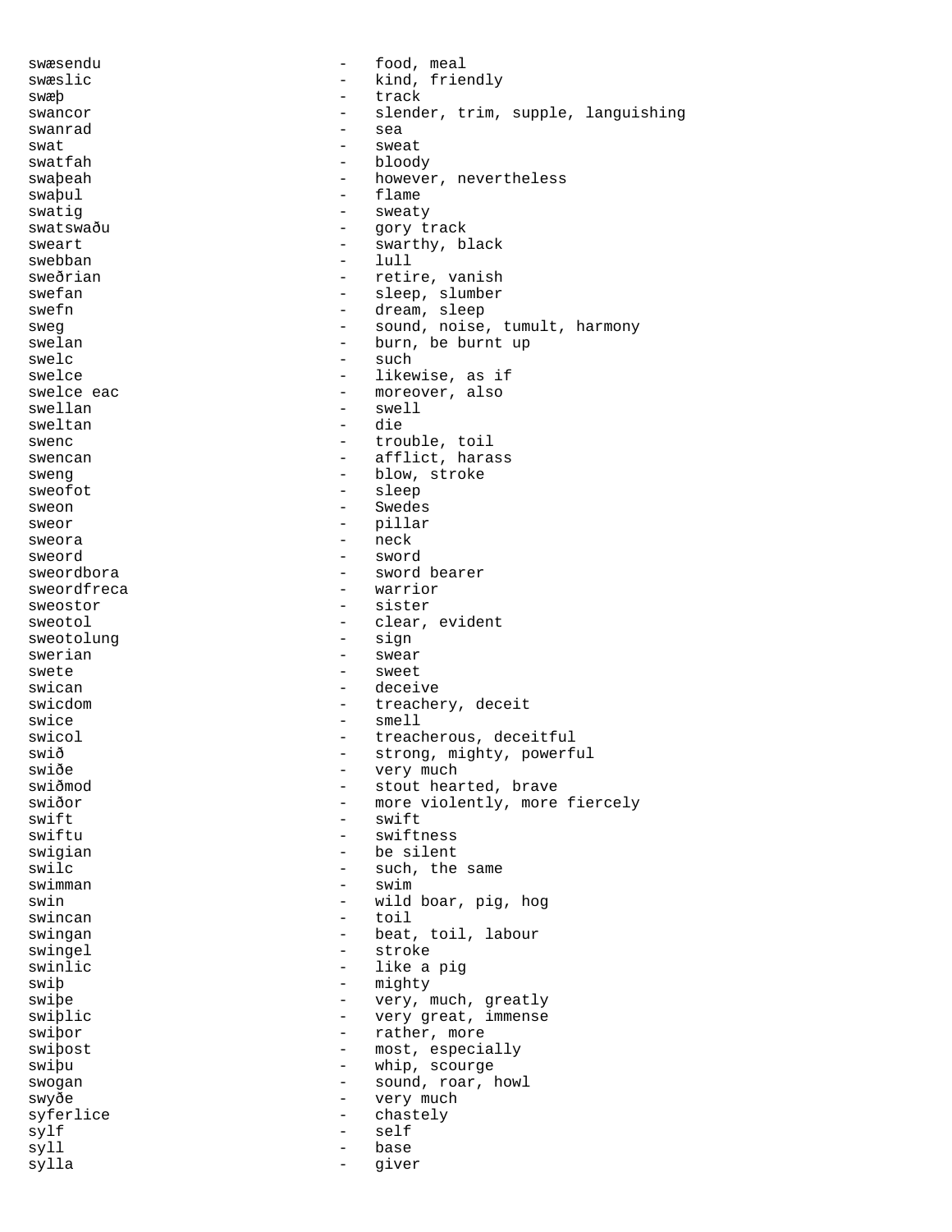swæsendu - food, meal
swæslic - kind, friendly
swæþ - track
swancor - slender, trim, supple, languishing
swanrad - sea
swat - sweat
swatfah - bloody
swaþeah - however, nevertheless
swaþul - flame
swatig - sweaty
swatswaðu - gory track
sweart - swarthy, black
swebban - lull
sweðrian - retire, vanish
swefan - sleep, slumber
swefn - dream, sleep
sweg - sound, noise, tumult, harmony
swelan - burn, be burnt up
swelc - such
swelce - likewise, as if
swelce eac - moreover, also
swellan - swell
sweltan - die
swenc - trouble, toil
swencan - afflict, harass
sweng - blow, stroke
sweofot - sleep
sweon - Swedes
sweor - pillar
sweora - neck
sweord - sword
sweordbora - sword bearer
sweordfreca - warrior
sweostor - sister
sweotol - clear, evident
sweotolung - sign
swerian - swear
swete - sweet
swican - deceive
swicdom - treachery, deceit
swice - smell
swicol - treacherous, deceitful
swið - strong, mighty, powerful
swiðe - very much
swiðmod - stout hearted, brave
swiðor - more violently, more fiercely
swift - swift
swiftu - swiftness
swigian - be silent
swilc - such, the same
swimman - swim
swin - wild boar, pig, hog
swincan - toil
swingan - beat, toil, labour
swingel - stroke
swinlic - like a pig
swiþ - mighty
swiþe - very, much, greatly
swiþlic - very great, immense
swiþor - rather, more
swiþost - most, especially
swiþu - whip, scourge
swogan - sound, roar, howl
swyðe - very much
syferlice - chastely
sylf - self
syll - base
sylla - giver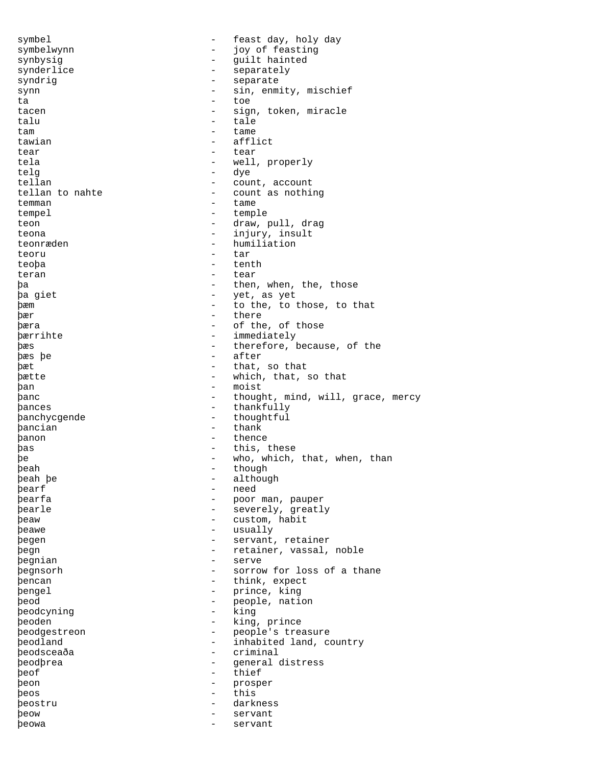```
symbel                         -   feast day, holy day
symbelwynn                     -   joy of feasting
synbysig                       -   guilt hainted
synderlice                     -   separately
syndrig                        -   separate
synn                           -   sin, enmity, mischief
ta                             -   toe
tacen                          -   sign, token, miracle
talu                           -   tale
tam                            -   tame
tawian                         -   afflict
tear                           -   tear
tela                           -   well, properly
telg                           -   dye
tellan                         -   count, account
tellan to nahte                -   count as nothing
temman                         -   tame
tempel                         -   temple
teon                           -   draw, pull, drag
teona                          -   injury, insult
teonræden                      -   humiliation
teoru                          -   tar
teoþa                          -   tenth
teran                          -   tear
þa                             -   then, when, the, those
þa giet                        -   yet, as yet
þæm                            -   to the, to those, to that
þær                            -   there
þæra                           -   of the, of those
þærrihte                       -   immediately
þæs                            -   therefore, because, of the
þæs þe                         -   after
þæt                            -   that, so that
þætte                          -   which, that, so that
þan                            -   moist
þanc                           -   thought, mind, will, grace, mercy
þances                         -   thankfully
þanchycgende                   -   thoughtful
þancian                        -   thank
þanon                          -   thence
þas                            -   this, these
þe                             -   who, which, that, when, than
þeah                           -   though
þeah þe                        -   although
þearf                          -   need
þearfa                         -   poor man, pauper
þearle                         -   severely, greatly
þeaw                           -   custom, habit
þeawe                          -   usually
þegen                          -   servant, retainer
þegn                           -   retainer, vassal, noble
þegnian                        -   serve
þegnsorh                       -   sorrow for loss of a thane
þencan                         -   think, expect
þengel                         -   prince, king
þeod                           -   people, nation
þeodcyning                     -   king
þeoden                         -   king, prince
þeodgestreon                   -   people's treasure
þeodland                       -   inhabited land, country
þeodsceaða                     -   criminal
þeodþrea                       -   general distress
þeof                           -   thief
þeon                           -   prosper
þeos                           -   this
þeostru                        -   darkness
þeow                           -   servant
þeowa                          -   servant
```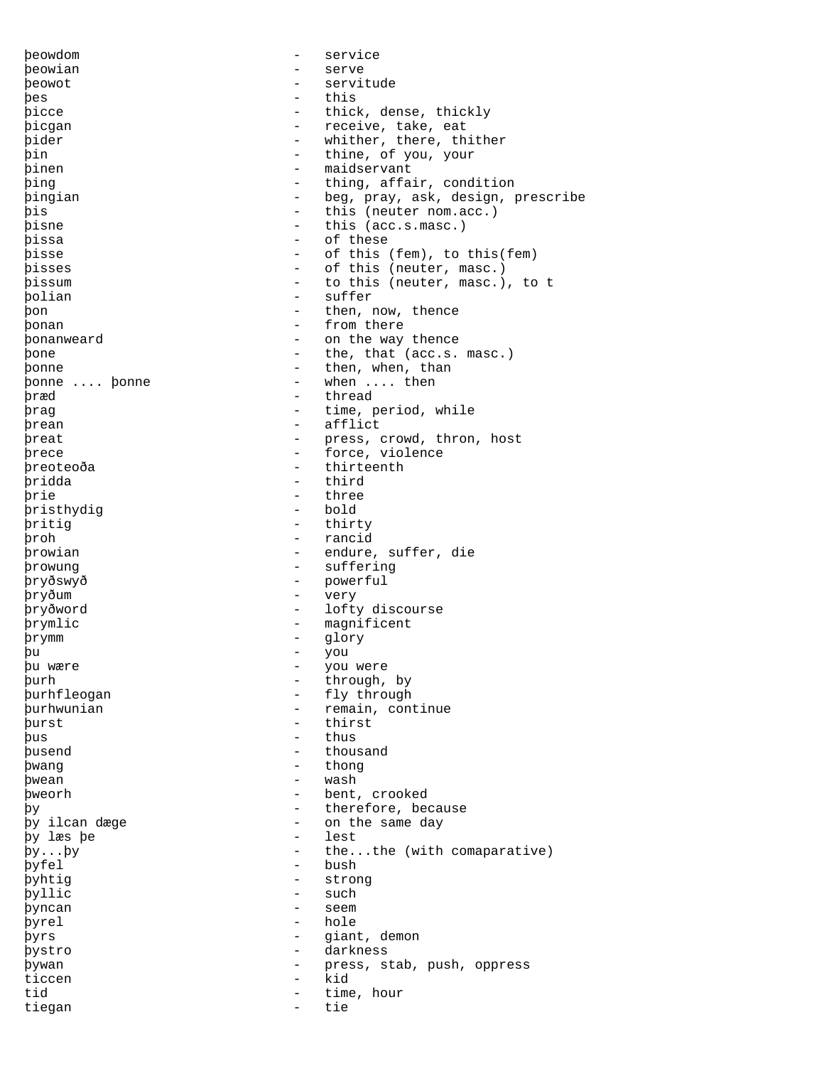þeowdom - service
þeowian - serve
þeowot - servitude
þes - this
þicce - thick, dense, thickly
þicgan - receive, take, eat
þider - whither, there, thither
þin - thine, of you, your
þinen - maidservant
þing - thing, affair, condition
þingian - beg, pray, ask, design, prescribe
þis - this (neuter nom.acc.)
þisne - this (acc.s.masc.)
þissa - of these
þisse - of this (fem), to this(fem)
þisses - of this (neuter, masc.)
þissum - to this (neuter, masc.), to t
þolian - suffer
þon - then, now, thence
þonan - from there
þonanweard - on the way thence
þone - the, that (acc.s. masc.)
þonne - then, when, than
þonne .... þonne - when .... then
þræd - thread
þrag - time, period, while
þrean - afflict
þreat - press, crowd, thron, host
þrece - force, violence
þreoteoða - thirteenth
þridda - third
þrie - three
þristhydig - bold
þritig - thirty
þroh - rancid
þrowian - endure, suffer, die
þrowung - suffering
þryðswyð - powerful
þryðum - very
þryðword - lofty discourse
þrymlic - magnificent
þrymm - glory
þu - you
þu wære - you were
þurh - through, by
þurhfleogan - fly through
þurhwunian - remain, continue
þurst - thirst
þus - thus
þusend - thousand
þwang - thong
þwean - wash
þweorh - bent, crooked
þy - therefore, because
þy ilcan dæge - on the same day
þy læs þe - lest
þy...þy - the...the (with comaparative)
þyfel - bush
þyhtig - strong
þyllic - such
þyncan - seem
þyrel - hole
þyrs - giant, demon
þystro - darkness
þywan - press, stab, push, oppress
ticcen - kid
tid - time, hour
tiegan - tie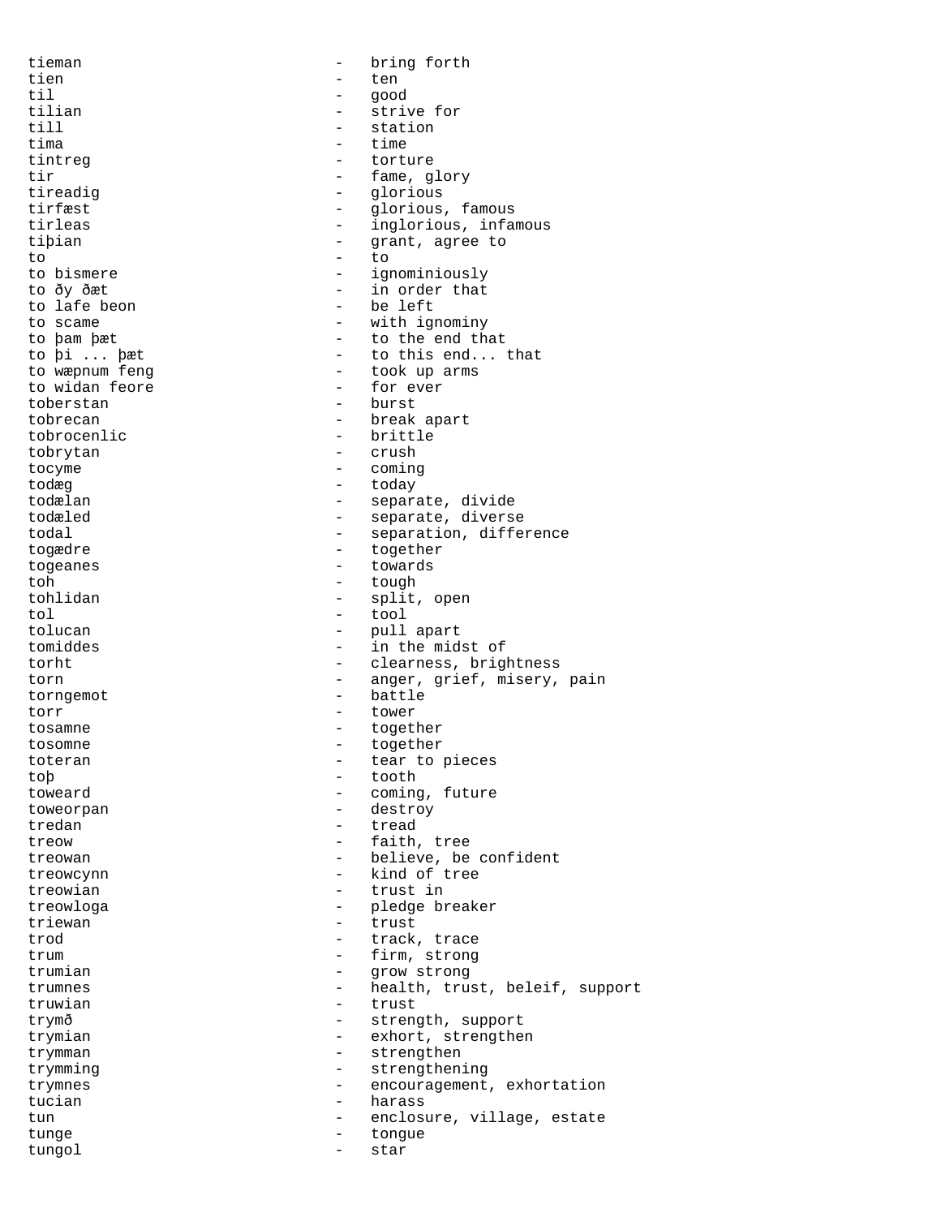tieman - bring forth
tien - ten
til - good
tilian - strive for
till - station
tima - time
tintreg - torture
tir - fame, glory
tireadig - glorious
tirfæst - glorious, famous
tirleas - inglorious, infamous
tiþian - grant, agree to
to - to
to bismere - ignominiously
to ðy ðæt - in order that
to lafe beon - be left
to scame - with ignominy
to þam þæt - to the end that
to þi ... þæt - to this end... that
to wæpnum feng - took up arms
to widan feore - for ever
toberstan - burst
tobrecan - break apart
tobrocenlic - brittle
tobrytan - crush
tocyme - coming
todæg - today
todælan - separate, divide
todæled - separate, diverse
todal - separation, difference
togædre - together
togeanes - towards
toh - tough
tohlidan - split, open
tol - tool
tolucan - pull apart
tomiddes - in the midst of
torht - clearness, brightness
torn - anger, grief, misery, pain
torngemot - battle
torr - tower
tosamne - together
tosomne - together
toteran - tear to pieces
toþ - tooth
toweard - coming, future
toweorpan - destroy
tredan - tread
treow - faith, tree
treowan - believe, be confident
treowcynn - kind of tree
treowian - trust in
treowloga - pledge breaker
triewan - trust
trod - track, trace
trum - firm, strong
trumian - grow strong
trumnes - health, trust, beleif, support
truwian - trust
trymð - strength, support
trymian - exhort, strengthen
trymman - strengthen
trymming - strengthening
trymnes - encouragement, exhortation
tucian - harass
tun - enclosure, village, estate
tunge - tongue
tungol - star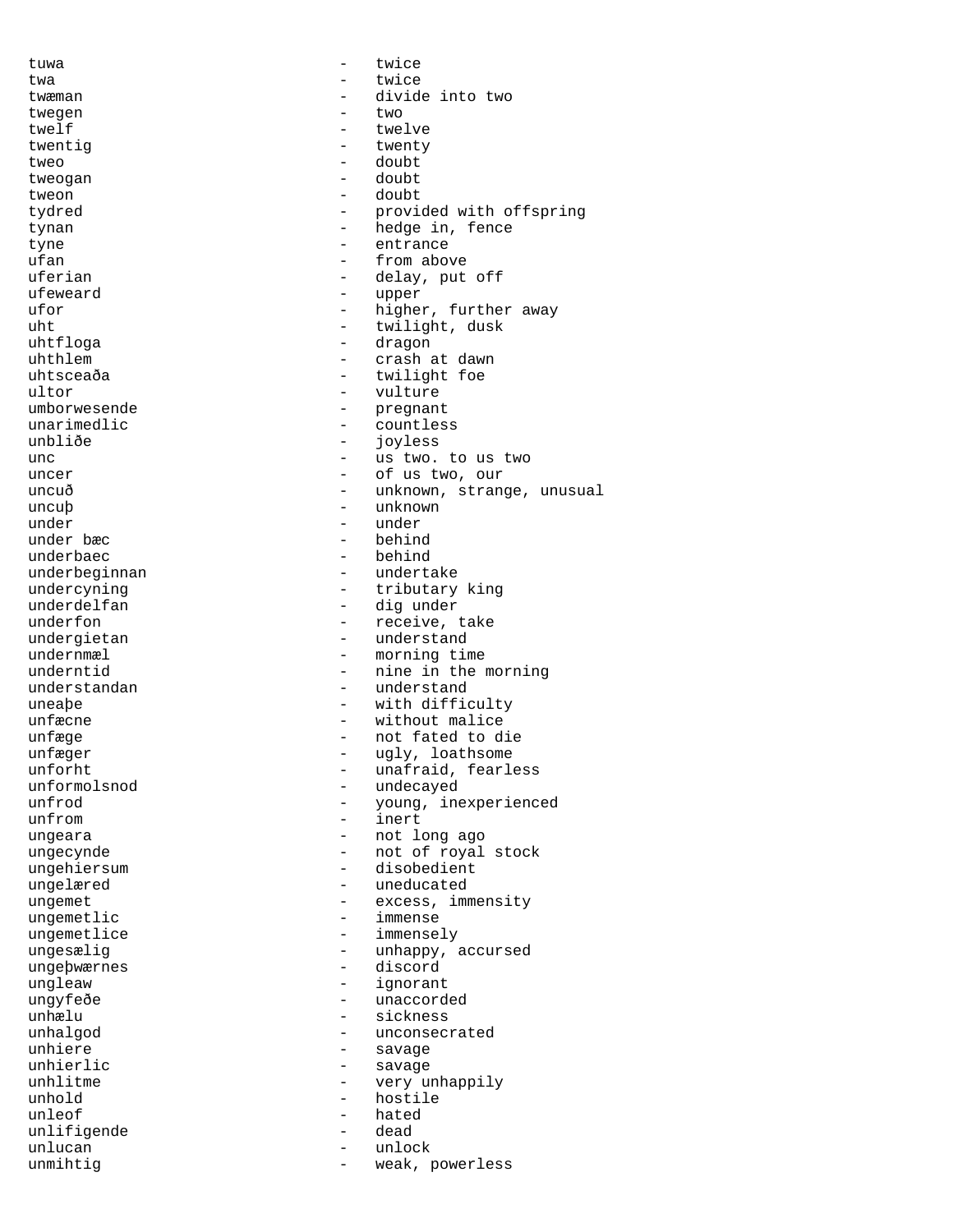tuwa - twice
twa - twice
twæman - divide into two
twegen - two
twelf - twelve
twentig - twenty
tweo - doubt
tweogan - doubt
tweon - doubt
tydred - provided with offspring
tynan - hedge in, fence
tyne - entrance
ufan - from above
uferian - delay, put off
ufeweard - upper
ufor - higher, further away
uht - twilight, dusk
uhtfloga - dragon
uhthlem - crash at dawn
uhtsceaða - twilight foe
ultor - vulture
umborwesende - pregnant
unarimedlic - countless
unbliðe - joyless
unc - us two. to us two
uncer - of us two, our
uncuð - unknown, strange, unusual
uncuþ - unknown
under - under
under bæc - behind
underbaec - behind
underbeginnan - undertake
undercyning - tributary king
underdelfan - dig under
underfon - receive, take
undergietan - understand
undernmæl - morning time
underntid - nine in the morning
understandan - understand
uneaþe - with difficulty
unfæcne - without malice
unfæge - not fated to die
unfæger - ugly, loathsome
unforht - unafraid, fearless
unformolsnod - undecayed
unfrod - young, inexperienced
unfrom - inert
ungeara - not long ago
ungecynde - not of royal stock
ungehiersum - disobedient
ungelæred - uneducated
ungemet - excess, immensity
ungemetlic - immense
ungemetlice - immensely
ungesælig - unhappy, accursed
ungeþwærnes - discord
ungleaw - ignorant
ungyfeðe - unaccorded
unhælu - sickness
unhalgod - unconsecrated
unhiere - savage
unhierlic - savage
unhlitme - very unhappily
unhold - hostile
unleof - hated
unlifigende - dead
unlucan - unlock
unmihtig - weak, powerless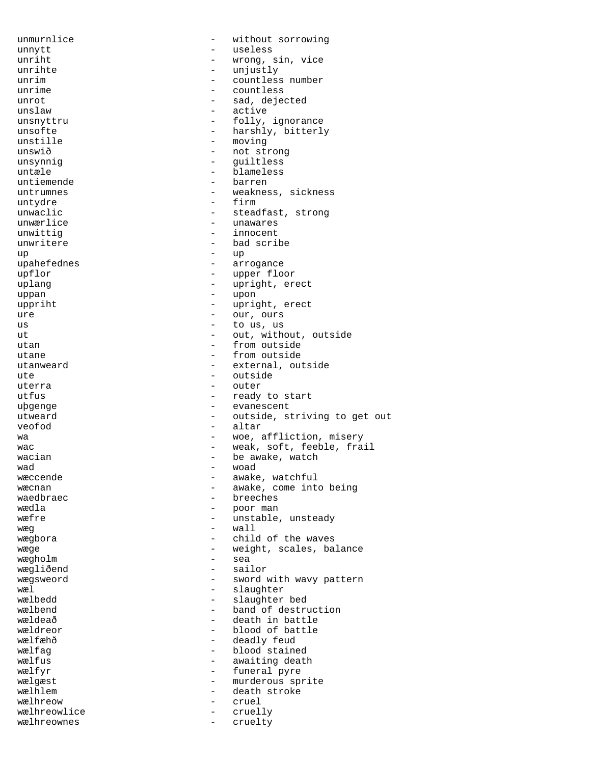unmurnlice - without sorrowing
unnytt - useless
unriht - wrong, sin, vice
unrihte - unjustly
unrim - countless number
unrime - countless
unrot - sad, dejected
unslaw - active
unsnyttru - folly, ignorance
unsofte - harshly, bitterly
unstille - moving
unswið - not strong
unsynnig - guiltless
untæle - blameless
untiemende - barren
untrumnes - weakness, sickness
untydre - firm
unwaclic - steadfast, strong
unwærlice - unawares
unwittig - innocent
unwritere - bad scribe
up - up
upahefednes - arrogance
upflor - upper floor
uplang - upright, erect
uppan - upon
uppriht - upright, erect
ure - our, ours
us - to us, us
ut - out, without, outside
utan - from outside
utane - from outside
utanweard - external, outside
ute - outside
uterra - outer
utfus - ready to start
uþgenge - evanescent
utweard - outside, striving to get out
veofod - altar
wa - woe, affliction, misery
wac - weak, soft, feeble, frail
wacian - be awake, watch
wad - woad
wæccende - awake, watchful
wæcnan - awake, come into being
waedbraec - breeches
wædla - poor man
wæfre - unstable, unsteady
wæg - wall
wægbora - child of the waves
wæge - weight, scales, balance
wægholm - sea
wægliðend - sailor
wægsweord - sword with wavy pattern
wæl - slaughter
wælbedd - slaughter bed
wælbend - band of destruction
wældeað - death in battle
wældreor - blood of battle
wælfæhð - deadly feud
wælfag - blood stained
wælfus - awaiting death
wælfyr - funeral pyre
wælgæst - murderous sprite
wælhlem - death stroke
wælhreow - cruel
wælhreowlice - cruelly
wælhreownes - cruelty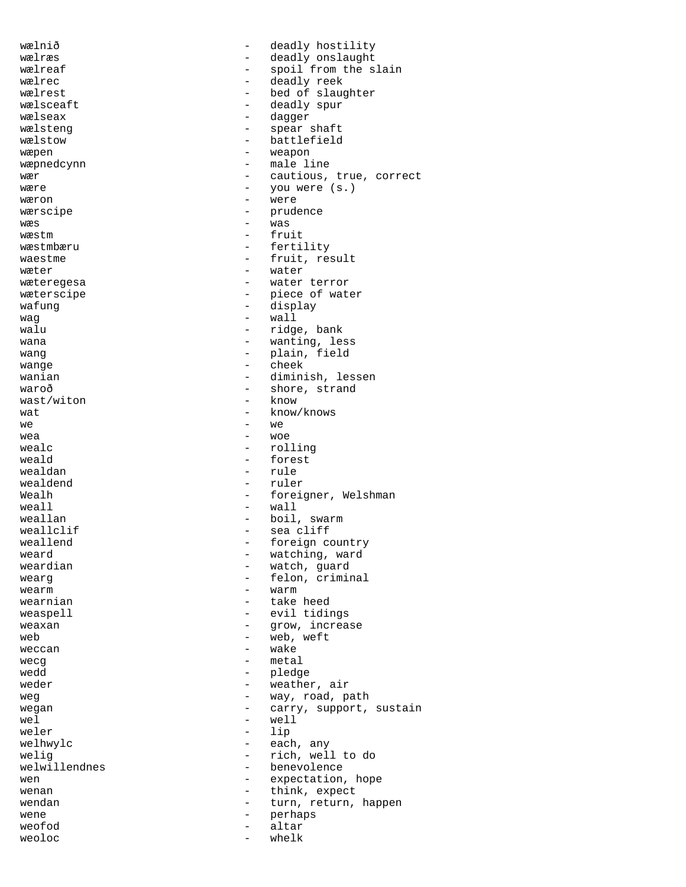wælnið - deadly hostility
wælræs - deadly onslaught
wælreaf - spoil from the slain
wælrec - deadly reek
wælrest - bed of slaughter
wælsceaft - deadly spur
wælseax - dagger
wælsteng - spear shaft
wælstow - battlefield
wæpen - weapon
wæpnedcynn - male line
wær - cautious, true, correct
wære - you were (s.)
wæron - were
wærscipe - prudence
wæs - was
wæstm - fruit
wæstmbæru - fertility
waestme - fruit, result
wæter - water
wæteregesa - water terror
wæterscipe - piece of water
wafung - display
wag - wall
walu - ridge, bank
wana - wanting, less
wang - plain, field
wange - cheek
wanian - diminish, lessen
waroð - shore, strand
wast/witon - know
wat - know/knows
we - we
wea - woe
wealc - rolling
weald - forest
wealdan - rule
wealdend - ruler
Wealh - foreigner, Welshman
weall - wall
weallan - boil, swarm
weallclif - sea cliff
weallend - foreign country
weard - watching, ward
weardian - watch, guard
wearg - felon, criminal
wearm - warm
wearnian - take heed
weaspell - evil tidings
weaxan - grow, increase
web - web, weft
weccan - wake
wecg - metal
wedd - pledge
weder - weather, air
weg - way, road, path
wegan - carry, support, sustain
wel - well
weler - lip
welhwylc - each, any
welig - rich, well to do
welwillendnes - benevolence
wen - expectation, hope
wenan - think, expect
wendan - turn, return, happen
wene - perhaps
weofod - altar
weoloc - whelk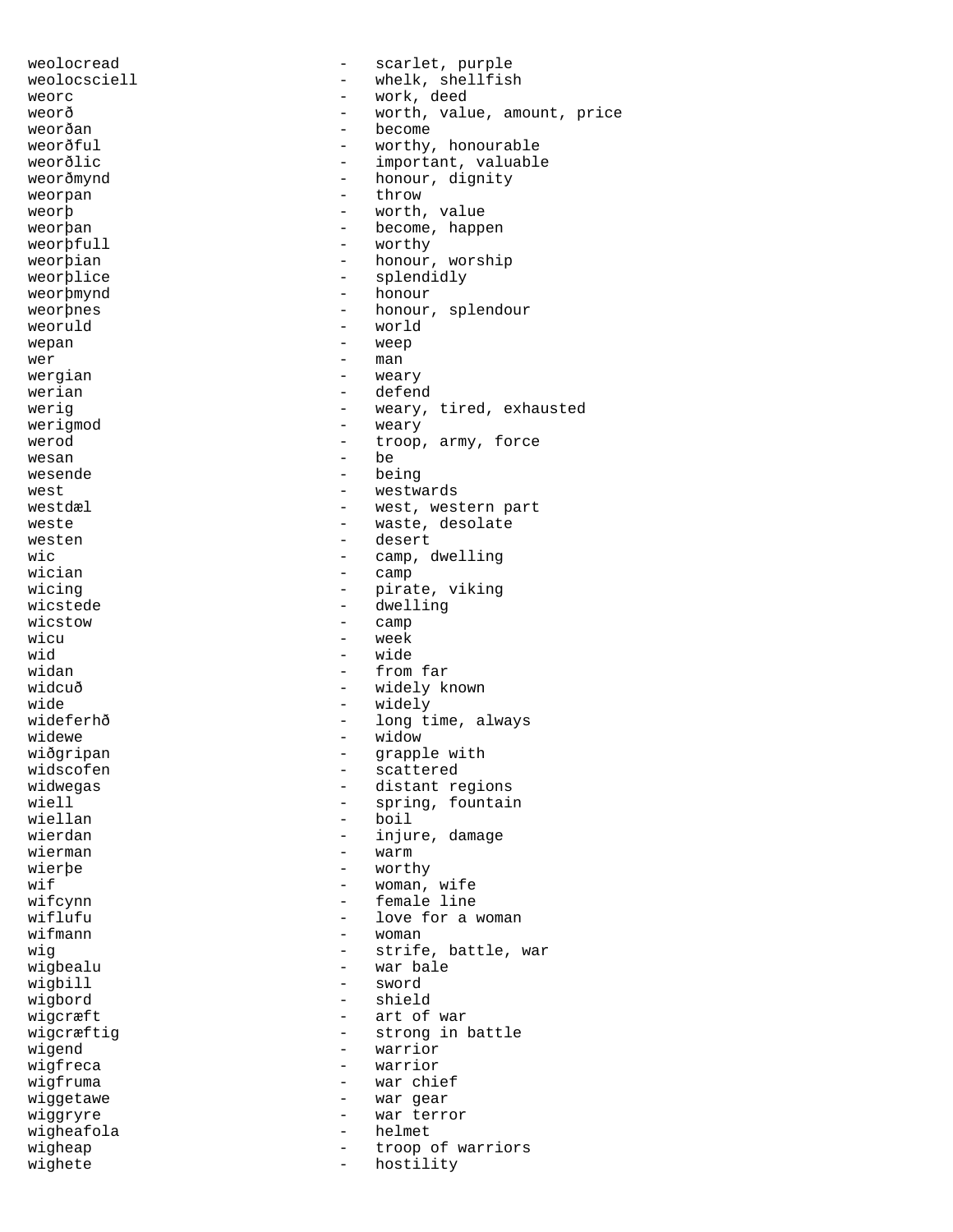weolocread - scarlet, purple
weolocsciell - whelk, shellfish
weorc - work, deed
weorð - worth, value, amount, price
weorðan - become
weorðful - worthy, honourable
weorðlic - important, valuable
weorðmynd - honour, dignity
weorpan - throw
weorþ - worth, value
weorþan - become, happen
weorþfull - worthy
weorþian - honour, worship
weorþlice - splendidly
weorþmynd - honour
weorþnes - honour, splendour
weoruld - world
wepan - weep
wer - man
wergian - weary
werian - defend
werig - weary, tired, exhausted
werigmod - weary
werod - troop, army, force
wesan - be
wesende - being
west - westwards
westdæl - west, western part
weste - waste, desolate
westen - desert
wic - camp, dwelling
wician - camp
wicing - pirate, viking
wicstede - dwelling
wicstow - camp
wicu - week
wid - wide
widan - from far
widcuð - widely known
wide - widely
wideferhð - long time, always
widewe - widow
wiðgripan - grapple with
widscofen - scattered
widwegas - distant regions
wiell - spring, fountain
wiellan - boil
wierdan - injure, damage
wierman - warm
wierþe - worthy
wif - woman, wife
wifcynn - female line
wiflufu - love for a woman
wifmann - woman
wig - strife, battle, war
wigbealu - war bale
wigbill - sword
wigbord - shield
wigcræft - art of war
wigcræftig - strong in battle
wigend - warrior
wigfreca - warrior
wigfruma - war chief
wiggetawe - war gear
wiggryre - war terror
wigheafola - helmet
wigheap - troop of warriors
wighete - hostility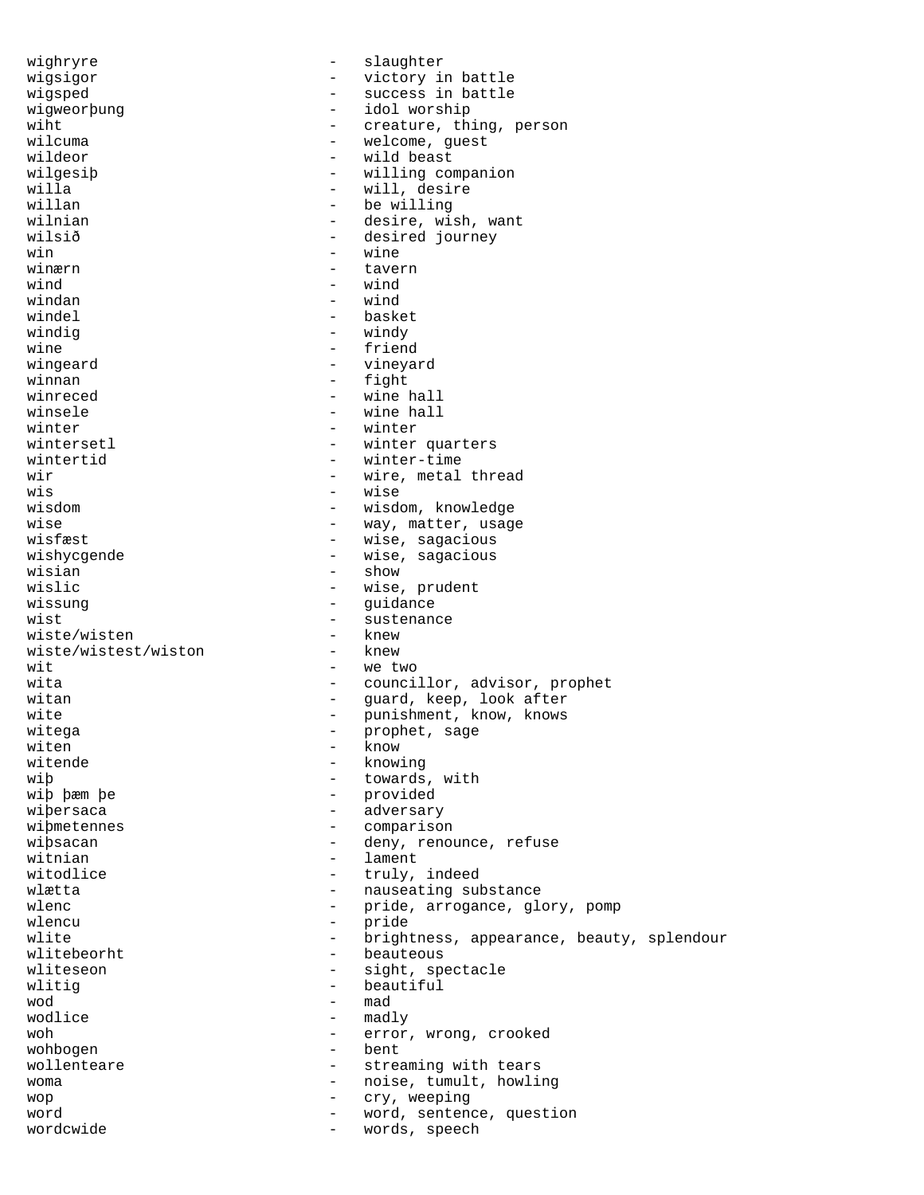wighryre - slaughter
wigsigor - victory in battle
wigsped - success in battle
wigweorþung - idol worship
wiht - creature, thing, person
wilcuma - welcome, guest
wildeor - wild beast
wilgesiþ - willing companion
willa - will, desire
willan - be willing
wilnian - desire, wish, want
wilsið - desired journey
win - wine
winærn - tavern
wind - wind
windan - wind
windel - basket
windig - windy
wine - friend
wingeard - vineyard
winnan - fight
winreced - wine hall
winsele - wine hall
winter - winter
wintersetl - winter quarters
wintertid - winter-time
wir - wire, metal thread
wis - wise
wisdom - wisdom, knowledge
wise - way, matter, usage
wisfæst - wise, sagacious
wishycgende - wise, sagacious
wisian - show
wislic - wise, prudent
wissung - guidance
wist - sustenance
wiste/wisten - knew
wiste/wistest/wiston - knew
wit - we two
wita - councillor, advisor, prophet
witan - guard, keep, look after
wite - punishment, know, knows
witega - prophet, sage
witen - know
witende - knowing
wiþ - towards, with
wiþ þæm þe - provided
wiþersaca - adversary
wiþmetennes - comparison
wiþsacan - deny, renounce, refuse
witnian - lament
witodlice - truly, indeed
wlætta - nauseating substance
wlenc - pride, arrogance, glory, pomp
wlencu - pride
wlite - brightness, appearance, beauty, splendour
wlitebeorht - beauteous
wliteseon - sight, spectacle
wlitig - beautiful
wod - mad
wodlice - madly
woh - error, wrong, crooked
wohbogen - bent
wollenteare - streaming with tears
woma - noise, tumult, howling
wop - cry, weeping
word - word, sentence, question
wordcwide - words, speech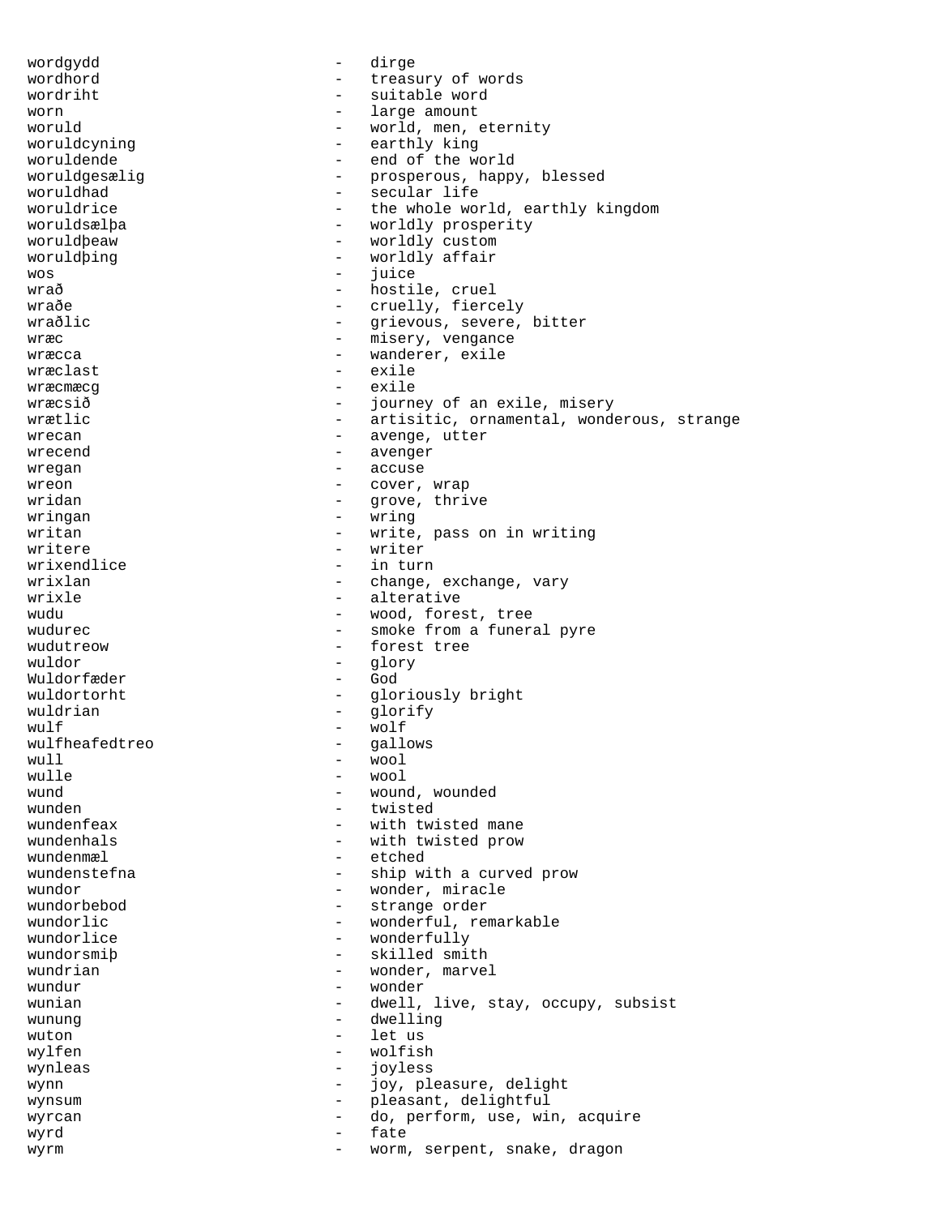wordgydd - dirge
wordhord - treasury of words
wordriht - suitable word
worn - large amount
woruld - world, men, eternity
woruldcyning - earthly king
woruldende - end of the world
woruldgesælig - prosperous, happy, blessed
woruldhad - secular life
woruldrice - the whole world, earthly kingdom
woruldsælþa - worldly prosperity
woruldþeaw - worldly custom
woruldþing - worldly affair
wos - juice
wrað - hostile, cruel
wraðe - cruelly, fiercely
wraðlic - grievous, severe, bitter
wræc - misery, vengance
wræcca - wanderer, exile
wræclast - exile
wræcmæcg - exile
wræcsið - journey of an exile, misery
wrætlic - artisitic, ornamental, wonderous, strange
wrecan - avenge, utter
wrecend - avenger
wregan - accuse
wreon - cover, wrap
wridan - grove, thrive
wringan - wring
writan - write, pass on in writing
writere - writer
wrixendlice - in turn
wrixlan - change, exchange, vary
wrixle - alterative
wudu - wood, forest, tree
wudurec - smoke from a funeral pyre
wudutreow - forest tree
wuldor - glory
Wuldorfæder - God
wuldortorht - gloriously bright
wuldrian - glorify
wulf - wolf
wulfheafedtreo - gallows
wull - wool
wulle - wool
wund - wound, wounded
wunden - twisted
wundenfeax - with twisted mane
wundenhals - with twisted prow
wundenmæl - etched
wundenstefna - ship with a curved prow
wundor - wonder, miracle
wundorbebod - strange order
wundorlic - wonderful, remarkable
wundorlice - wonderfully
wundorsmiþ - skilled smith
wundrian - wonder, marvel
wundur - wonder
wunian - dwell, live, stay, occupy, subsist
wunung - dwelling
wuton - let us
wylfen - wolfish
wynleas - joyless
wynn - joy, pleasure, delight
wynsum - pleasant, delightful
wyrcan - do, perform, use, win, acquire
wyrd - fate
wyrm - worm, serpent, snake, dragon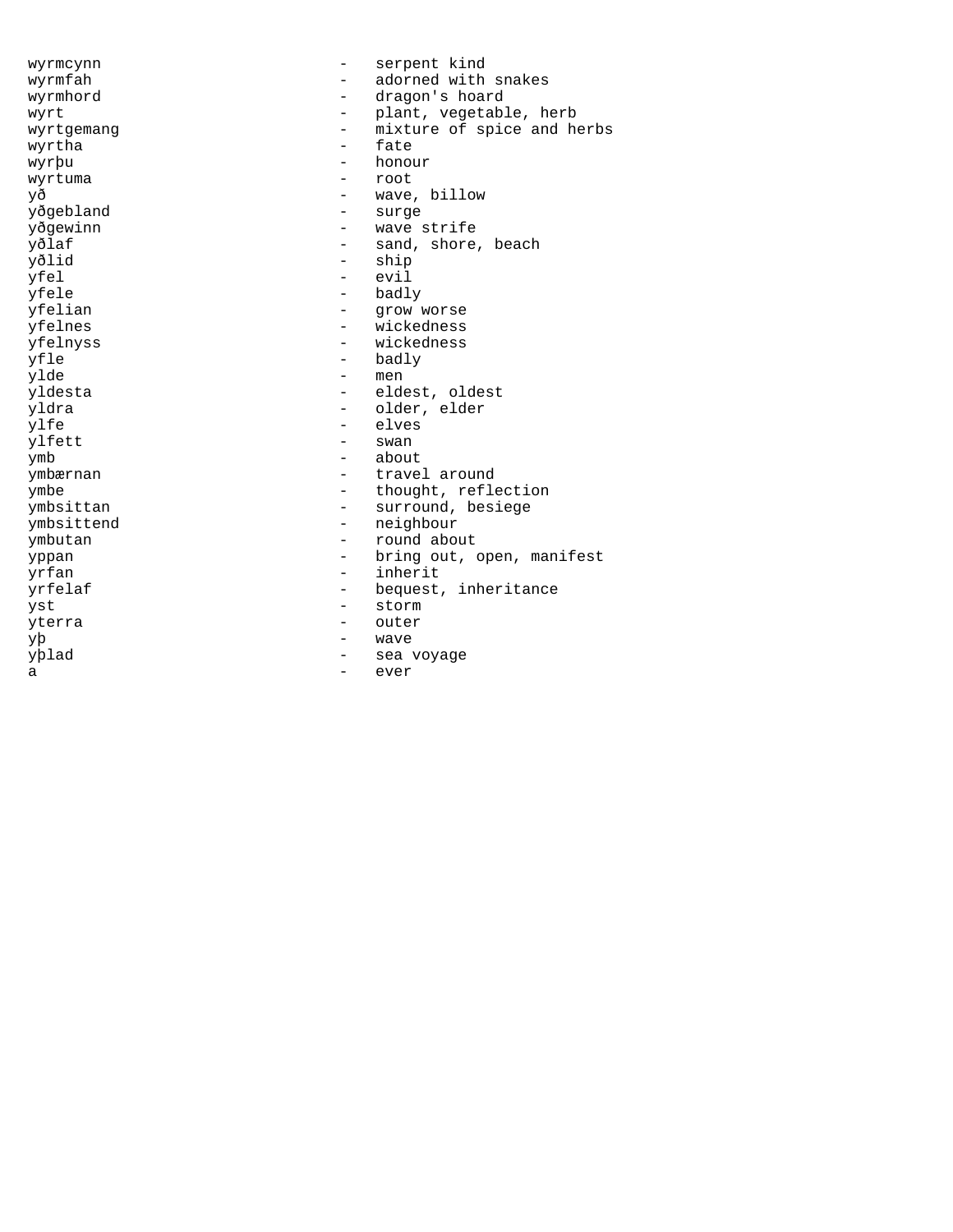wyrmcynn - serpent kind
wyrmfah - adorned with snakes
wyrmhord - dragon's hoard
wyrt - plant, vegetable, herb
wyrtgemang - mixture of spice and herbs
wyrtha - fate
wyrþu - honour
wyrtuma - root
yð - wave, billow
yðgebland - surge
yðgewinn - wave strife
yðlaf - sand, shore, beach
yðlid - ship
yfel - evil
yfele - badly
yfelian - grow worse
yfelnes - wickedness
yfelnyss - wickedness
yfle - badly
ylde - men
yldesta - eldest, oldest
yldra - older, elder
ylfe - elves
ylfett - swan
ymb - about
ymbærnan - travel around
ymbe - thought, reflection
ymbsittan - surround, besiege
ymbsittend - neighbour
ymbutan - round about
yppan - bring out, open, manifest
yrfan - inherit
yrfelaf - bequest, inheritance
yst - storm
yterra - outer
yþ - wave
yþlad - sea voyage
a - ever